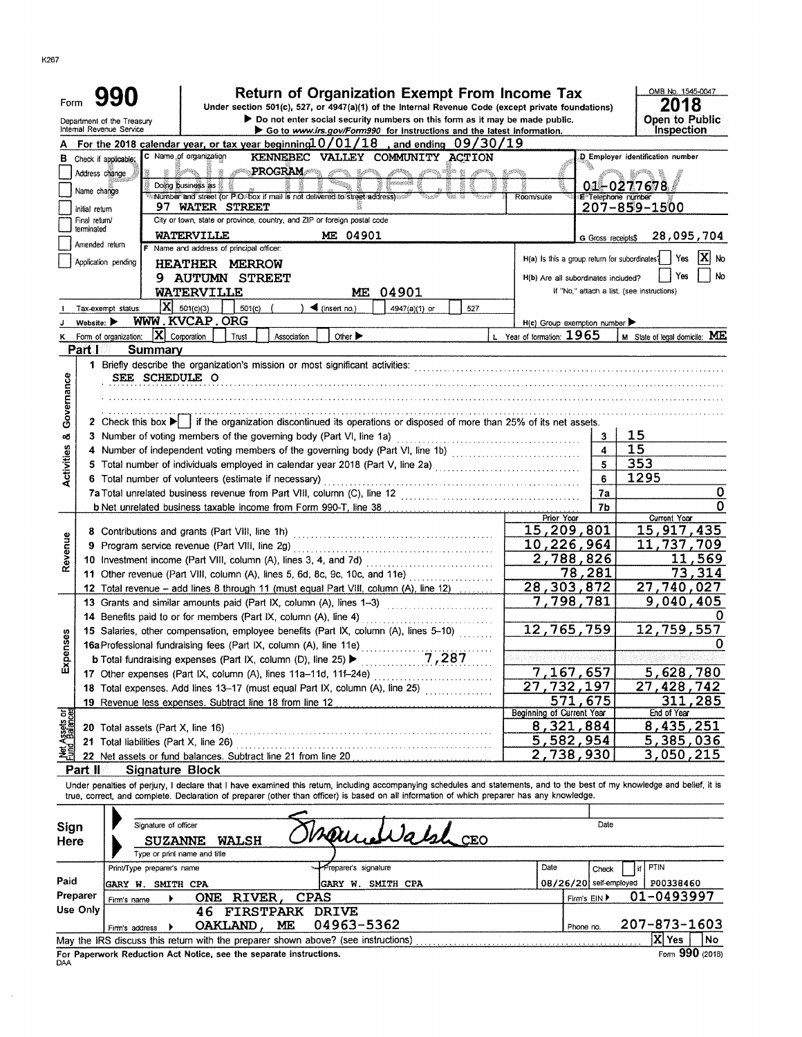K267

# Form 990 — Return of Organization Exempt From Income Tax

Under section 501(c), 527, or 4947(a)(1) of the Internal Revenue Code (except private foundations)

▶ Do not enter social security numbers on this form as it may be made public.

▶ Go to www.irs.gov/Form990 for instructions and the latest information.

Department of the Treasury
Internal Revenue Service

OMB No. 1545-0047

**2018**

**Open to Public Inspection**

**A** For the 2018 calendar year, or tax year beginning 10/01/18, and ending 09/30/19

**B** Check if applicable:
- Address change
- Name change
- Initial return
- Final return/terminated
- Amended return
- Application pending

**C** Name of organization: KENNEBEC VALLEY COMMUNITY ACTION PROGRAM

Doing business as

Number and street (or P.O. box if mail is not delivered to street address): 97 WATER STREET — Room/suite

City or town, state or province, country, and ZIP or foreign postal code: WATERVILLE ME 04901

**D** Employer identification number: 01-0277678

**E** Telephone number: 207-859-1500

**G** Gross receipts $ 28,095,704

**F** Name and address of principal officer:
HEATHER MERROW
9 AUTUMN STREET
WATERVILLE ME 04901

H(a) Is this a group return for subordinates? Yes [ ] No [X]

H(b) Are all subordinates included? Yes [ ] No [ ]
If "No," attach a list. (see instructions)

**I** Tax-exempt status: [X] 501(c)(3) [ ] 501(c) ( ) ◀ (insert no.) [ ] 4947(a)(1) or [ ] 527

**J** Website: ▶ WWW.KVCAP.ORG

H(c) Group exemption number ▶

**K** Form of organization: [X] Corporation [ ] Trust [ ] Association [ ] Other ▶

**L** Year of formation: 1965

**M** State of legal domicile: ME

## Part I Summary

**Activities & Governance**

1 Briefly describe the organization's mission or most significant activities:
SEE SCHEDULE O

2 Check this box ▶ [ ] if the organization discontinued its operations or disposed of more than 25% of its net assets.

| | | | |
|---|---|---|---|
| 3 | Number of voting members of the governing body (Part VI, line 1a) | 3 | 15 |
| 4 | Number of independent voting members of the governing body (Part VI, line 1b) | 4 | 15 |
| 5 | Total number of individuals employed in calendar year 2018 (Part V, line 2a) | 5 | 353 |
| 6 | Total number of volunteers (estimate if necessary) | 6 | 1295 |
| 7a | Total unrelated business revenue from Part VIII, column (C), line 12 | 7a | 0 |
| b | Net unrelated business taxable income from Form 990-T, line 38 | 7b | 0 |

| | | Prior Year | Current Year |
|---|---|---|---|
| **Revenue** | | | |
| 8 | Contributions and grants (Part VIII, line 1h) | 15,209,801 | 15,917,435 |
| 9 | Program service revenue (Part VIII, line 2g) | 10,226,964 | 11,737,709 |
| 10 | Investment income (Part VIII, column (A), lines 3, 4, and 7d) | 2,788,826 | 11,569 |
| 11 | Other revenue (Part VIII, column (A), lines 5, 6d, 8c, 9c, 10c, and 11e) | 78,281 | 73,314 |
| 12 | Total revenue – add lines 8 through 11 (must equal Part VIII, column (A), line 12) | 28,303,872 | 27,740,027 |
| **Expenses** | | | |
| 13 | Grants and similar amounts paid (Part IX, column (A), lines 1–3) | 7,798,781 | 9,040,405 |
| 14 | Benefits paid to or for members (Part IX, column (A), line 4) | | 0 |
| 15 | Salaries, other compensation, employee benefits (Part IX, column (A), lines 5–10) | 12,765,759 | 12,759,557 |
| 16a | Professional fundraising fees (Part IX, column (A), line 11e) | | 0 |
| b | Total fundraising expenses (Part IX, column (D), line 25) ▶ 7,287 | | |
| 17 | Other expenses (Part IX, column (A), lines 11a–11d, 11f–24e) | 7,167,657 | 5,628,780 |
| 18 | Total expenses. Add lines 13–17 (must equal Part IX, column (A), line 25) | 27,732,197 | 27,428,742 |
| 19 | Revenue less expenses. Subtract line 18 from line 12 | 571,675 | 311,285 |

| | | Beginning of Current Year | End of Year |
|---|---|---|---|
| **Net Assets or Fund Balances** | | | |
| 20 | Total assets (Part X, line 16) | 8,321,884 | 8,435,251 |
| 21 | Total liabilities (Part X, line 26) | 5,582,954 | 5,385,036 |
| 22 | Net assets or fund balances. Subtract line 21 from line 20 | 2,738,930 | 3,050,215 |

## Part II Signature Block

Under penalties of perjury, I declare that I have examined this return, including accompanying schedules and statements, and to the best of my knowledge and belief, it is true, correct, and complete. Declaration of preparer (other than officer) is based on all information of which preparer has any knowledge.

**Sign Here**

Signature of officer: Suzanne Walsh CEO — Date

SUZANNE WALSH
Type or print name and title

**Paid Preparer Use Only**

| Print/Type preparer's name | Preparer's signature | Date | Check [ ] if self-employed | PTIN |
|---|---|---|---|---|
| GARY W. SMITH CPA | GARY W. SMITH CPA | 08/26/20 | | P00338460 |

Firm's name ▶ ONE RIVER, CPAS — Firm's EIN ▶ 01-0493997

Firm's address ▶ 46 FIRSTPARK DRIVE, OAKLAND, ME 04963-5362 — Phone no. 207-873-1603

May the IRS discuss this return with the preparer shown above? (see instructions) [X] Yes [ ] No

For Paperwork Reduction Act Notice, see the separate instructions.

DAA Form **990** (2018)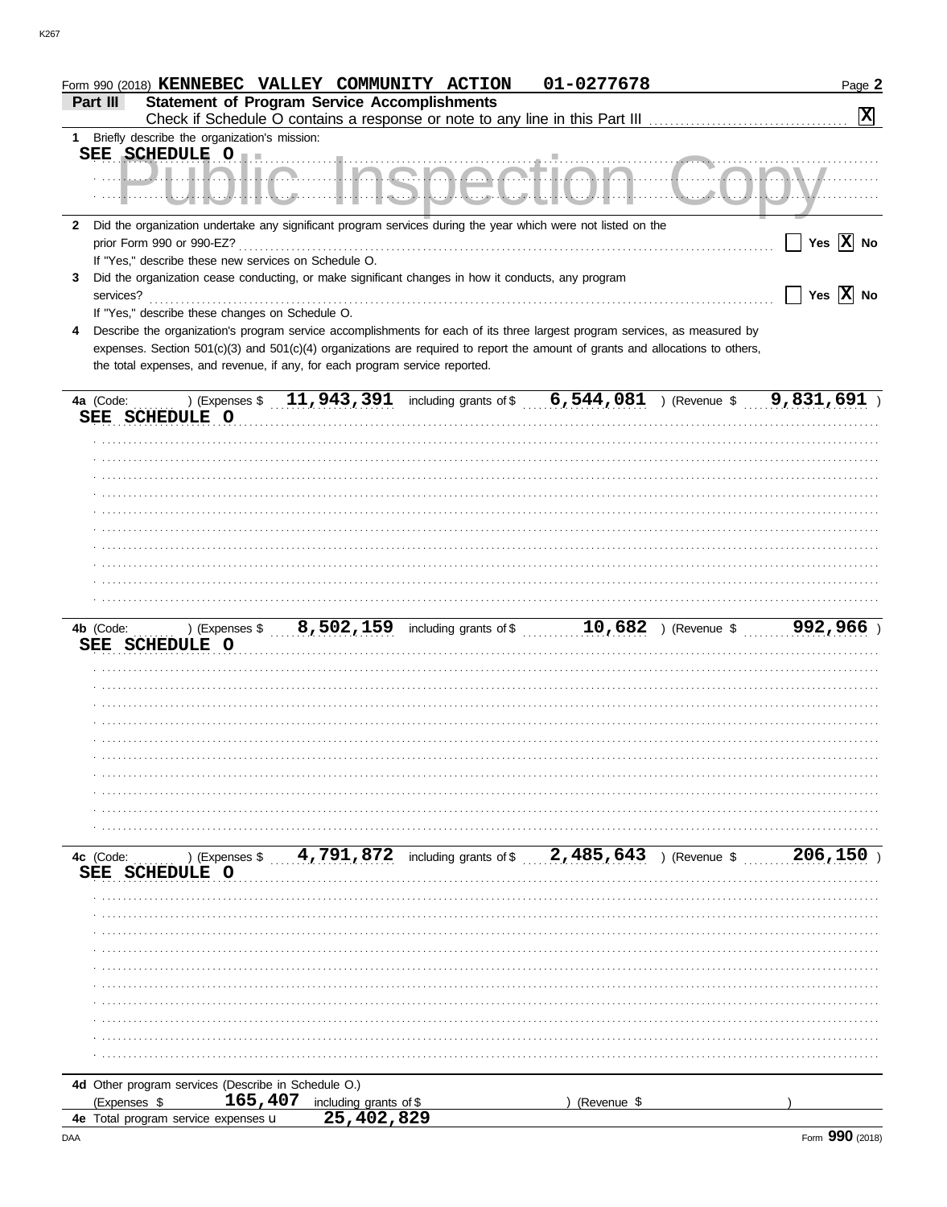Form 990 (2018) **KENNEBEC VALLEY COMMUNITY ACTION** **01-0277678**

## Part III Statement of Program Service Accomplishments

Check if Schedule O contains a response or note to any line in this Part III ... [X]

**1** Briefly describe the organization's mission:

**SEE SCHEDULE O**

**2** Did the organization undertake any significant program services during the year which were not listed on the prior Form 990 or 990-EZ? ... [ ] Yes [X] No

If "Yes," describe these new services on Schedule O.

**3** Did the organization cease conducting, or make significant changes in how it conducts, any program services? ... [ ] Yes [X] No

If "Yes," describe these changes on Schedule O.

**4** Describe the organization's program service accomplishments for each of its three largest program services, as measured by expenses. Section 501(c)(3) and 501(c)(4) organizations are required to report the amount of grants and allocations to others, the total expenses, and revenue, if any, for each program service reported.

**4a** (Code: ) (Expenses $ **11,943,391** including grants of $ **6,544,081** ) (Revenue $ **9,831,691** )

**SEE SCHEDULE O**

**4b** (Code: ) (Expenses $ **8,502,159** including grants of $ **10,682** ) (Revenue $ **992,966** )

**SEE SCHEDULE O**

**4c** (Code: ) (Expenses $ **4,791,872** including grants of $ **2,485,643** ) (Revenue $ **206,150** )

**SEE SCHEDULE O**

**4d** Other program services (Describe in Schedule O.)

(Expenses $ **165,407** including grants of $ ) (Revenue $ )

**4e** Total program service expenses **25,402,829**

Form **990** (2018)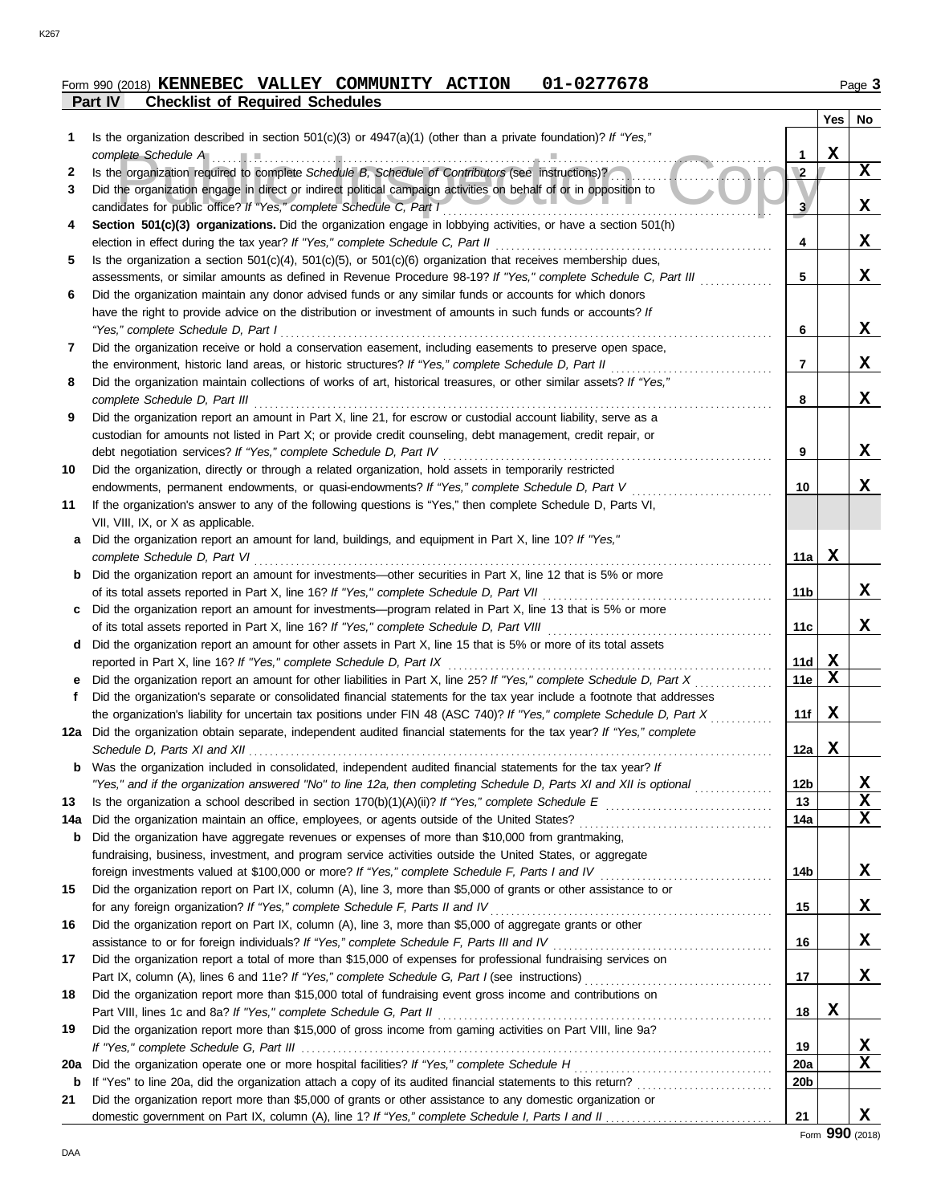Form 990 (2018) **KENNEBEC VALLEY COMMUNITY ACTION 01-0277678**

## Part IV Checklist of Required Schedules

| | | | Yes | No |
|---|---|---|---|---|
| **1** | Is the organization described in section 501(c)(3) or 4947(a)(1) (other than a private foundation)? *If "Yes," complete Schedule A* | 1 | X | |
| **2** | Is the organization required to complete *Schedule B, Schedule of Contributors* (see instructions)? | 2 | | X |
| **3** | Did the organization engage in direct or indirect political campaign activities on behalf of or in opposition to candidates for public office? *If "Yes," complete Schedule C, Part I* | 3 | | X |
| **4** | **Section 501(c)(3) organizations.** Did the organization engage in lobbying activities, or have a section 501(h) election in effect during the tax year? *If "Yes," complete Schedule C, Part II* | 4 | | X |
| **5** | Is the organization a section 501(c)(4), 501(c)(5), or 501(c)(6) organization that receives membership dues, assessments, or similar amounts as defined in Revenue Procedure 98-19? *If "Yes," complete Schedule C, Part III* | 5 | | X |
| **6** | Did the organization maintain any donor advised funds or any similar funds or accounts for which donors have the right to provide advice on the distribution or investment of amounts in such funds or accounts? *If "Yes," complete Schedule D, Part I* | 6 | | X |
| **7** | Did the organization receive or hold a conservation easement, including easements to preserve open space, the environment, historic land areas, or historic structures? *If "Yes," complete Schedule D, Part II* | 7 | | X |
| **8** | Did the organization maintain collections of works of art, historical treasures, or other similar assets? *If "Yes," complete Schedule D, Part III* | 8 | | X |
| **9** | Did the organization report an amount in Part X, line 21, for escrow or custodial account liability, serve as a custodian for amounts not listed in Part X; or provide credit counseling, debt management, credit repair, or debt negotiation services? *If "Yes," complete Schedule D, Part IV* | 9 | | X |
| **10** | Did the organization, directly or through a related organization, hold assets in temporarily restricted endowments, permanent endowments, or quasi-endowments? *If "Yes," complete Schedule D, Part V* | 10 | | X |
| **11** | If the organization's answer to any of the following questions is "Yes," then complete Schedule D, Parts VI, VII, VIII, IX, or X as applicable. | | | |
| **a** | Did the organization report an amount for land, buildings, and equipment in Part X, line 10? *If "Yes," complete Schedule D, Part VI* | 11a | X | |
| **b** | Did the organization report an amount for investments—other securities in Part X, line 12 that is 5% or more of its total assets reported in Part X, line 16? *If "Yes," complete Schedule D, Part VII* | 11b | | X |
| **c** | Did the organization report an amount for investments—program related in Part X, line 13 that is 5% or more of its total assets reported in Part X, line 16? *If "Yes," complete Schedule D, Part VIII* | 11c | | X |
| **d** | Did the organization report an amount for other assets in Part X, line 15 that is 5% or more of its total assets reported in Part X, line 16? *If "Yes," complete Schedule D, Part IX* | 11d | X | |
| **e** | Did the organization report an amount for other liabilities in Part X, line 25? *If "Yes," complete Schedule D, Part X* | 11e | X | |
| **f** | Did the organization's separate or consolidated financial statements for the tax year include a footnote that addresses the organization's liability for uncertain tax positions under FIN 48 (ASC 740)? *If "Yes," complete Schedule D, Part X* | 11f | X | |
| **12a** | Did the organization obtain separate, independent audited financial statements for the tax year? *If "Yes," complete Schedule D, Parts XI and XII* | 12a | X | |
| **b** | Was the organization included in consolidated, independent audited financial statements for the tax year? *If "Yes," and if the organization answered "No" to line 12a, then completing Schedule D, Parts XI and XII is optional* | 12b | | X |
| **13** | Is the organization a school described in section 170(b)(1)(A)(ii)? *If "Yes," complete Schedule E* | 13 | | X |
| **14a** | Did the organization maintain an office, employees, or agents outside of the United States? | 14a | | X |
| **b** | Did the organization have aggregate revenues or expenses of more than $10,000 from grantmaking, fundraising, business, investment, and program service activities outside the United States, or aggregate foreign investments valued at $100,000 or more? *If "Yes," complete Schedule F, Parts I and IV* | 14b | | X |
| **15** | Did the organization report on Part IX, column (A), line 3, more than $5,000 of grants or other assistance to or for any foreign organization? *If "Yes," complete Schedule F, Parts II and IV* | 15 | | X |
| **16** | Did the organization report on Part IX, column (A), line 3, more than $5,000 of aggregate grants or other assistance to or for foreign individuals? *If "Yes," complete Schedule F, Parts III and IV* | 16 | | X |
| **17** | Did the organization report a total of more than $15,000 of expenses for professional fundraising services on Part IX, column (A), lines 6 and 11e? *If "Yes," complete Schedule G, Part I* (see instructions) | 17 | | X |
| **18** | Did the organization report more than $15,000 total of fundraising event gross income and contributions on Part VIII, lines 1c and 8a? *If "Yes," complete Schedule G, Part II* | 18 | X | |
| **19** | Did the organization report more than $15,000 of gross income from gaming activities on Part VIII, line 9a? *If "Yes," complete Schedule G, Part III* | 19 | | X |
| **20a** | Did the organization operate one or more hospital facilities? *If "Yes," complete Schedule H* | 20a | | X |
| **b** | If "Yes" to line 20a, did the organization attach a copy of its audited financial statements to this return? | 20b | | |
| **21** | Did the organization report more than $5,000 of grants or other assistance to any domestic organization or domestic government on Part IX, column (A), line 1? *If "Yes," complete Schedule I, Parts I and II* | 21 | | X |

Form **990** (2018)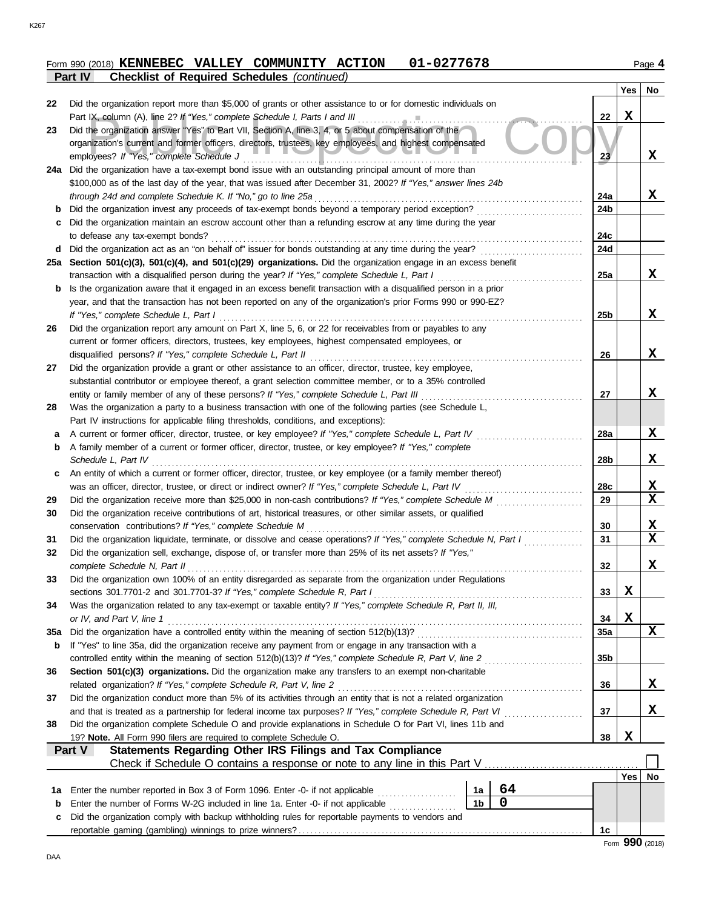Form 990 (2018) **KENNEBEC VALLEY COMMUNITY ACTION 01-0277678** Page 4

**Part IV Checklist of Required Schedules** *(continued)*

| | | | Yes | No |
|---|---|---|---|---|
| 22 | Did the organization report more than $5,000 of grants or other assistance to or for domestic individuals on Part IX, column (A), line 2? *If "Yes," complete Schedule I, Parts I and III* | 22 | X | |
| 23 | Did the organization answer "Yes" to Part VII, Section A, line 3, 4, or 5 about compensation of the organization's current and former officers, directors, trustees, key employees, and highest compensated employees? *If "Yes," complete Schedule J* | 23 | | X |
| 24a | Did the organization have a tax-exempt bond issue with an outstanding principal amount of more than $100,000 as of the last day of the year, that was issued after December 31, 2002? *If "Yes," answer lines 24b through 24d and complete Schedule K. If "No," go to line 25a* | 24a | | X |
| b | Did the organization invest any proceeds of tax-exempt bonds beyond a temporary period exception? | 24b | | |
| c | Did the organization maintain an escrow account other than a refunding escrow at any time during the year to defease any tax-exempt bonds? | 24c | | |
| d | Did the organization act as an "on behalf of" issuer for bonds outstanding at any time during the year? | 24d | | |
| 25a | **Section 501(c)(3), 501(c)(4), and 501(c)(29) organizations.** Did the organization engage in an excess benefit transaction with a disqualified person during the year? *If "Yes," complete Schedule L, Part I* | 25a | | X |
| b | Is the organization aware that it engaged in an excess benefit transaction with a disqualified person in a prior year, and that the transaction has not been reported on any of the organization's prior Forms 990 or 990-EZ? *If "Yes," complete Schedule L, Part I* | 25b | | X |
| 26 | Did the organization report any amount on Part X, line 5, 6, or 22 for receivables from or payables to any current or former officers, directors, trustees, key employees, highest compensated employees, or disqualified persons? *If "Yes," complete Schedule L, Part II* | 26 | | X |
| 27 | Did the organization provide a grant or other assistance to an officer, director, trustee, key employee, substantial contributor or employee thereof, a grant selection committee member, or to a 35% controlled entity or family member of any of these persons? *If "Yes," complete Schedule L, Part III* | 27 | | X |
| 28 | Was the organization a party to a business transaction with one of the following parties (see Schedule L, Part IV instructions for applicable filing thresholds, conditions, and exceptions): | | | |
| a | A current or former officer, director, trustee, or key employee? *If "Yes," complete Schedule L, Part IV* | 28a | | X |
| b | A family member of a current or former officer, director, trustee, or key employee? *If "Yes," complete Schedule L, Part IV* | 28b | | X |
| c | An entity of which a current or former officer, director, trustee, or key employee (or a family member thereof) was an officer, director, trustee, or direct or indirect owner? *If "Yes," complete Schedule L, Part IV* | 28c | | X |
| 29 | Did the organization receive more than $25,000 in non-cash contributions? *If "Yes," complete Schedule M* | 29 | | X |
| 30 | Did the organization receive contributions of art, historical treasures, or other similar assets, or qualified conservation contributions? *If "Yes," complete Schedule M* | 30 | | X |
| 31 | Did the organization liquidate, terminate, or dissolve and cease operations? *If "Yes," complete Schedule N, Part I* | 31 | | X |
| 32 | Did the organization sell, exchange, dispose of, or transfer more than 25% of its net assets? *If "Yes," complete Schedule N, Part II* | 32 | | X |
| 33 | Did the organization own 100% of an entity disregarded as separate from the organization under Regulations sections 301.7701-2 and 301.7701-3? *If "Yes," complete Schedule R, Part I* | 33 | X | |
| 34 | Was the organization related to any tax-exempt or taxable entity? *If "Yes," complete Schedule R, Part II, III, or IV, and Part V, line 1* | 34 | X | |
| 35a | Did the organization have a controlled entity within the meaning of section 512(b)(13)? | 35a | | X |
| b | If "Yes" to line 35a, did the organization receive any payment from or engage in any transaction with a controlled entity within the meaning of section 512(b)(13)? *If "Yes," complete Schedule R, Part V, line 2* | 35b | | |
| 36 | **Section 501(c)(3) organizations.** Did the organization make any transfers to an exempt non-charitable related organization? *If "Yes," complete Schedule R, Part V, line 2* | 36 | | X |
| 37 | Did the organization conduct more than 5% of its activities through an entity that is not a related organization and that is treated as a partnership for federal income tax purposes? *If "Yes," complete Schedule R, Part VI* | 37 | | X |
| 38 | Did the organization complete Schedule O and provide explanations in Schedule O for Part VI, lines 11b and 19? **Note.** All Form 990 filers are required to complete Schedule O. | 38 | X | |

**Part V Statements Regarding Other IRS Filings and Tax Compliance**

Check if Schedule O contains a response or note to any line in this Part V ☐

| | | | | | Yes | No |
|---|---|---|---|---|---|---|
| 1a | Enter the number reported in Box 3 of Form 1096. Enter -0- if not applicable | 1a | 64 | | | |
| b | Enter the number of Forms W-2G included in line 1a. Enter -0- if not applicable | 1b | 0 | | | |
| c | Did the organization comply with backup withholding rules for reportable payments to vendors and reportable gaming (gambling) winnings to prize winners? | | | 1c | | |

Form **990** (2018)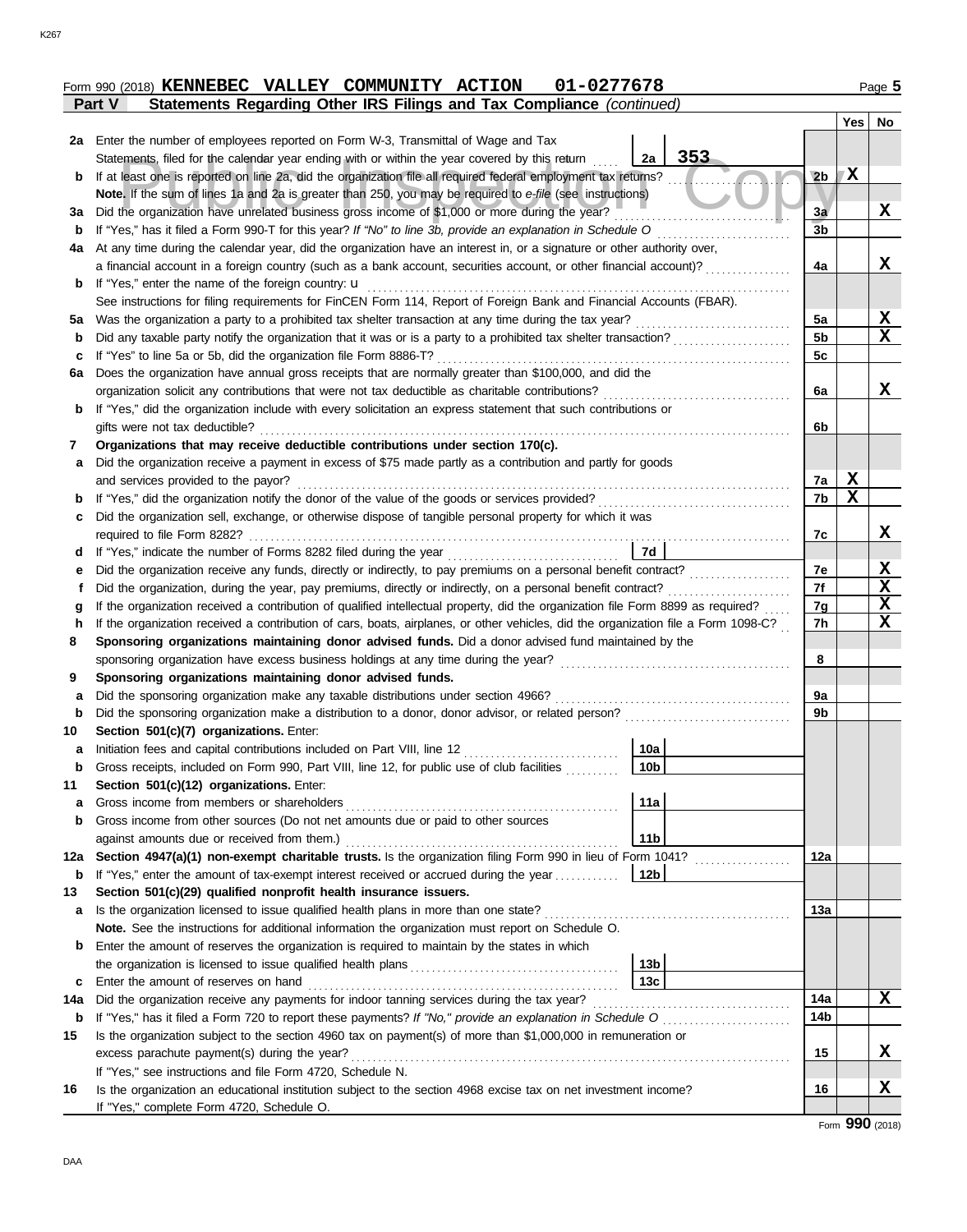Form 990 (2018) **KENNEBEC VALLEY COMMUNITY ACTION 01-0277678**

## Part V Statements Regarding Other IRS Filings and Tax Compliance *(continued)*

| | | | | Line | Yes | No |
|---|---|---|---|---|---|---|
| **2a** | Enter the number of employees reported on Form W-3, Transmittal of Wage and Tax Statements, filed for the calendar year ending with or within the year covered by this return | 2a | 353 | | | |
| **b** | If at least one is reported on line 2a, did the organization file all required federal employment tax returns? | | | 2b | X | |
| | **Note.** If the sum of lines 1a and 2a is greater than 250, you may be required to *e-file* (see instructions) | | | | | |
| **3a** | Did the organization have unrelated business gross income of $1,000 or more during the year? | | | 3a | | X |
| **b** | If "Yes," has it filed a Form 990-T for this year? *If "No" to line 3b, provide an explanation in Schedule O* | | | 3b | | |
| **4a** | At any time during the calendar year, did the organization have an interest in, or a signature or other authority over, a financial account in a foreign country (such as a bank account, securities account, or other financial account)? | | | 4a | | X |
| **b** | If "Yes," enter the name of the foreign country: u | | | | | |
| | See instructions for filing requirements for FinCEN Form 114, Report of Foreign Bank and Financial Accounts (FBAR). | | | | | |
| **5a** | Was the organization a party to a prohibited tax shelter transaction at any time during the tax year? | | | 5a | | X |
| **b** | Did any taxable party notify the organization that it was or is a party to a prohibited tax shelter transaction? | | | 5b | | X |
| **c** | If "Yes" to line 5a or 5b, did the organization file Form 8886-T? | | | 5c | | |
| **6a** | Does the organization have annual gross receipts that are normally greater than $100,000, and did the organization solicit any contributions that were not tax deductible as charitable contributions? | | | 6a | | X |
| **b** | If "Yes," did the organization include with every solicitation an express statement that such contributions or gifts were not tax deductible? | | | 6b | | |
| **7** | **Organizations that may receive deductible contributions under section 170(c).** | | | | | |
| **a** | Did the organization receive a payment in excess of $75 made partly as a contribution and partly for goods and services provided to the payor? | | | 7a | X | |
| **b** | If "Yes," did the organization notify the donor of the value of the goods or services provided? | | | 7b | X | |
| **c** | Did the organization sell, exchange, or otherwise dispose of tangible personal property for which it was required to file Form 8282? | | | 7c | | X |
| **d** | If "Yes," indicate the number of Forms 8282 filed during the year | 7d | | | | |
| **e** | Did the organization receive any funds, directly or indirectly, to pay premiums on a personal benefit contract? | | | 7e | | X |
| **f** | Did the organization, during the year, pay premiums, directly or indirectly, on a personal benefit contract? | | | 7f | | X |
| **g** | If the organization received a contribution of qualified intellectual property, did the organization file Form 8899 as required? | | | 7g | | X |
| **h** | If the organization received a contribution of cars, boats, airplanes, or other vehicles, did the organization file a Form 1098-C? | | | 7h | | X |
| **8** | **Sponsoring organizations maintaining donor advised funds.** Did a donor advised fund maintained by the sponsoring organization have excess business holdings at any time during the year? | | | 8 | | |
| **9** | **Sponsoring organizations maintaining donor advised funds.** | | | | | |
| **a** | Did the sponsoring organization make any taxable distributions under section 4966? | | | 9a | | |
| **b** | Did the sponsoring organization make a distribution to a donor, donor advisor, or related person? | | | 9b | | |
| **10** | **Section 501(c)(7) organizations.** Enter: | | | | | |
| **a** | Initiation fees and capital contributions included on Part VIII, line 12 | 10a | | | | |
| **b** | Gross receipts, included on Form 990, Part VIII, line 12, for public use of club facilities | 10b | | | | |
| **11** | **Section 501(c)(12) organizations.** Enter: | | | | | |
| **a** | Gross income from members or shareholders | 11a | | | | |
| **b** | Gross income from other sources (Do not net amounts due or paid to other sources against amounts due or received from them.) | 11b | | | | |
| **12a** | **Section 4947(a)(1) non-exempt charitable trusts.** Is the organization filing Form 990 in lieu of Form 1041? | | | 12a | | |
| **b** | If "Yes," enter the amount of tax-exempt interest received or accrued during the year | 12b | | | | |
| **13** | **Section 501(c)(29) qualified nonprofit health insurance issuers.** | | | | | |
| **a** | Is the organization licensed to issue qualified health plans in more than one state? | | | 13a | | |
| | **Note.** See the instructions for additional information the organization must report on Schedule O. | | | | | |
| **b** | Enter the amount of reserves the organization is required to maintain by the states in which the organization is licensed to issue qualified health plans | 13b | | | | |
| **c** | Enter the amount of reserves on hand | 13c | | | | |
| **14a** | Did the organization receive any payments for indoor tanning services during the tax year? | | | 14a | | X |
| **b** | If "Yes," has it filed a Form 720 to report these payments? *If "No," provide an explanation in Schedule O* | | | 14b | | |
| **15** | Is the organization subject to the section 4960 tax on payment(s) of more than $1,000,000 in remuneration or excess parachute payment(s) during the year? | | | 15 | | X |
| | If "Yes," see instructions and file Form 4720, Schedule N. | | | | | |
| **16** | Is the organization an educational institution subject to the section 4968 excise tax on net investment income? | | | 16 | | X |
| | If "Yes," complete Form 4720, Schedule O. | | | | | |

Form **990** (2018)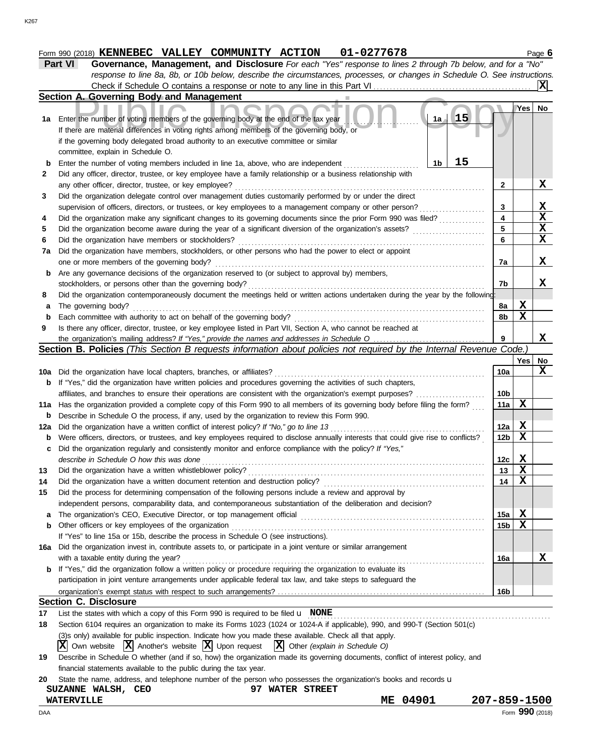Form 990 (2018) **KENNEBEC VALLEY COMMUNITY ACTION 01-0277678** Page **6**

**Part VI** **Governance, Management, and Disclosure** *For each "Yes" response to lines 2 through 7b below, and for a "No" response to line 8a, 8b, or 10b below, describe the circumstances, processes, or changes in Schedule O. See instructions.*

Check if Schedule O contains a response or note to any line in this Part VI . . . . . [X]

## Section A. Governing Body and Management

| | | | Yes | No |
|---|---|---|---|---|
| **1a** | Enter the number of voting members of the governing body at the end of the tax year . . . **1a** 15<br>If there are material differences in voting rights among members of the governing body, or if the governing body delegated broad authority to an executive committee or similar committee, explain in Schedule O. | | | |
| **b** | Enter the number of voting members included in line 1a, above, who are independent . . . **1b** 15 | | | |
| **2** | Did any officer, director, trustee, or key employee have a family relationship or a business relationship with any other officer, director, trustee, or key employee? | 2 | | X |
| **3** | Did the organization delegate control over management duties customarily performed by or under the direct supervision of officers, directors, or trustees, or key employees to a management company or other person? | 3 | | X |
| **4** | Did the organization make any significant changes to its governing documents since the prior Form 990 was filed? | 4 | | X |
| **5** | Did the organization become aware during the year of a significant diversion of the organization's assets? | 5 | | X |
| **6** | Did the organization have members or stockholders? | 6 | | X |
| **7a** | Did the organization have members, stockholders, or other persons who had the power to elect or appoint one or more members of the governing body? | 7a | | X |
| **b** | Are any governance decisions of the organization reserved to (or subject to approval by) members, stockholders, or persons other than the governing body? | 7b | | X |
| **8** | Did the organization contemporaneously document the meetings held or written actions undertaken during the year by the following: | | | |
| **a** | The governing body? | 8a | X | |
| **b** | Each committee with authority to act on behalf of the governing body? | 8b | X | |
| **9** | Is there any officer, director, trustee, or key employee listed in Part VII, Section A, who cannot be reached at the organization's mailing address? *If "Yes," provide the names and addresses in Schedule O* | 9 | | X |

## Section B. Policies *(This Section B requests information about policies not required by the Internal Revenue Code.)*

| | | | Yes | No |
|---|---|---|---|---|
| **10a** | Did the organization have local chapters, branches, or affiliates? | 10a | | X |
| **b** | If "Yes," did the organization have written policies and procedures governing the activities of such chapters, affiliates, and branches to ensure their operations are consistent with the organization's exempt purposes? | 10b | | |
| **11a** | Has the organization provided a complete copy of this Form 990 to all members of its governing body before filing the form? | 11a | X | |
| **b** | Describe in Schedule O the process, if any, used by the organization to review this Form 990. | | | |
| **12a** | Did the organization have a written conflict of interest policy? *If "No," go to line 13* | 12a | X | |
| **b** | Were officers, directors, or trustees, and key employees required to disclose annually interests that could give rise to conflicts? | 12b | X | |
| **c** | Did the organization regularly and consistently monitor and enforce compliance with the policy? *If "Yes," describe in Schedule O how this was done* | 12c | X | |
| **13** | Did the organization have a written whistleblower policy? | 13 | X | |
| **14** | Did the organization have a written document retention and destruction policy? | 14 | X | |
| **15** | Did the process for determining compensation of the following persons include a review and approval by independent persons, comparability data, and contemporaneous substantiation of the deliberation and decision? | | | |
| **a** | The organization's CEO, Executive Director, or top management official | 15a | X | |
| **b** | Other officers or key employees of the organization | 15b | X | |
| | If "Yes" to line 15a or 15b, describe the process in Schedule O (see instructions). | | | |
| **16a** | Did the organization invest in, contribute assets to, or participate in a joint venture or similar arrangement with a taxable entity during the year? | 16a | | X |
| **b** | If "Yes," did the organization follow a written policy or procedure requiring the organization to evaluate its participation in joint venture arrangements under applicable federal tax law, and take steps to safeguard the organization's exempt status with respect to such arrangements? | 16b | | |

## Section C. Disclosure

**17** List the states with which a copy of this Form 990 is required to be filed u **NONE**

**18** Section 6104 requires an organization to make its Forms 1023 (1024 or 1024-A if applicable), 990, and 990-T (Section 501(c)(3)s only) available for public inspection. Indicate how you made these available. Check all that apply.

[X] Own website [X] Another's website [X] Upon request [X] Other *(explain in Schedule O)*

**19** Describe in Schedule O whether (and if so, how) the organization made its governing documents, conflict of interest policy, and financial statements available to the public during the tax year.

**20** State the name, address, and telephone number of the person who possesses the organization's books and records u

**SUZANNE WALSH, CEO** **97 WATER STREET**
**WATERVILLE** **ME 04901** **207-859-1500**

Form **990** (2018)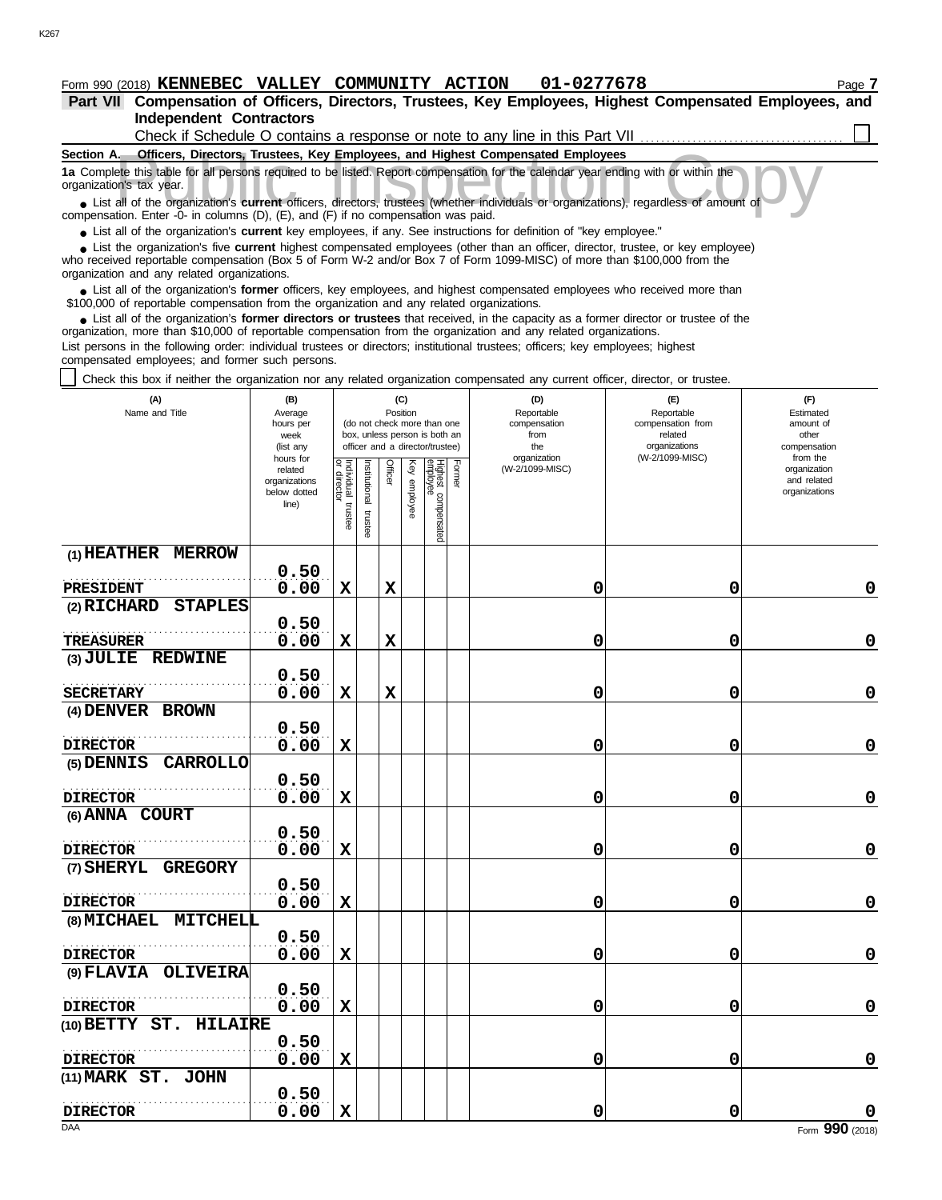Form 990 (2018) **KENNEBEC VALLEY COMMUNITY ACTION 01-0277678**

## Part VII Compensation of Officers, Directors, Trustees, Key Employees, Highest Compensated Employees, and Independent Contractors

Check if Schedule O contains a response or note to any line in this Part VII ☐

### Section A. Officers, Directors, Trustees, Key Employees, and Highest Compensated Employees

**1a** Complete this table for all persons required to be listed. Report compensation for the calendar year ending with or within the organization's tax year.

- List all of the organization's **current** officers, directors, trustees (whether individuals or organizations), regardless of amount of compensation. Enter -0- in columns (D), (E), and (F) if no compensation was paid.
- List all of the organization's **current** key employees, if any. See instructions for definition of "key employee."
- List the organization's five **current** highest compensated employees (other than an officer, director, trustee, or key employee) who received reportable compensation (Box 5 of Form W-2 and/or Box 7 of Form 1099-MISC) of more than $100,000 from the organization and any related organizations.
- List all of the organization's **former** officers, key employees, and highest compensated employees who received more than $100,000 of reportable compensation from the organization and any related organizations.
- List all of the organization's **former directors or trustees** that received, in the capacity as a former director or trustee of the organization, more than $10,000 of reportable compensation from the organization and any related organizations.

List persons in the following order: individual trustees or directors; institutional trustees; officers; key employees; highest compensated employees; and former such persons.

☐ Check this box if neither the organization nor any related organization compensated any current officer, director, or trustee.

| (A) Name and Title | (B) Average hours per week (list any hours for related organizations below dotted line) | (C) Position: Individual trustee or director | Institutional trustee | Officer | Key employee | Highest compensated employee | Former | (D) Reportable compensation from the organization (W-2/1099-MISC) | (E) Reportable compensation from related organizations (W-2/1099-MISC) | (F) Estimated amount of other compensation from the organization and related organizations |
|---|---|---|---|---|---|---|---|---|---|---|
| (1) HEATHER MERROW<br>PRESIDENT | 0.50<br>0.00 | X | | X | | | | 0 | 0 | 0 |
| (2) RICHARD STAPLES<br>TREASURER | 0.50<br>0.00 | X | | X | | | | 0 | 0 | 0 |
| (3) JULIE REDWINE<br>SECRETARY | 0.50<br>0.00 | X | | X | | | | 0 | 0 | 0 |
| (4) DENVER BROWN<br>DIRECTOR | 0.50<br>0.00 | X | | | | | | 0 | 0 | 0 |
| (5) DENNIS CARROLLO<br>DIRECTOR | 0.50<br>0.00 | X | | | | | | 0 | 0 | 0 |
| (6) ANNA COURT<br>DIRECTOR | 0.50<br>0.00 | X | | | | | | 0 | 0 | 0 |
| (7) SHERYL GREGORY<br>DIRECTOR | 0.50<br>0.00 | X | | | | | | 0 | 0 | 0 |
| (8) MICHAEL MITCHELL<br>DIRECTOR | 0.50<br>0.00 | X | | | | | | 0 | 0 | 0 |
| (9) FLAVIA OLIVEIRA<br>DIRECTOR | 0.50<br>0.00 | X | | | | | | 0 | 0 | 0 |
| (10) BETTY ST. HILAIRE<br>DIRECTOR | 0.50<br>0.00 | X | | | | | | 0 | 0 | 0 |
| (11) MARK ST. JOHN<br>DIRECTOR | 0.50<br>0.00 | X | | | | | | 0 | 0 | 0 |

Form **990** (2018)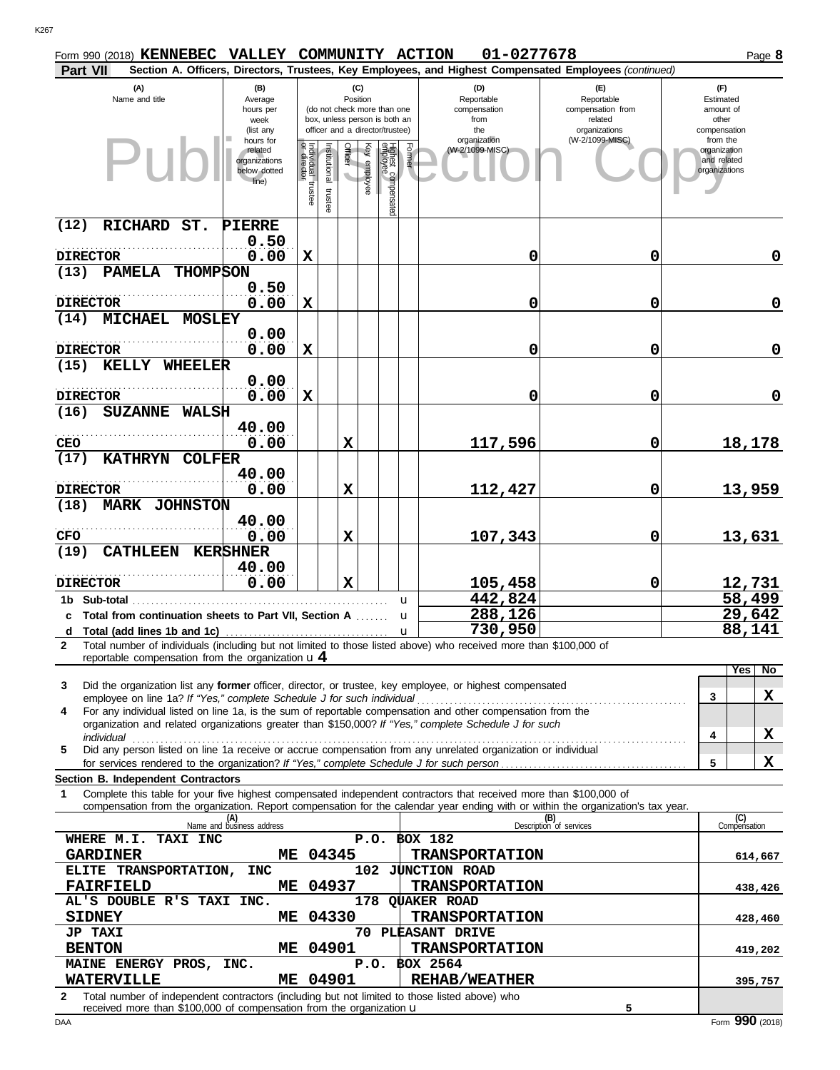Form 990 (2018) **KENNEBEC VALLEY COMMUNITY ACTION 01-0277678** Page **8**

**Part VII** **Section A. Officers, Directors, Trustees, Key Employees, and Highest Compensated Employees** *(continued)*

| (A) Name and title | (B) Average hours per week (list any hours for related organizations below dotted line) | (C) Position: Individual trustee or director | Institutional trustee | Officer | Key employee | Highest compensated employee | Former | (D) Reportable compensation from the organization (W-2/1099-MISC) | (E) Reportable compensation from related organizations (W-2/1099-MISC) | (F) Estimated amount of other compensation from the organization and related organizations |
|---|---|---|---|---|---|---|---|---|---|---|
| (12) RICHARD ST. PIERRE<br>DIRECTOR | 0.50<br>0.00 | X | | | | | | 0 | 0 | 0 |
| (13) PAMELA THOMPSON<br>DIRECTOR | 0.50<br>0.00 | X | | | | | | 0 | 0 | 0 |
| (14) MICHAEL MOSLEY<br>DIRECTOR | 0.00<br>0.00 | X | | | | | | 0 | 0 | 0 |
| (15) KELLY WHEELER<br>DIRECTOR | 0.00<br>0.00 | X | | | | | | 0 | 0 | 0 |
| (16) SUZANNE WALSH<br>CEO | 40.00<br>0.00 | | | X | | | | 117,596 | 0 | 18,178 |
| (17) KATHRYN COLFER<br>DIRECTOR | 40.00<br>0.00 | | | X | | | | 112,427 | 0 | 13,959 |
| (18) MARK JOHNSTON<br>CFO | 40.00<br>0.00 | | | X | | | | 107,343 | 0 | 13,631 |
| (19) CATHLEEN KERSHNER<br>DIRECTOR | 40.00<br>0.00 | | | X | | | | 105,458 | 0 | 12,731 |
| **1b Sub-total** | | | | | | | | 442,824 | | 58,499 |
| **c Total from continuation sheets to Part VII, Section A** | | | | | | | | 288,126 | | 29,642 |
| **d Total (add lines 1b and 1c)** | | | | | | | | 730,950 | | 88,141 |

**2** Total number of individuals (including but not limited to those listed above) who received more than $100,000 of reportable compensation from the organization u **4**

| | | Yes | No |
|---|---|---|---|
| **3** Did the organization list any **former** officer, director, or trustee, key employee, or highest compensated employee on line 1a? *If "Yes," complete Schedule J for such individual* | 3 | | X |
| **4** For any individual listed on line 1a, is the sum of reportable compensation and other compensation from the organization and related organizations greater than $150,000? *If "Yes," complete Schedule J for such individual* | 4 | | X |
| **5** Did any person listed on line 1a receive or accrue compensation from any unrelated organization or individual for services rendered to the organization? *If "Yes," complete Schedule J for such person* | 5 | | X |

**Section B. Independent Contractors**

**1** Complete this table for your five highest compensated independent contractors that received more than $100,000 of compensation from the organization. Report compensation for the calendar year ending with or within the organization's tax year.

| (A) Name and business address | (B) Description of services | (C) Compensation |
|---|---|---|
| WHERE M.I. TAXI INC, P.O. BOX 182, GARDINER ME 04345 | TRANSPORTATION | 614,667 |
| ELITE TRANSPORTATION, INC, 102 JUNCTION ROAD, FAIRFIELD ME 04937 | TRANSPORTATION | 438,426 |
| AL'S DOUBLE R'S TAXI INC., 178 QUAKER ROAD, SIDNEY ME 04330 | TRANSPORTATION | 428,460 |
| JP TAXI, 70 PLEASANT DRIVE, BENTON ME 04901 | TRANSPORTATION | 419,202 |
| MAINE ENERGY PROS, INC., P.O. BOX 2564, WATERVILLE ME 04901 | REHAB/WEATHER | 395,757 |

**2** Total number of independent contractors (including but not limited to those listed above) who received more than $100,000 of compensation from the organization u 5

Form **990** (2018)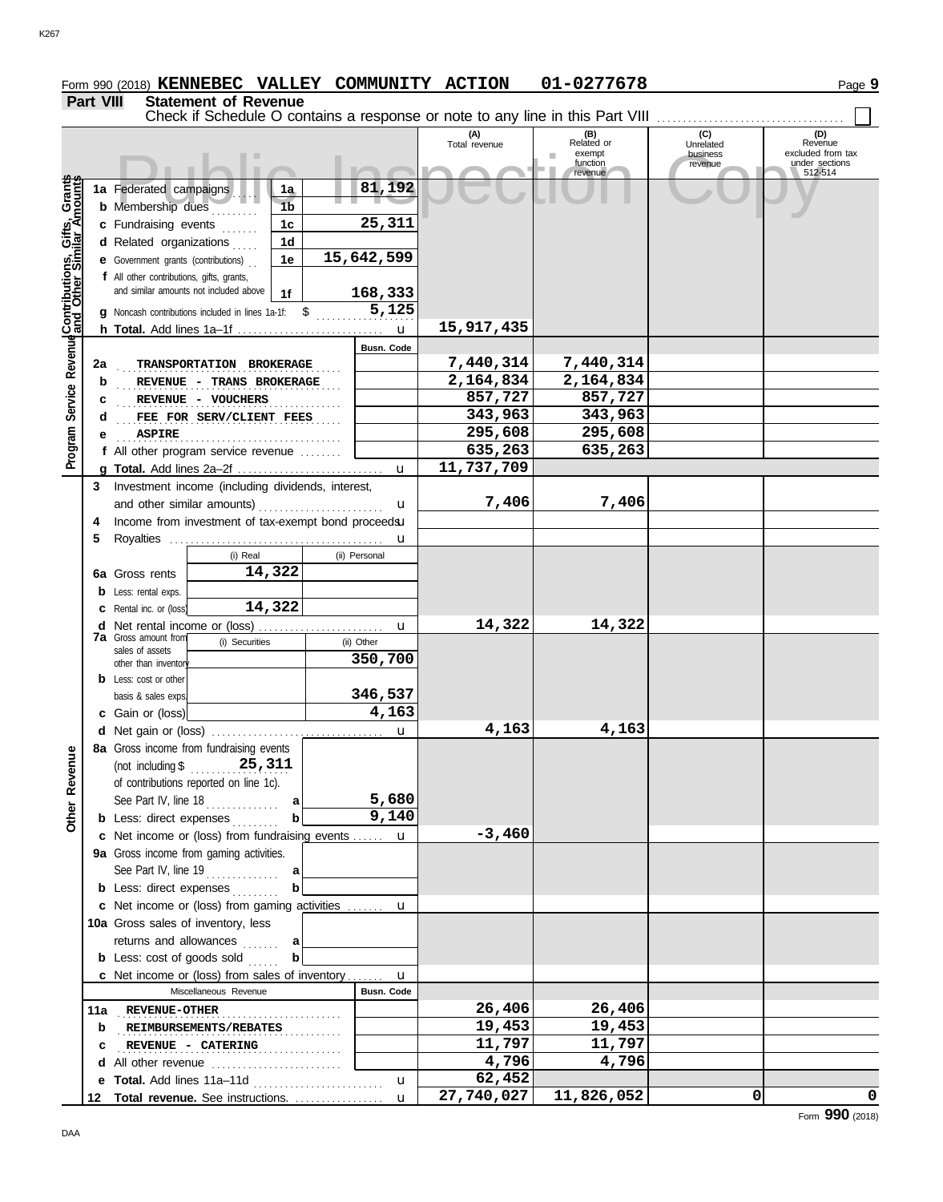Form 990 (2018) **KENNEBEC VALLEY COMMUNITY ACTION 01-0277678** Page **9**

**Part VIII Statement of Revenue**

Check if Schedule O contains a response or note to any line in this Part VIII ☐

| | | | (A) Total revenue | (B) Related or exempt function revenue | (C) Unrelated business revenue | (D) Revenue excluded from tax under sections 512-514 |
|---|---|---|---|---|---|---|
| **Contributions, Gifts, Grants and Other Similar Amounts** | 1a Federated campaigns | 1a 81,192 | | | | |
| | b Membership dues | 1b | | | | |
| | c Fundraising events | 1c 25,311 | | | | |
| | d Related organizations | 1d | | | | |
| | e Government grants (contributions) | 1e 15,642,599 | | | | |
| | f All other contributions, gifts, grants, and similar amounts not included above | 1f 168,333 | | | | |
| | g Noncash contributions included in lines 1a-1f: $ 5,125 | | | | | |
| | h **Total.** Add lines 1a–1f | | 15,917,435 | | | |
| **Program Service Revenue** | | Busn. Code | | | | |
| | 2a TRANSPORTATION BROKERAGE | | 7,440,314 | 7,440,314 | | |
| | b REVENUE - TRANS BROKERAGE | | 2,164,834 | 2,164,834 | | |
| | c REVENUE - VOUCHERS | | 857,727 | 857,727 | | |
| | d FEE FOR SERV/CLIENT FEES | | 343,963 | 343,963 | | |
| | e ASPIRE | | 295,608 | 295,608 | | |
| | f All other program service revenue | | 635,263 | 635,263 | | |
| | g **Total.** Add lines 2a–2f | | 11,737,709 | | | |
| **Other Revenue** | 3 Investment income (including dividends, interest, and other similar amounts) | | 7,406 | 7,406 | | |
| | 4 Income from investment of tax-exempt bond proceeds | | | | | |
| | 5 Royalties | | | | | |
| | 6a Gross rents: (i) Real 14,322 | (ii) Personal | | | | |
| | b Less: rental exps. | | | | | |
| | c Rental inc. or (loss): (i) Real 14,322 | | | | | |
| | d Net rental income or (loss) | | 14,322 | 14,322 | | |
| | 7a Gross amount from sales of assets other than inventory: (i) Securities | (ii) Other 350,700 | | | | |
| | b Less: cost or other basis & sales exps. | 346,537 | | | | |
| | c Gain or (loss) | 4,163 | | | | |
| | d Net gain or (loss) | | 4,163 | 4,163 | | |
| | 8a Gross income from fundraising events (not including $ 25,311 of contributions reported on line 1c). See Part IV, line 18 | a 5,680 | | | | |
| | b Less: direct expenses | b 9,140 | | | | |
| | c Net income or (loss) from fundraising events | | -3,460 | | | |
| | 9a Gross income from gaming activities. See Part IV, line 19 | a | | | | |
| | b Less: direct expenses | b | | | | |
| | c Net income or (loss) from gaming activities | | | | | |
| | 10a Gross sales of inventory, less returns and allowances | a | | | | |
| | b Less: cost of goods sold | b | | | | |
| | c Net income or (loss) from sales of inventory | | | | | |
| | Miscellaneous Revenue | Busn. Code | | | | |
| | 11a REVENUE-OTHER | | 26,406 | 26,406 | | |
| | b REIMBURSEMENTS/REBATES | | 19,453 | 19,453 | | |
| | c REVENUE - CATERING | | 11,797 | 11,797 | | |
| | d All other revenue | | 4,796 | 4,796 | | |
| | e **Total.** Add lines 11a–11d | | 62,452 | | | |
| | 12 **Total revenue.** See instructions. | | 27,740,027 | 11,826,052 | 0 | 0 |

Form **990** (2018)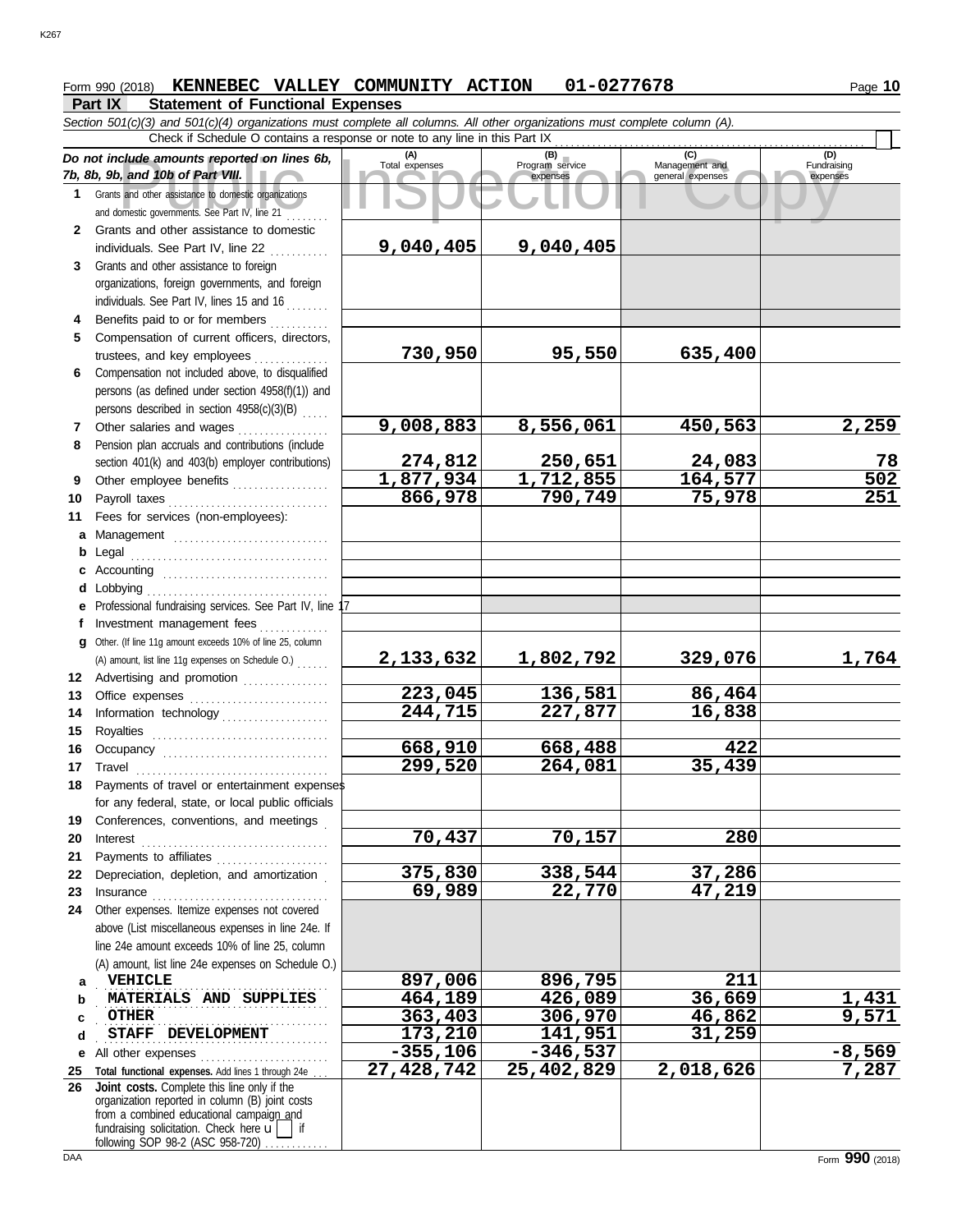Form 990 (2018) **KENNEBEC VALLEY COMMUNITY ACTION 01-0277678** Page **10**

## Part IX Statement of Functional Expenses

*Section 501(c)(3) and 501(c)(4) organizations must complete all columns. All other organizations must complete column (A).*

Check if Schedule O contains a response or note to any line in this Part IX

| *Do not include amounts reported on lines 6b, 7b, 8b, 9b, and 10b of Part VIII.* | (A) Total expenses | (B) Program service expenses | (C) Management and general expenses | (D) Fundraising expenses |
|---|---|---|---|---|
| **1** Grants and other assistance to domestic organizations and domestic governments. See Part IV, line 21 | | | | |
| **2** Grants and other assistance to domestic individuals. See Part IV, line 22 | 9,040,405 | 9,040,405 | | |
| **3** Grants and other assistance to foreign organizations, foreign governments, and foreign individuals. See Part IV, lines 15 and 16 | | | | |
| **4** Benefits paid to or for members | | | | |
| **5** Compensation of current officers, directors, trustees, and key employees | 730,950 | 95,550 | 635,400 | |
| **6** Compensation not included above, to disqualified persons (as defined under section 4958(f)(1)) and persons described in section 4958(c)(3)(B) | | | | |
| **7** Other salaries and wages | 9,008,883 | 8,556,061 | 450,563 | 2,259 |
| **8** Pension plan accruals and contributions (include section 401(k) and 403(b) employer contributions) | 274,812 | 250,651 | 24,083 | 78 |
| **9** Other employee benefits | 1,877,934 | 1,712,855 | 164,577 | 502 |
| **10** Payroll taxes | 866,978 | 790,749 | 75,978 | 251 |
| **11** Fees for services (non-employees): | | | | |
| **a** Management | | | | |
| **b** Legal | | | | |
| **c** Accounting | | | | |
| **d** Lobbying | | | | |
| **e** Professional fundraising services. See Part IV, line 17 | | | | |
| **f** Investment management fees | | | | |
| **g** Other. (If line 11g amount exceeds 10% of line 25, column (A) amount, list line 11g expenses on Schedule O.) | 2,133,632 | 1,802,792 | 329,076 | 1,764 |
| **12** Advertising and promotion | | | | |
| **13** Office expenses | 223,045 | 136,581 | 86,464 | |
| **14** Information technology | 244,715 | 227,877 | 16,838 | |
| **15** Royalties | | | | |
| **16** Occupancy | 668,910 | 668,488 | 422 | |
| **17** Travel | 299,520 | 264,081 | 35,439 | |
| **18** Payments of travel or entertainment expenses for any federal, state, or local public officials | | | | |
| **19** Conferences, conventions, and meetings | | | | |
| **20** Interest | 70,437 | 70,157 | 280 | |
| **21** Payments to affiliates | | | | |
| **22** Depreciation, depletion, and amortization | 375,830 | 338,544 | 37,286 | |
| **23** Insurance | 69,989 | 22,770 | 47,219 | |
| **24** Other expenses. Itemize expenses not covered above (List miscellaneous expenses in line 24e. If line 24e amount exceeds 10% of line 25, column (A) amount, list line 24e expenses on Schedule O.) | | | | |
| **a** VEHICLE | 897,006 | 896,795 | 211 | |
| **b** MATERIALS AND SUPPLIES | 464,189 | 426,089 | 36,669 | 1,431 |
| **c** OTHER | 363,403 | 306,970 | 46,862 | 9,571 |
| **d** STAFF DEVELOPMENT | 173,210 | 141,951 | 31,259 | |
| **e** All other expenses | -355,106 | -346,537 | | -8,569 |
| **25 Total functional expenses.** Add lines 1 through 24e | 27,428,742 | 25,402,829 | 2,018,626 | 7,287 |
| **26 Joint costs.** Complete this line only if the organization reported in column (B) joint costs from a combined educational campaign and fundraising solicitation. Check here ☐ if following SOP 98-2 (ASC 958-720) | | | | |

Form **990** (2018)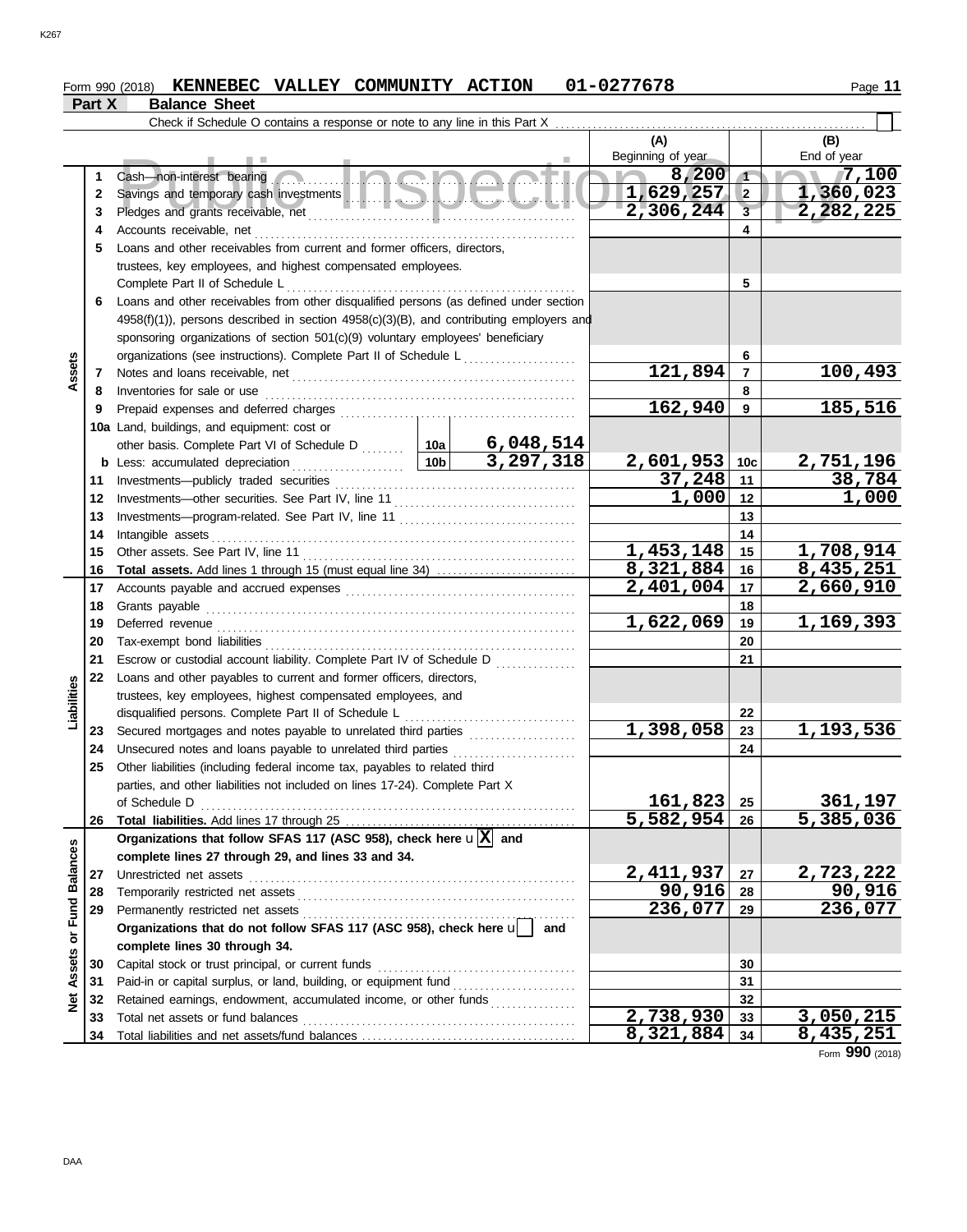Form 990 (2018) **KENNEBEC VALLEY COMMUNITY ACTION 01-0277678** Page **11**

**Part X Balance Sheet**

Check if Schedule O contains a response or note to any line in this Part X ☐

| Section | Line | Description | | (A) Beginning of year | Line | (B) End of year |
|---|---|---|---|---|---|---|
| Assets | 1 | Cash—non-interest bearing | | 8,200 | 1 | 7,100 |
| | 2 | Savings and temporary cash investments | | 1,629,257 | 2 | 1,360,023 |
| | 3 | Pledges and grants receivable, net | | 2,306,244 | 3 | 2,282,225 |
| | 4 | Accounts receivable, net | | | 4 | |
| | 5 | Loans and other receivables from current and former officers, directors, trustees, key employees, and highest compensated employees. Complete Part II of Schedule L | | | 5 | |
| | 6 | Loans and other receivables from other disqualified persons (as defined under section 4958(f)(1)), persons described in section 4958(c)(3)(B), and contributing employers and sponsoring organizations of section 501(c)(9) voluntary employees' beneficiary organizations (see instructions). Complete Part II of Schedule L | | | 6 | |
| | 7 | Notes and loans receivable, net | | 121,894 | 7 | 100,493 |
| | 8 | Inventories for sale or use | | | 8 | |
| | 9 | Prepaid expenses and deferred charges | | 162,940 | 9 | 185,516 |
| | 10a | Land, buildings, and equipment: cost or other basis. Complete Part VI of Schedule D | 10a: 6,048,514 | | | |
| | b | Less: accumulated depreciation | 10b: 3,297,318 | 2,601,953 | 10c | 2,751,196 |
| | 11 | Investments—publicly traded securities | | 37,248 | 11 | 38,784 |
| | 12 | Investments—other securities. See Part IV, line 11 | | 1,000 | 12 | 1,000 |
| | 13 | Investments—program-related. See Part IV, line 11 | | | 13 | |
| | 14 | Intangible assets | | | 14 | |
| | 15 | Other assets. See Part IV, line 11 | | 1,453,148 | 15 | 1,708,914 |
| | 16 | **Total assets.** Add lines 1 through 15 (must equal line 34) | | 8,321,884 | 16 | 8,435,251 |
| Liabilities | 17 | Accounts payable and accrued expenses | | 2,401,004 | 17 | 2,660,910 |
| | 18 | Grants payable | | | 18 | |
| | 19 | Deferred revenue | | 1,622,069 | 19 | 1,169,393 |
| | 20 | Tax-exempt bond liabilities | | | 20 | |
| | 21 | Escrow or custodial account liability. Complete Part IV of Schedule D | | | 21 | |
| | 22 | Loans and other payables to current and former officers, directors, trustees, key employees, highest compensated employees, and disqualified persons. Complete Part II of Schedule L | | | 22 | |
| | 23 | Secured mortgages and notes payable to unrelated third parties | | 1,398,058 | 23 | 1,193,536 |
| | 24 | Unsecured notes and loans payable to unrelated third parties | | | 24 | |
| | 25 | Other liabilities (including federal income tax, payables to related third parties, and other liabilities not included on lines 17-24). Complete Part X of Schedule D | | 161,823 | 25 | 361,197 |
| | 26 | **Total liabilities.** Add lines 17 through 25 | | 5,582,954 | 26 | 5,385,036 |
| Net Assets or Fund Balances | | **Organizations that follow SFAS 117 (ASC 958), check here** ☒ **and complete lines 27 through 29, and lines 33 and 34.** | | | | |
| | 27 | Unrestricted net assets | | 2,411,937 | 27 | 2,723,222 |
| | 28 | Temporarily restricted net assets | | 90,916 | 28 | 90,916 |
| | 29 | Permanently restricted net assets | | 236,077 | 29 | 236,077 |
| | | **Organizations that do not follow SFAS 117 (ASC 958), check here** ☐ **and complete lines 30 through 34.** | | | | |
| | 30 | Capital stock or trust principal, or current funds | | | 30 | |
| | 31 | Paid-in or capital surplus, or land, building, or equipment fund | | | 31 | |
| | 32 | Retained earnings, endowment, accumulated income, or other funds | | | 32 | |
| | 33 | Total net assets or fund balances | | 2,738,930 | 33 | 3,050,215 |
| | 34 | Total liabilities and net assets/fund balances | | 8,321,884 | 34 | 8,435,251 |

Form **990** (2018)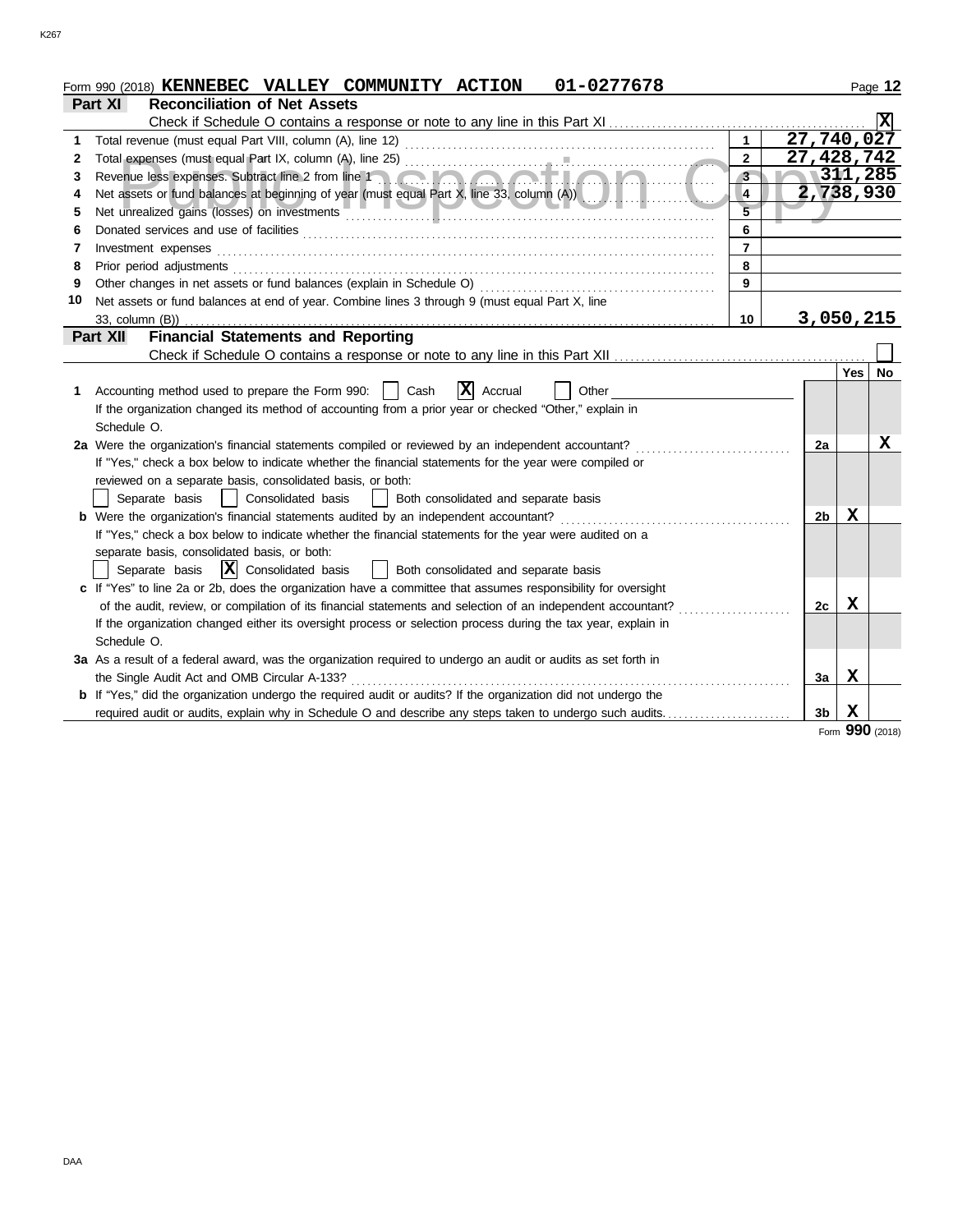Form 990 (2018) **KENNEBEC VALLEY COMMUNITY ACTION 01-0277678**

## Part XI Reconciliation of Net Assets

Check if Schedule O contains a response or note to any line in this Part XI .......... [X]

| | | | |
|---|---|---|---|
| 1 | Total revenue (must equal Part VIII, column (A), line 12) | 1 | 27,740,027 |
| 2 | Total expenses (must equal Part IX, column (A), line 25) | 2 | 27,428,742 |
| 3 | Revenue less expenses. Subtract line 2 from line 1 | 3 | 311,285 |
| 4 | Net assets or fund balances at beginning of year (must equal Part X, line 33, column (A)) | 4 | 2,738,930 |
| 5 | Net unrealized gains (losses) on investments | 5 | |
| 6 | Donated services and use of facilities | 6 | |
| 7 | Investment expenses | 7 | |
| 8 | Prior period adjustments | 8 | |
| 9 | Other changes in net assets or fund balances (explain in Schedule O) | 9 | |
| 10 | Net assets or fund balances at end of year. Combine lines 3 through 9 (must equal Part X, line 33, column (B)) | 10 | 3,050,215 |

## Part XII Financial Statements and Reporting

Check if Schedule O contains a response or note to any line in this Part XII .......... [ ]

| | | | Yes | No |
|---|---|---|---|---|
| 1 | Accounting method used to prepare the Form 990: [ ] Cash [X] Accrual [ ] Other<br>If the organization changed its method of accounting from a prior year or checked "Other," explain in Schedule O. | | | |
| 2a | Were the organization's financial statements compiled or reviewed by an independent accountant?<br>If "Yes," check a box below to indicate whether the financial statements for the year were compiled or reviewed on a separate basis, consolidated basis, or both:<br>[ ] Separate basis [ ] Consolidated basis [ ] Both consolidated and separate basis | 2a | | X |
| b | Were the organization's financial statements audited by an independent accountant?<br>If "Yes," check a box below to indicate whether the financial statements for the year were audited on a separate basis, consolidated basis, or both:<br>[ ] Separate basis [X] Consolidated basis [ ] Both consolidated and separate basis | 2b | X | |
| c | If "Yes" to line 2a or 2b, does the organization have a committee that assumes responsibility for oversight of the audit, review, or compilation of its financial statements and selection of an independent accountant?<br>If the organization changed either its oversight process or selection process during the tax year, explain in Schedule O. | 2c | X | |
| 3a | As a result of a federal award, was the organization required to undergo an audit or audits as set forth in the Single Audit Act and OMB Circular A-133? | 3a | X | |
| b | If "Yes," did the organization undergo the required audit or audits? If the organization did not undergo the required audit or audits, explain why in Schedule O and describe any steps taken to undergo such audits. | 3b | X | |

Form **990** (2018)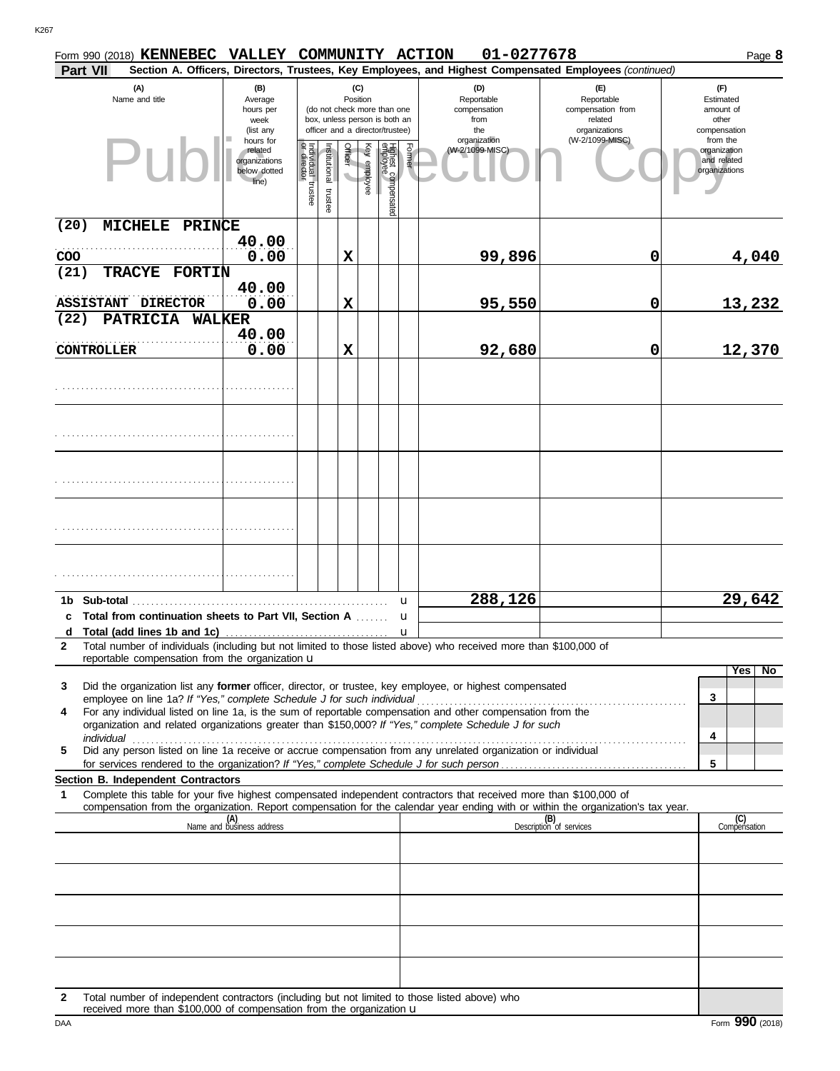Form 990 (2018) **KENNEBEC VALLEY COMMUNITY ACTION 01-0277678** Page **8**

**Part VII Section A. Officers, Directors, Trustees, Key Employees, and Highest Compensated Employees** *(continued)*

| (A) Name and title | (B) Average hours per week (list any hours for related organizations below dotted line) | (C) Position: Individual trustee or director | Institutional trustee | Officer | Key employee | Highest compensated employee | Former | (D) Reportable compensation from the organization (W-2/1099-MISC) | (E) Reportable compensation from related organizations (W-2/1099-MISC) | (F) Estimated amount of other compensation from the organization and related organizations |
|---|---|---|---|---|---|---|---|---|---|---|
| (20) MICHELE PRINCE<br>COO | 40.00<br>0.00 | | | X | | | | 99,896 | 0 | 4,040 |
| (21) TRACYE FORTIN<br>ASSISTANT DIRECTOR | 40.00<br>0.00 | | | X | | | | 95,550 | 0 | 13,232 |
| (22) PATRICIA WALKER<br>CONTROLLER | 40.00<br>0.00 | | | X | | | | 92,680 | 0 | 12,370 |
| | | | | | | | | | | |
| | | | | | | | | | | |
| | | | | | | | | | | |
| | | | | | | | | | | |
| | | | | | | | | | | |
| **1b Sub-total** | | | | | | | | 288,126 | | 29,642 |
| **c Total from continuation sheets to Part VII, Section A** | | | | | | | | | | |
| **d Total (add lines 1b and 1c)** | | | | | | | | | | |

**2** Total number of individuals (including but not limited to those listed above) who received more than $100,000 of reportable compensation from the organization

| | | Yes | No |
|---|---|---|---|
| **3** Did the organization list any **former** officer, director, or trustee, key employee, or highest compensated employee on line 1a? *If "Yes," complete Schedule J for such individual* | 3 | | |
| **4** For any individual listed on line 1a, is the sum of reportable compensation and other compensation from the organization and related organizations greater than $150,000? *If "Yes," complete Schedule J for such individual* | 4 | | |
| **5** Did any person listed on line 1a receive or accrue compensation from any unrelated organization or individual for services rendered to the organization? *If "Yes," complete Schedule J for such person* | 5 | | |

**Section B. Independent Contractors**

**1** Complete this table for your five highest compensated independent contractors that received more than $100,000 of compensation from the organization. Report compensation for the calendar year ending with or within the organization's tax year.

| (A) Name and business address | (B) Description of services | (C) Compensation |
|---|---|---|
| | | |
| | | |
| | | |
| | | |
| | | |

**2** Total number of independent contractors (including but not limited to those listed above) who received more than $100,000 of compensation from the organization

Form **990** (2018)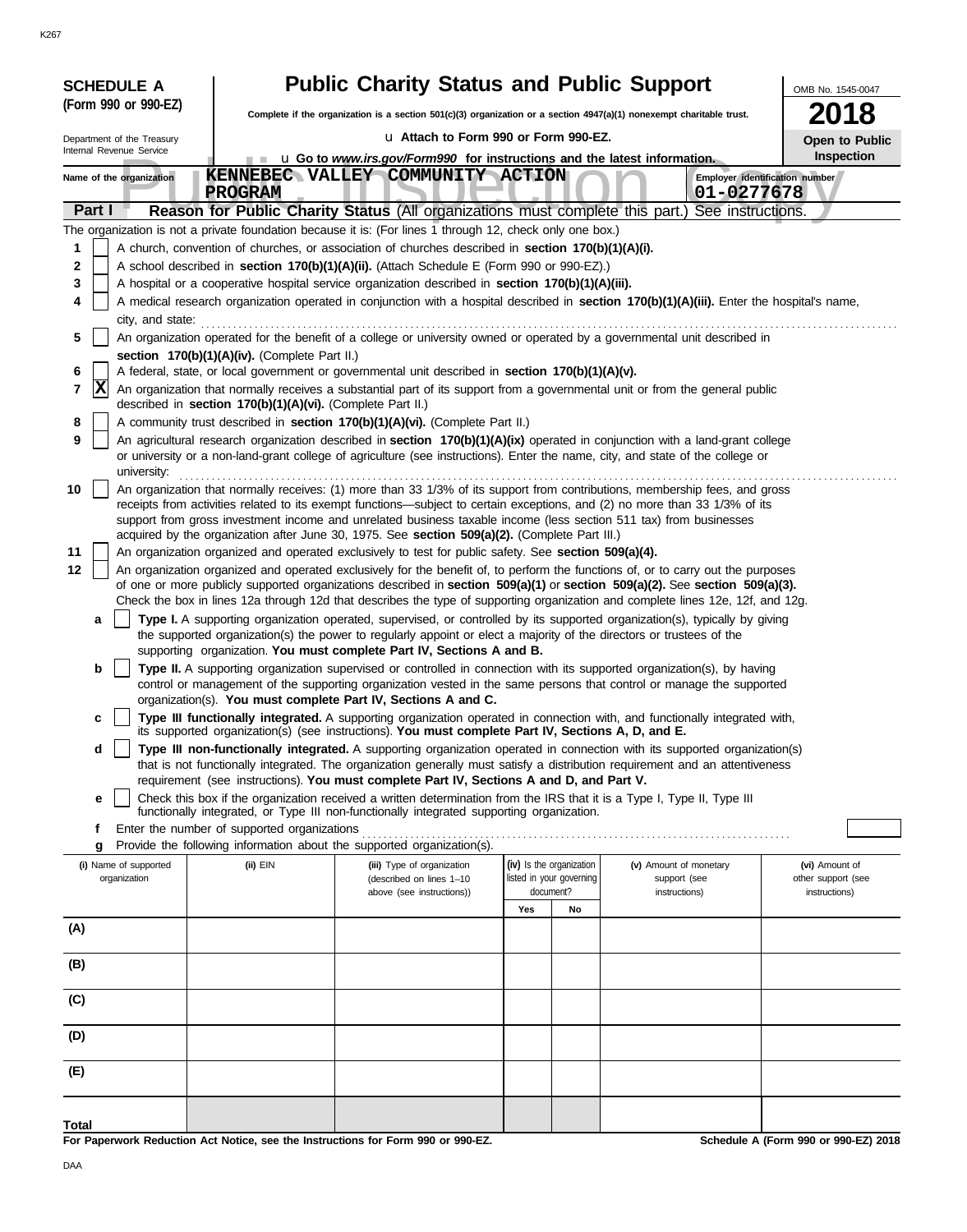**SCHEDULE A (Form 990 or 990-EZ)**

Department of the Treasury
Internal Revenue Service

# Public Charity Status and Public Support

**Complete if the organization is a section 501(c)(3) organization or a section 4947(a)(1) nonexempt charitable trust.**

u Attach to Form 990 or Form 990-EZ.

u Go to *www.irs.gov/Form990* for instructions and the latest information.

OMB No. 1545-0047

**2018**

**Open to Public Inspection**

Name of the organization: **KENNEBEC VALLEY COMMUNITY ACTION PROGRAM**

Employer identification number: **01-0277678**

## Part I — Reason for Public Charity Status (All organizations must complete this part.) See instructions.

The organization is not a private foundation because it is: (For lines 1 through 12, check only one box.)

1. [ ] A church, convention of churches, or association of churches described in **section 170(b)(1)(A)(i).**
2. [ ] A school described in **section 170(b)(1)(A)(ii).** (Attach Schedule E (Form 990 or 990-EZ).)
3. [ ] A hospital or a cooperative hospital service organization described in **section 170(b)(1)(A)(iii).**
4. [ ] A medical research organization operated in conjunction with a hospital described in **section 170(b)(1)(A)(iii).** Enter the hospital's name, city, and state:
5. [ ] An organization operated for the benefit of a college or university owned or operated by a governmental unit described in **section 170(b)(1)(A)(iv).** (Complete Part II.)
6. [ ] A federal, state, or local government or governmental unit described in **section 170(b)(1)(A)(v).**
7. [X] An organization that normally receives a substantial part of its support from a governmental unit or from the general public described in **section 170(b)(1)(A)(vi).** (Complete Part II.)
8. [ ] A community trust described in **section 170(b)(1)(A)(vi).** (Complete Part II.)
9. [ ] An agricultural research organization described in **section 170(b)(1)(A)(ix)** operated in conjunction with a land-grant college or university or a non-land-grant college of agriculture (see instructions). Enter the name, city, and state of the college or university:
10. [ ] An organization that normally receives: (1) more than 33 1/3% of its support from contributions, membership fees, and gross receipts from activities related to its exempt functions—subject to certain exceptions, and (2) no more than 33 1/3% of its support from gross investment income and unrelated business taxable income (less section 511 tax) from businesses acquired by the organization after June 30, 1975. See **section 509(a)(2).** (Complete Part III.)
11. [ ] An organization organized and operated exclusively to test for public safety. See **section 509(a)(4).**
12. [ ] An organization organized and operated exclusively for the benefit of, to perform the functions of, or to carry out the purposes of one or more publicly supported organizations described in **section 509(a)(1)** or **section 509(a)(2).** See **section 509(a)(3).** Check the box in lines 12a through 12d that describes the type of supporting organization and complete lines 12e, 12f, and 12g.

   a. [ ] **Type I.** A supporting organization operated, supervised, or controlled by its supported organization(s), typically by giving the supported organization(s) the power to regularly appoint or elect a majority of the directors or trustees of the supporting organization. **You must complete Part IV, Sections A and B.**

   b. [ ] **Type II.** A supporting organization supervised or controlled in connection with its supported organization(s), by having control or management of the supporting organization vested in the same persons that control or manage the supported organization(s). **You must complete Part IV, Sections A and C.**

   c. [ ] **Type III functionally integrated.** A supporting organization operated in connection with, and functionally integrated with, its supported organization(s) (see instructions). **You must complete Part IV, Sections A, D, and E.**

   d. [ ] **Type III non-functionally integrated.** A supporting organization operated in connection with its supported organization(s) that is not functionally integrated. The organization generally must satisfy a distribution requirement and an attentiveness requirement (see instructions). **You must complete Part IV, Sections A and D, and Part V.**

   e. [ ] Check this box if the organization received a written determination from the IRS that it is a Type I, Type II, Type III functionally integrated, or Type III non-functionally integrated supporting organization.

   f. Enter the number of supported organizations

   g. Provide the following information about the supported organization(s).

| (i) Name of supported organization | (ii) EIN | (iii) Type of organization (described on lines 1–10 above (see instructions)) | (iv) Is the organization listed in your governing document? Yes | No | (v) Amount of monetary support (see instructions) | (vi) Amount of other support (see instructions) |
|---|---|---|---|---|---|---|
| (A) | | | | | | |
| (B) | | | | | | |
| (C) | | | | | | |
| (D) | | | | | | |
| (E) | | | | | | |
| Total | | | | | | |

**For Paperwork Reduction Act Notice, see the Instructions for Form 990 or 990-EZ.**

**Schedule A (Form 990 or 990-EZ) 2018**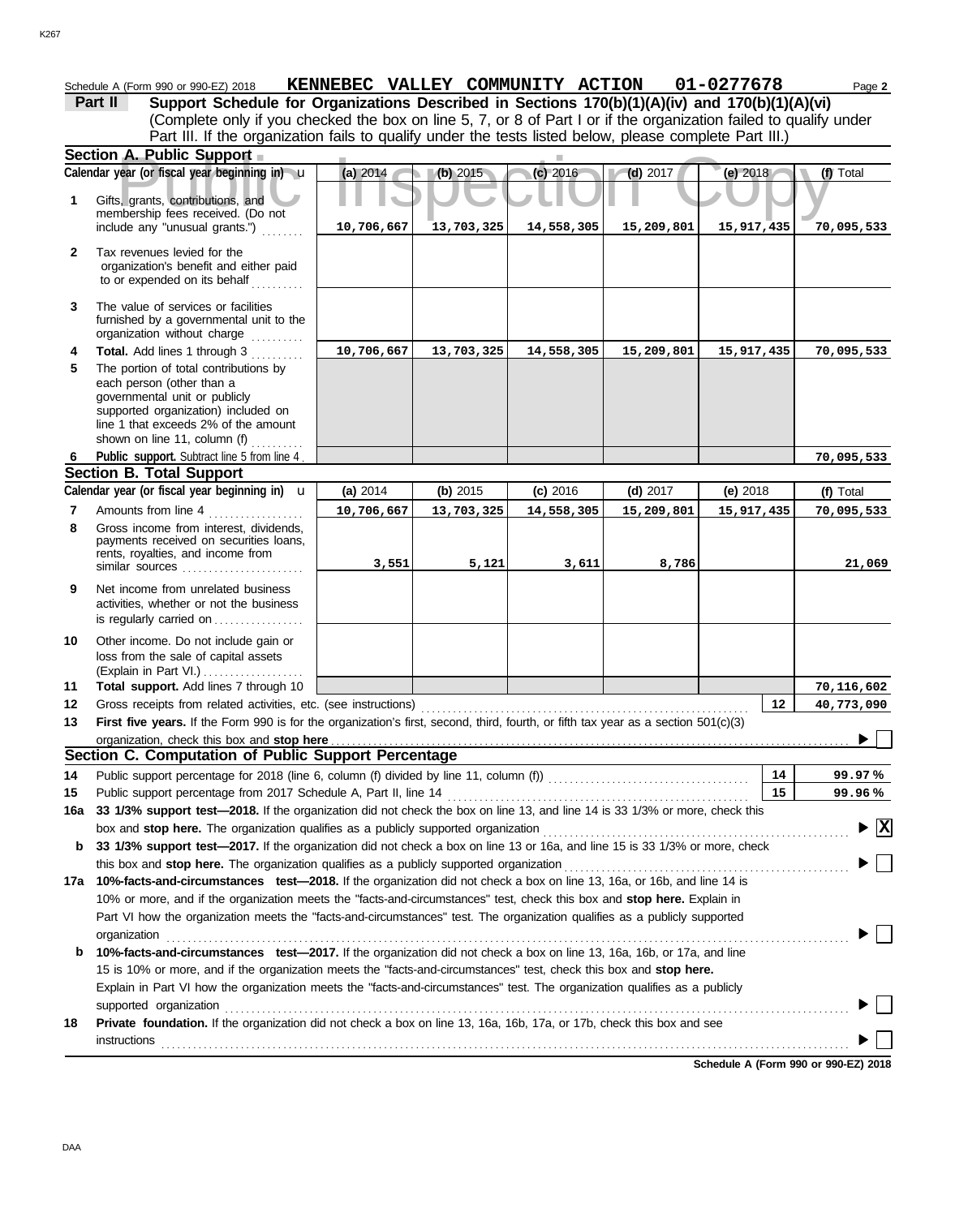Schedule A (Form 990 or 990-EZ) 2018 **KENNEBEC VALLEY COMMUNITY ACTION 01-0277678**

## Part II Support Schedule for Organizations Described in Sections 170(b)(1)(A)(iv) and 170(b)(1)(A)(vi)

(Complete only if you checked the box on line 5, 7, or 8 of Part I or if the organization failed to qualify under Part III. If the organization fails to qualify under the tests listed below, please complete Part III.)

### Section A. Public Support

| Calendar year (or fiscal year beginning in) ▶ | (a) 2014 | (b) 2015 | (c) 2016 | (d) 2017 | (e) 2018 | (f) Total |
|---|---|---|---|---|---|---|
| **1** Gifts, grants, contributions, and membership fees received. (Do not include any "unusual grants.") | 10,706,667 | 13,703,325 | 14,558,305 | 15,209,801 | 15,917,435 | 70,095,533 |
| **2** Tax revenues levied for the organization's benefit and either paid to or expended on its behalf | | | | | | |
| **3** The value of services or facilities furnished by a governmental unit to the organization without charge | | | | | | |
| **4 Total.** Add lines 1 through 3 | 10,706,667 | 13,703,325 | 14,558,305 | 15,209,801 | 15,917,435 | 70,095,533 |
| **5** The portion of total contributions by each person (other than a governmental unit or publicly supported organization) included on line 1 that exceeds 2% of the amount shown on line 11, column (f) | | | | | | |
| **6 Public support.** Subtract line 5 from line 4 | | | | | | 70,095,533 |

### Section B. Total Support

| Calendar year (or fiscal year beginning in) ▶ | (a) 2014 | (b) 2015 | (c) 2016 | (d) 2017 | (e) 2018 | (f) Total |
|---|---|---|---|---|---|---|
| **7** Amounts from line 4 | 10,706,667 | 13,703,325 | 14,558,305 | 15,209,801 | 15,917,435 | 70,095,533 |
| **8** Gross income from interest, dividends, payments received on securities loans, rents, royalties, and income from similar sources | 3,551 | 5,121 | 3,611 | 8,786 | | 21,069 |
| **9** Net income from unrelated business activities, whether or not the business is regularly carried on | | | | | | |
| **10** Other income. Do not include gain or loss from the sale of capital assets (Explain in Part VI.) | | | | | | |
| **11 Total support.** Add lines 7 through 10 | | | | | | 70,116,602 |

**12** Gross receipts from related activities, etc. (see instructions) **12** 40,773,090

**13 First five years.** If the Form 990 is for the organization's first, second, third, fourth, or fifth tax year as a section 501(c)(3) organization, check this box and **stop here** ▶ ☐

### Section C. Computation of Public Support Percentage

**14** Public support percentage for 2018 (line 6, column (f) divided by line 11, column (f)) **14** 99.97 %

**15** Public support percentage from 2017 Schedule A, Part II, line 14 **15** 99.96 %

**16a 33 1/3% support test—2018.** If the organization did not check the box on line 13, and line 14 is 33 1/3% or more, check this box and **stop here.** The organization qualifies as a publicly supported organization ▶ ☒

**b 33 1/3% support test—2017.** If the organization did not check a box on line 13 or 16a, and line 15 is 33 1/3% or more, check this box and **stop here.** The organization qualifies as a publicly supported organization ▶ ☐

**17a 10%-facts-and-circumstances test—2018.** If the organization did not check a box on line 13, 16a, or 16b, and line 14 is 10% or more, and if the organization meets the "facts-and-circumstances" test, check this box and **stop here.** Explain in Part VI how the organization meets the "facts-and-circumstances" test. The organization qualifies as a publicly supported organization ▶ ☐

**b 10%-facts-and-circumstances test—2017.** If the organization did not check a box on line 13, 16a, 16b, or 17a, and line 15 is 10% or more, and if the organization meets the "facts-and-circumstances" test, check this box and **stop here.** Explain in Part VI how the organization meets the "facts-and-circumstances" test. The organization qualifies as a publicly supported organization ▶ ☐

**18 Private foundation.** If the organization did not check a box on line 13, 16a, 16b, 17a, or 17b, check this box and see instructions ▶ ☐

**Schedule A (Form 990 or 990-EZ) 2018**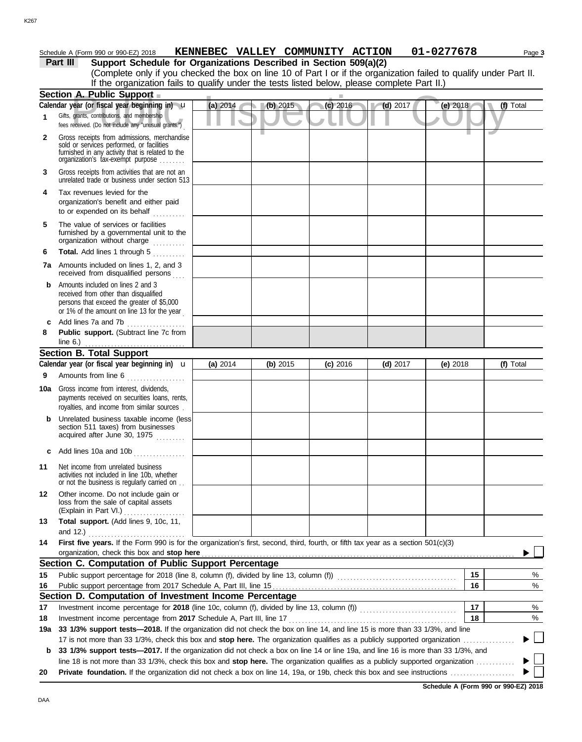Schedule A (Form 990 or 990-EZ) 2018 **KENNEBEC VALLEY COMMUNITY ACTION 01-0277678** Page **3**

## Part III Support Schedule for Organizations Described in Section 509(a)(2)

(Complete only if you checked the box on line 10 of Part I or if the organization failed to qualify under Part II. If the organization fails to qualify under the tests listed below, please complete Part II.)

### Section A. Public Support

| Calendar year (or fiscal year beginning in) | (a) 2014 | (b) 2015 | (c) 2016 | (d) 2017 | (e) 2018 | (f) Total |
|---|---|---|---|---|---|---|
| **1** Gifts, grants, contributions, and membership fees received. (Do not include any "unusual grants.") | | | | | | |
| **2** Gross receipts from admissions, merchandise sold or services performed, or facilities furnished in any activity that is related to the organization's tax-exempt purpose | | | | | | |
| **3** Gross receipts from activities that are not an unrelated trade or business under section 513 | | | | | | |
| **4** Tax revenues levied for the organization's benefit and either paid to or expended on its behalf | | | | | | |
| **5** The value of services or facilities furnished by a governmental unit to the organization without charge | | | | | | |
| **6** **Total.** Add lines 1 through 5 | | | | | | |
| **7a** Amounts included on lines 1, 2, and 3 received from disqualified persons | | | | | | |
| **b** Amounts included on lines 2 and 3 received from other than disqualified persons that exceed the greater of $5,000 or 1% of the amount on line 13 for the year | | | | | | |
| **c** Add lines 7a and 7b | | | | | | |
| **8** **Public support.** (Subtract line 7c from line 6.) | | | | | | |

### Section B. Total Support

| Calendar year (or fiscal year beginning in) | (a) 2014 | (b) 2015 | (c) 2016 | (d) 2017 | (e) 2018 | (f) Total |
|---|---|---|---|---|---|---|
| **9** Amounts from line 6 | | | | | | |
| **10a** Gross income from interest, dividends, payments received on securities loans, rents, royalties, and income from similar sources | | | | | | |
| **b** Unrelated business taxable income (less section 511 taxes) from businesses acquired after June 30, 1975 | | | | | | |
| **c** Add lines 10a and 10b | | | | | | |
| **11** Net income from unrelated business activities not included in line 10b, whether or not the business is regularly carried on | | | | | | |
| **12** Other income. Do not include gain or loss from the sale of capital assets (Explain in Part VI.) | | | | | | |
| **13** **Total support.** (Add lines 9, 10c, 11, and 12.) | | | | | | |

**14** **First five years.** If the Form 990 is for the organization's first, second, third, fourth, or fifth tax year as a section 501(c)(3) organization, check this box and **stop here** ☐

### Section C. Computation of Public Support Percentage

| | | | |
|---|---|---|---|
| **15** | Public support percentage for 2018 (line 8, column (f), divided by line 13, column (f)) | 15 | % |
| **16** | Public support percentage from 2017 Schedule A, Part III, line 15 | 16 | % |

### Section D. Computation of Investment Income Percentage

| | | | |
|---|---|---|---|
| **17** | Investment income percentage for **2018** (line 10c, column (f), divided by line 13, column (f)) | 17 | % |
| **18** | Investment income percentage from **2017** Schedule A, Part III, line 17 | 18 | % |

**19a** **33 1/3% support tests—2018.** If the organization did not check the box on line 14, and line 15 is more than 33 1/3%, and line 17 is not more than 33 1/3%, check this box and **stop here.** The organization qualifies as a publicly supported organization ☐

**b** **33 1/3% support tests—2017.** If the organization did not check a box on line 14 or line 19a, and line 16 is more than 33 1/3%, and line 18 is not more than 33 1/3%, check this box and **stop here.** The organization qualifies as a publicly supported organization ☐

**20** **Private foundation.** If the organization did not check a box on line 14, 19a, or 19b, check this box and see instructions ☐

**Schedule A (Form 990 or 990-EZ) 2018**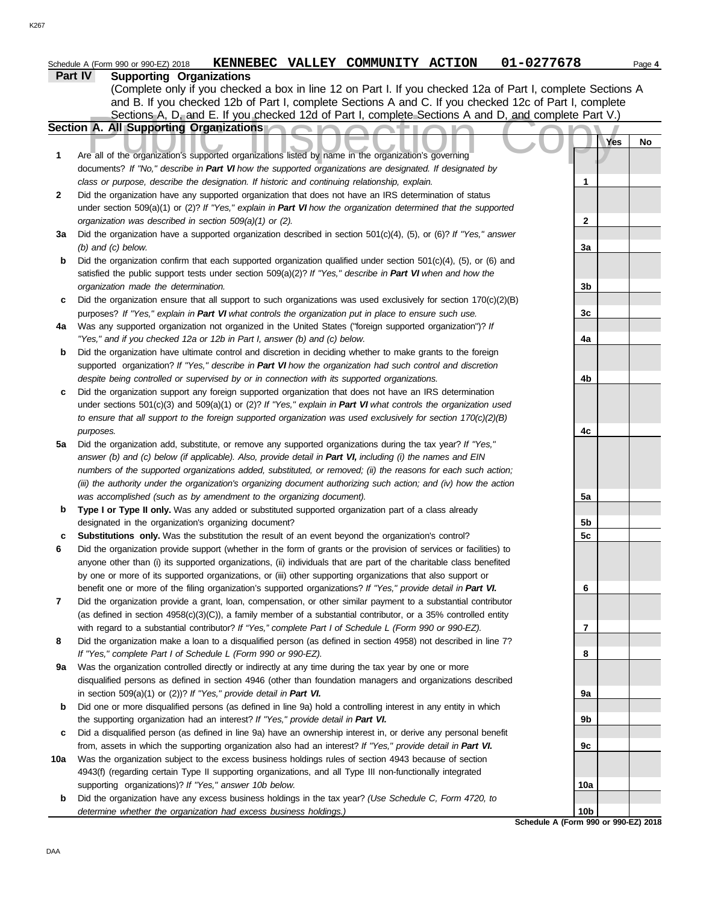Schedule A (Form 990 or 990-EZ) 2018 **KENNEBEC VALLEY COMMUNITY ACTION 01-0277678** Page **4**

## Part IV Supporting Organizations

(Complete only if you checked a box in line 12 on Part I. If you checked 12a of Part I, complete Sections A and B. If you checked 12b of Part I, complete Sections A and C. If you checked 12c of Part I, complete Sections A, D, and E. If you checked 12d of Part I, complete Sections A and D, and complete Part V.)

### Section A. All Supporting Organizations

| | | | Yes | No |
|---|---|---|---|---|
| **1** | Are all of the organization's supported organizations listed by name in the organization's governing documents? *If "No," describe in **Part VI** how the supported organizations are designated. If designated by class or purpose, describe the designation. If historic and continuing relationship, explain.* | **1** | | |
| **2** | Did the organization have any supported organization that does not have an IRS determination of status under section 509(a)(1) or (2)? *If "Yes," explain in **Part VI** how the organization determined that the supported organization was described in section 509(a)(1) or (2).* | **2** | | |
| **3a** | Did the organization have a supported organization described in section 501(c)(4), (5), or (6)? *If "Yes," answer (b) and (c) below.* | **3a** | | |
| **b** | Did the organization confirm that each supported organization qualified under section 501(c)(4), (5), or (6) and satisfied the public support tests under section 509(a)(2)? *If "Yes," describe in **Part VI** when and how the organization made the determination.* | **3b** | | |
| **c** | Did the organization ensure that all support to such organizations was used exclusively for section 170(c)(2)(B) purposes? *If "Yes," explain in **Part VI** what controls the organization put in place to ensure such use.* | **3c** | | |
| **4a** | Was any supported organization not organized in the United States ("foreign supported organization")? *If "Yes," and if you checked 12a or 12b in Part I, answer (b) and (c) below.* | **4a** | | |
| **b** | Did the organization have ultimate control and discretion in deciding whether to make grants to the foreign supported organization? *If "Yes," describe in **Part VI** how the organization had such control and discretion despite being controlled or supervised by or in connection with its supported organizations.* | **4b** | | |
| **c** | Did the organization support any foreign supported organization that does not have an IRS determination under sections 501(c)(3) and 509(a)(1) or (2)? *If "Yes," explain in **Part VI** what controls the organization used to ensure that all support to the foreign supported organization was used exclusively for section 170(c)(2)(B) purposes.* | **4c** | | |
| **5a** | Did the organization add, substitute, or remove any supported organizations during the tax year? *If "Yes," answer (b) and (c) below (if applicable). Also, provide detail in **Part VI,** including (i) the names and EIN numbers of the supported organizations added, substituted, or removed; (ii) the reasons for each such action; (iii) the authority under the organization's organizing document authorizing such action; and (iv) how the action was accomplished (such as by amendment to the organizing document).* | **5a** | | |
| **b** | **Type I or Type II only.** Was any added or substituted supported organization part of a class already designated in the organization's organizing document? | **5b** | | |
| **c** | **Substitutions only.** Was the substitution the result of an event beyond the organization's control? | **5c** | | |
| **6** | Did the organization provide support (whether in the form of grants or the provision of services or facilities) to anyone other than (i) its supported organizations, (ii) individuals that are part of the charitable class benefited by one or more of its supported organizations, or (iii) other supporting organizations that also support or benefit one or more of the filing organization's supported organizations? *If "Yes," provide detail in **Part VI.*** | **6** | | |
| **7** | Did the organization provide a grant, loan, compensation, or other similar payment to a substantial contributor (as defined in section 4958(c)(3)(C)), a family member of a substantial contributor, or a 35% controlled entity with regard to a substantial contributor? *If "Yes," complete Part I of Schedule L (Form 990 or 990-EZ).* | **7** | | |
| **8** | Did the organization make a loan to a disqualified person (as defined in section 4958) not described in line 7? *If "Yes," complete Part I of Schedule L (Form 990 or 990-EZ).* | **8** | | |
| **9a** | Was the organization controlled directly or indirectly at any time during the tax year by one or more disqualified persons as defined in section 4946 (other than foundation managers and organizations described in section 509(a)(1) or (2))? *If "Yes," provide detail in **Part VI.*** | **9a** | | |
| **b** | Did one or more disqualified persons (as defined in line 9a) hold a controlling interest in any entity in which the supporting organization had an interest? *If "Yes," provide detail in **Part VI.*** | **9b** | | |
| **c** | Did a disqualified person (as defined in line 9a) have an ownership interest in, or derive any personal benefit from, assets in which the supporting organization also had an interest? *If "Yes," provide detail in **Part VI.*** | **9c** | | |
| **10a** | Was the organization subject to the excess business holdings rules of section 4943 because of section 4943(f) (regarding certain Type II supporting organizations, and all Type III non-functionally integrated supporting organizations)? *If "Yes," answer 10b below.* | **10a** | | |
| **b** | Did the organization have any excess business holdings in the tax year? *(Use Schedule C, Form 4720, to determine whether the organization had excess business holdings.)* | **10b** | | |

**Schedule A (Form 990 or 990-EZ) 2018**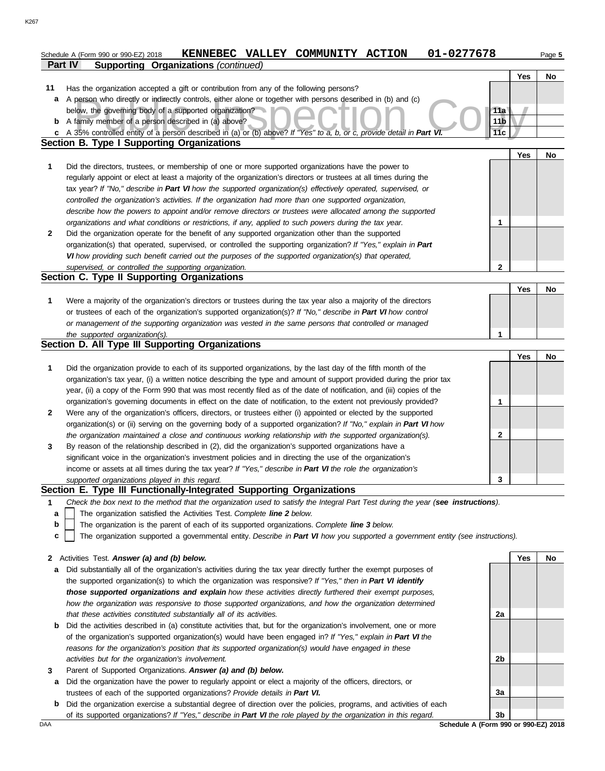Schedule A (Form 990 or 990-EZ) 2018 **KENNEBEC VALLEY COMMUNITY ACTION 01-0277678** Page **5**

## Part IV Supporting Organizations *(continued)*

| | | | Yes | No |
|---|---|---|---|---|
| **11** | Has the organization accepted a gift or contribution from any of the following persons? | | | |
| **a** | A person who directly or indirectly controls, either alone or together with persons described in (b) and (c) below, the governing body of a supported organization? | 11a | | |
| **b** | A family member of a person described in (a) above? | 11b | | |
| **c** | A 35% controlled entity of a person described in (a) or (b) above? *If "Yes" to a, b, or c, provide detail in **Part VI.*** | 11c | | |

### Section B. Type I Supporting Organizations

| | | | Yes | No |
|---|---|---|---|---|
| **1** | Did the directors, trustees, or membership of one or more supported organizations have the power to regularly appoint or elect at least a majority of the organization's directors or trustees at all times during the tax year? *If "No," describe in **Part VI** how the supported organization(s) effectively operated, supervised, or controlled the organization's activities. If the organization had more than one supported organization, describe how the powers to appoint and/or remove directors or trustees were allocated among the supported organizations and what conditions or restrictions, if any, applied to such powers during the tax year.* | 1 | | |
| **2** | Did the organization operate for the benefit of any supported organization other than the supported organization(s) that operated, supervised, or controlled the supporting organization? *If "Yes," explain in **Part VI** how providing such benefit carried out the purposes of the supported organization(s) that operated, supervised, or controlled the supporting organization.* | 2 | | |

### Section C. Type II Supporting Organizations

| | | | Yes | No |
|---|---|---|---|---|
| **1** | Were a majority of the organization's directors or trustees during the tax year also a majority of the directors or trustees of each of the organization's supported organization(s)? *If "No," describe in **Part VI** how control or management of the supporting organization was vested in the same persons that controlled or managed the supported organization(s).* | 1 | | |

### Section D. All Type III Supporting Organizations

| | | | Yes | No |
|---|---|---|---|---|
| **1** | Did the organization provide to each of its supported organizations, by the last day of the fifth month of the organization's tax year, (i) a written notice describing the type and amount of support provided during the prior tax year, (ii) a copy of the Form 990 that was most recently filed as of the date of notification, and (iii) copies of the organization's governing documents in effect on the date of notification, to the extent not previously provided? | 1 | | |
| **2** | Were any of the organization's officers, directors, or trustees either (i) appointed or elected by the supported organization(s) or (ii) serving on the governing body of a supported organization? *If "No," explain in **Part VI** how the organization maintained a close and continuous working relationship with the supported organization(s).* | 2 | | |
| **3** | By reason of the relationship described in (2), did the organization's supported organizations have a significant voice in the organization's investment policies and in directing the use of the organization's income or assets at all times during the tax year? *If "Yes," describe in **Part VI** the role the organization's supported organizations played in this regard.* | 3 | | |

### Section E. Type III Functionally-Integrated Supporting Organizations

**1** *Check the box next to the method that the organization used to satisfy the Integral Part Test during the year (**see instructions**).*

- **a** ☐ The organization satisfied the Activities Test. *Complete **line 2** below.*
- **b** ☐ The organization is the parent of each of its supported organizations. *Complete **line 3** below.*
- **c** ☐ The organization supported a governmental entity. *Describe in **Part VI** how you supported a government entity (see instructions).*

| | | | Yes | No |
|---|---|---|---|---|
| **2** | Activities Test. ***Answer (a) and (b) below.*** | | | |
| **a** | Did substantially all of the organization's activities during the tax year directly further the exempt purposes of the supported organization(s) to which the organization was responsive? *If "Yes," then in **Part VI identify those supported organizations and explain** how these activities directly furthered their exempt purposes, how the organization was responsive to those supported organizations, and how the organization determined that these activities constituted substantially all of its activities.* | 2a | | |
| **b** | Did the activities described in (a) constitute activities that, but for the organization's involvement, one or more of the organization's supported organization(s) would have been engaged in? *If "Yes," explain in **Part VI** the reasons for the organization's position that its supported organization(s) would have engaged in these activities but for the organization's involvement.* | 2b | | |
| **3** | Parent of Supported Organizations. ***Answer (a) and (b) below.*** | | | |
| **a** | Did the organization have the power to regularly appoint or elect a majority of the officers, directors, or trustees of each of the supported organizations? *Provide details in **Part VI.*** | 3a | | |
| **b** | Did the organization exercise a substantial degree of direction over the policies, programs, and activities of each of its supported organizations? *If "Yes," describe in **Part VI** the role played by the organization in this regard.* | 3b | | |

**Schedule A (Form 990 or 990-EZ) 2018**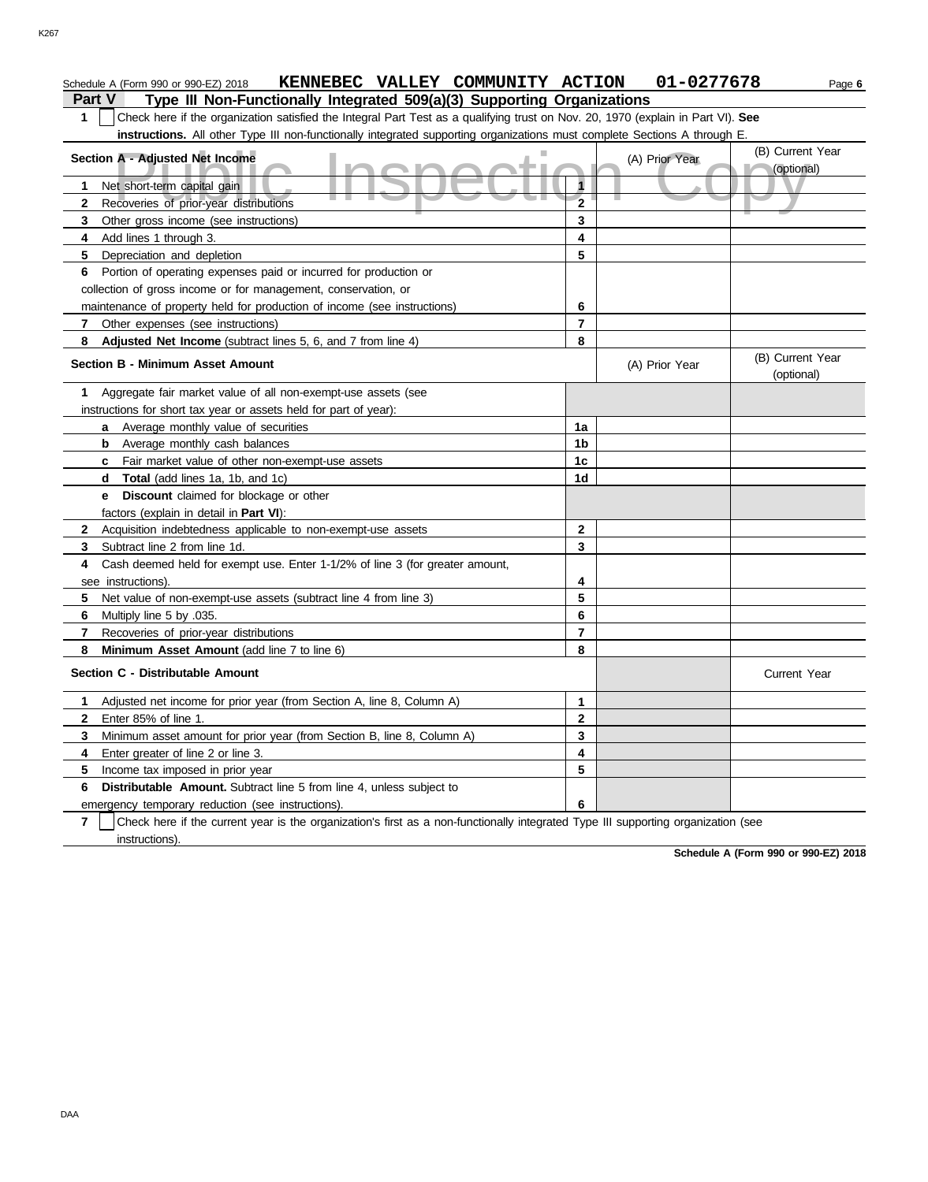Schedule A (Form 990 or 990-EZ) 2018 **KENNEBEC VALLEY COMMUNITY ACTION 01-0277678**

## Part V Type III Non-Functionally Integrated 509(a)(3) Supporting Organizations

**1** ☐ Check here if the organization satisfied the Integral Part Test as a qualifying trust on Nov. 20, 1970 (explain in Part VI). **See instructions.** All other Type III non-functionally integrated supporting organizations must complete Sections A through E.

| Section A - Adjusted Net Income | | (A) Prior Year | (B) Current Year (optional) |
|---|---|---|---|
| **1** Net short-term capital gain | 1 | | |
| **2** Recoveries of prior-year distributions | 2 | | |
| **3** Other gross income (see instructions) | 3 | | |
| **4** Add lines 1 through 3. | 4 | | |
| **5** Depreciation and depletion | 5 | | |
| **6** Portion of operating expenses paid or incurred for production or collection of gross income or for management, conservation, or maintenance of property held for production of income (see instructions) | 6 | | |
| **7** Other expenses (see instructions) | 7 | | |
| **8** **Adjusted Net Income** (subtract lines 5, 6, and 7 from line 4) | 8 | | |

| Section B - Minimum Asset Amount | | (A) Prior Year | (B) Current Year (optional) |
|---|---|---|---|
| **1** Aggregate fair market value of all non-exempt-use assets (see instructions for short tax year or assets held for part of year): | | | |
| **a** Average monthly value of securities | 1a | | |
| **b** Average monthly cash balances | 1b | | |
| **c** Fair market value of other non-exempt-use assets | 1c | | |
| **d** **Total** (add lines 1a, 1b, and 1c) | 1d | | |
| **e** **Discount** claimed for blockage or other factors (explain in detail in **Part VI**): | | | |
| **2** Acquisition indebtedness applicable to non-exempt-use assets | 2 | | |
| **3** Subtract line 2 from line 1d. | 3 | | |
| **4** Cash deemed held for exempt use. Enter 1-1/2% of line 3 (for greater amount, see instructions). | 4 | | |
| **5** Net value of non-exempt-use assets (subtract line 4 from line 3) | 5 | | |
| **6** Multiply line 5 by .035. | 6 | | |
| **7** Recoveries of prior-year distributions | 7 | | |
| **8** **Minimum Asset Amount** (add line 7 to line 6) | 8 | | |

| Section C - Distributable Amount | | | Current Year |
|---|---|---|---|
| **1** Adjusted net income for prior year (from Section A, line 8, Column A) | 1 | | |
| **2** Enter 85% of line 1. | 2 | | |
| **3** Minimum asset amount for prior year (from Section B, line 8, Column A) | 3 | | |
| **4** Enter greater of line 2 or line 3. | 4 | | |
| **5** Income tax imposed in prior year | 5 | | |
| **6** **Distributable Amount.** Subtract line 5 from line 4, unless subject to emergency temporary reduction (see instructions). | 6 | | |

**7** ☐ Check here if the current year is the organization's first as a non-functionally integrated Type III supporting organization (see instructions).

**Schedule A (Form 990 or 990-EZ) 2018**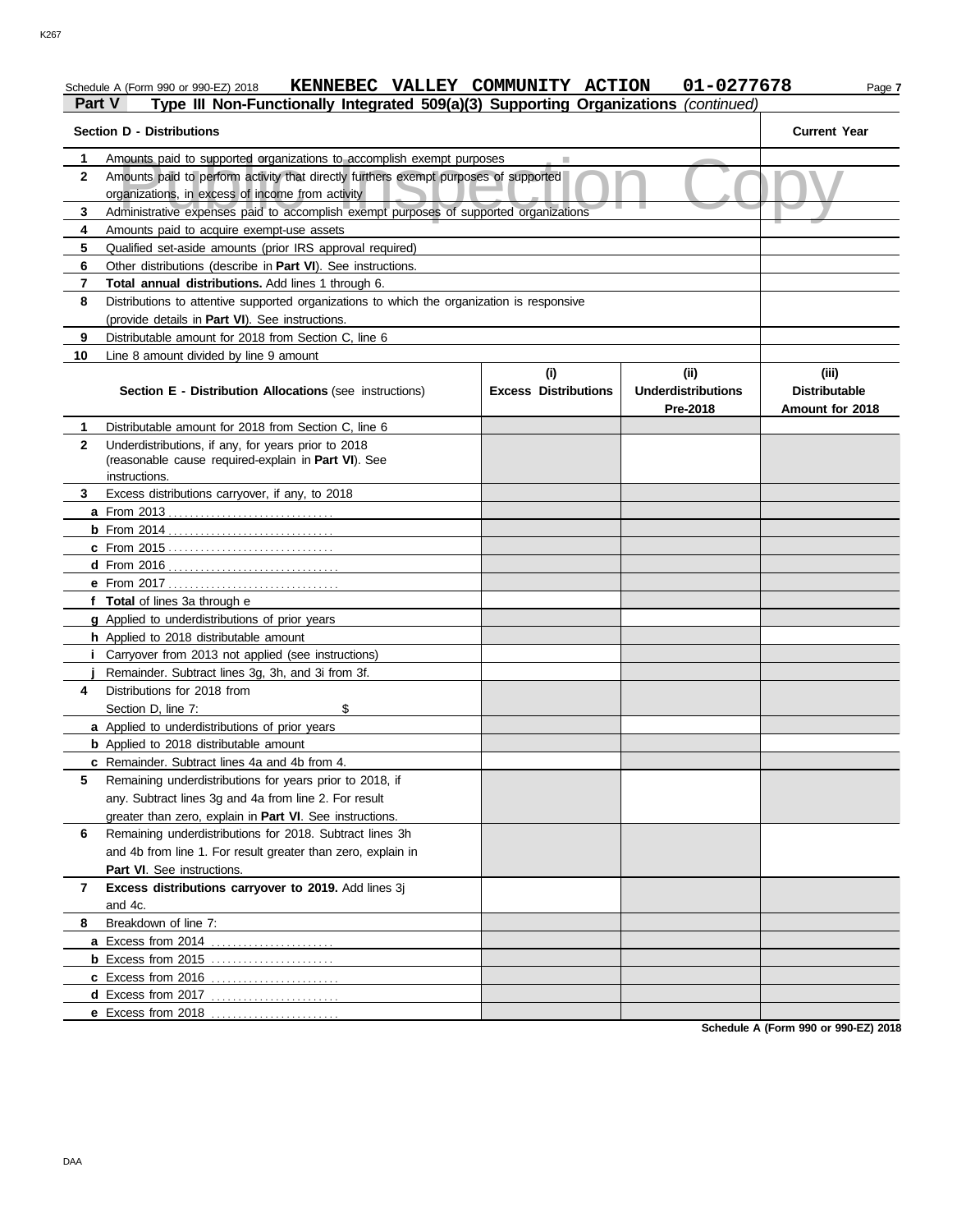Schedule A (Form 990 or 990-EZ) 2018 **KENNEBEC VALLEY COMMUNITY ACTION 01-0277678**

## Part V Type III Non-Functionally Integrated 509(a)(3) Supporting Organizations *(continued)*

Public Inspection Copy

| | Section D - Distributions | Current Year |
|---|---|---|
| 1 | Amounts paid to supported organizations to accomplish exempt purposes | |
| 2 | Amounts paid to perform activity that directly furthers exempt purposes of supported organizations, in excess of income from activity | |
| 3 | Administrative expenses paid to accomplish exempt purposes of supported organizations | |
| 4 | Amounts paid to acquire exempt-use assets | |
| 5 | Qualified set-aside amounts (prior IRS approval required) | |
| 6 | Other distributions (describe in **Part VI**). See instructions. | |
| 7 | **Total annual distributions.** Add lines 1 through 6. | |
| 8 | Distributions to attentive supported organizations to which the organization is responsive (provide details in **Part VI**). See instructions. | |
| 9 | Distributable amount for 2018 from Section C, line 6 | |
| 10 | Line 8 amount divided by line 9 amount | |

| | Section E - Distribution Allocations (see instructions) | (i) Excess Distributions | (ii) Underdistributions Pre-2018 | (iii) Distributable Amount for 2018 |
|---|---|---|---|---|
| 1 | Distributable amount for 2018 from Section C, line 6 | | | |
| 2 | Underdistributions, if any, for years prior to 2018 (reasonable cause required-explain in **Part VI**). See instructions. | | | |
| 3 | Excess distributions carryover, if any, to 2018 | | | |
| a | From 2013 | | | |
| b | From 2014 | | | |
| c | From 2015 | | | |
| d | From 2016 | | | |
| e | From 2017 | | | |
| f | **Total** of lines 3a through e | | | |
| g | Applied to underdistributions of prior years | | | |
| h | Applied to 2018 distributable amount | | | |
| i | Carryover from 2013 not applied (see instructions) | | | |
| j | Remainder. Subtract lines 3g, 3h, and 3i from 3f. | | | |
| 4 | Distributions for 2018 from Section D, line 7: $ | | | |
| a | Applied to underdistributions of prior years | | | |
| b | Applied to 2018 distributable amount | | | |
| c | Remainder. Subtract lines 4a and 4b from 4. | | | |
| 5 | Remaining underdistributions for years prior to 2018, if any. Subtract lines 3g and 4a from line 2. For result greater than zero, explain in **Part VI**. See instructions. | | | |
| 6 | Remaining underdistributions for 2018. Subtract lines 3h and 4b from line 1. For result greater than zero, explain in **Part VI**. See instructions. | | | |
| 7 | **Excess distributions carryover to 2019.** Add lines 3j and 4c. | | | |
| 8 | Breakdown of line 7: | | | |
| a | Excess from 2014 | | | |
| b | Excess from 2015 | | | |
| c | Excess from 2016 | | | |
| d | Excess from 2017 | | | |
| e | Excess from 2018 | | | |

Schedule A (Form 990 or 990-EZ) 2018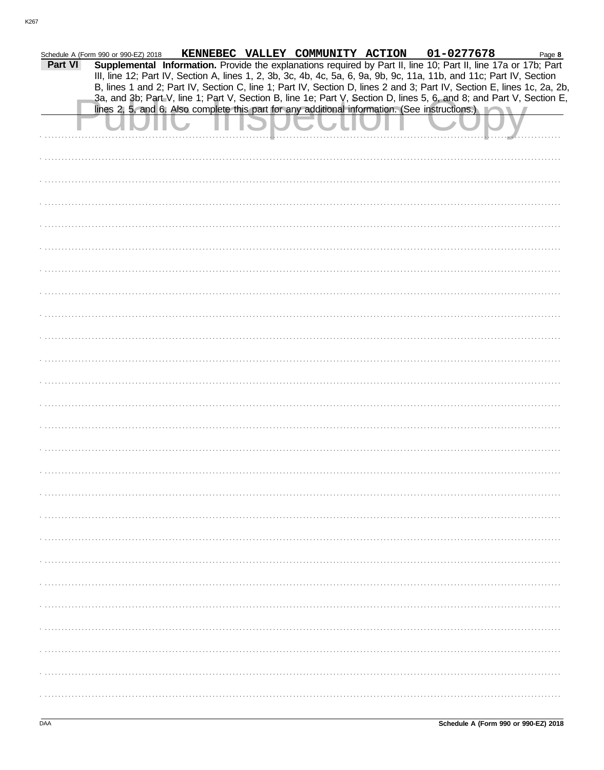Schedule A (Form 990 or 990-EZ) 2018 KENNEBEC VALLEY COMMUNITY ACTION 01-0277678

**Part VI** **Supplemental Information.** Provide the explanations required by Part II, line 10; Part II, line 17a or 17b; Part III, line 12; Part IV, Section A, lines 1, 2, 3b, 3c, 4b, 4c, 5a, 6, 9a, 9b, 9c, 11a, 11b, and 11c; Part IV, Section B, lines 1 and 2; Part IV, Section C, line 1; Part IV, Section D, lines 2 and 3; Part IV, Section E, lines 1c, 2a, 2b, 3a, and 3b; Part V, line 1; Part V, Section B, line 1e; Part V, Section D, lines 5, 6, and 8; and Part V, Section E, lines 2, 5, and 6. Also complete this part for any additional information. (See instructions.)

Public Inspection Copy

DAA

Schedule A (Form 990 or 990-EZ) 2018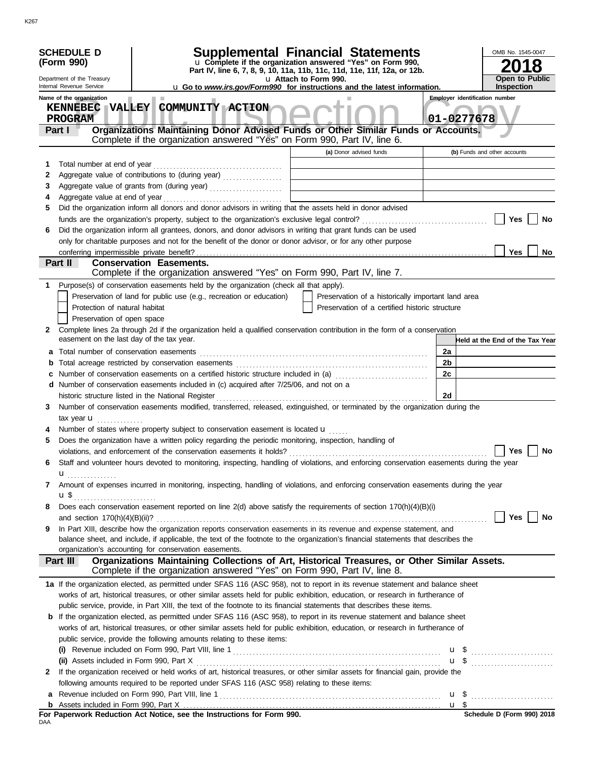K267

**SCHEDULE D (Form 990)**

Department of the Treasury
Internal Revenue Service

# Supplemental Financial Statements

u Complete if the organization answered "Yes" on Form 990, Part IV, line 6, 7, 8, 9, 10, 11a, 11b, 11c, 11d, 11e, 11f, 12a, or 12b.
u Attach to Form 990.
u Go to *www.irs.gov/Form990* for instructions and the latest information.

OMB No. 1545-0047
**2018**
**Open to Public Inspection**

Name of the organization: **KENNEBEC VALLEY COMMUNITY ACTION PROGRAM**

Employer identification number: **01-0277678**

Public Inspection Copy

## Part I — Organizations Maintaining Donor Advised Funds or Other Similar Funds or Accounts.
Complete if the organization answered "Yes" on Form 990, Part IV, line 6.

| | | (a) Donor advised funds | (b) Funds and other accounts |
|---|---|---|---|
| 1 | Total number at end of year | | |
| 2 | Aggregate value of contributions to (during year) | | |
| 3 | Aggregate value of grants from (during year) | | |
| 4 | Aggregate value at end of year | | |

5 Did the organization inform all donors and donor advisors in writing that the assets held in donor advised funds are the organization's property, subject to the organization's exclusive legal control? ☐ Yes ☐ No

6 Did the organization inform all grantees, donors, and donor advisors in writing that grant funds can be used only for charitable purposes and not for the benefit of the donor or donor advisor, or for any other purpose conferring impermissible private benefit? ☐ Yes ☐ No

## Part II — Conservation Easements.
Complete if the organization answered "Yes" on Form 990, Part IV, line 7.

1 Purpose(s) of conservation easements held by the organization (check all that apply).
- ☐ Preservation of land for public use (e.g., recreation or education)
- ☐ Preservation of a historically important land area
- ☐ Protection of natural habitat
- ☐ Preservation of a certified historic structure
- ☐ Preservation of open space

2 Complete lines 2a through 2d if the organization held a qualified conservation contribution in the form of a conservation easement on the last day of the tax year.

| | | | Held at the End of the Tax Year |
|---|---|---|---|
| a | Total number of conservation easements | 2a | |
| b | Total acreage restricted by conservation easements | 2b | |
| c | Number of conservation easements on a certified historic structure included in (a) | 2c | |
| d | Number of conservation easements included in (c) acquired after 7/25/06, and not on a historic structure listed in the National Register | 2d | |

3 Number of conservation easements modified, transferred, released, extinguished, or terminated by the organization during the tax year u

4 Number of states where property subject to conservation easement is located u

5 Does the organization have a written policy regarding the periodic monitoring, inspection, handling of violations, and enforcement of the conservation easements it holds? ☐ Yes ☐ No

6 Staff and volunteer hours devoted to monitoring, inspecting, handling of violations, and enforcing conservation easements during the year u

7 Amount of expenses incurred in monitoring, inspecting, handling of violations, and enforcing conservation easements during the year u $

8 Does each conservation easement reported on line 2(d) above satisfy the requirements of section 170(h)(4)(B)(i) and section 170(h)(4)(B)(ii)? ☐ Yes ☐ No

9 In Part XIII, describe how the organization reports conservation easements in its revenue and expense statement, and balance sheet, and include, if applicable, the text of the footnote to the organization's financial statements that describes the organization's accounting for conservation easements.

## Part III — Organizations Maintaining Collections of Art, Historical Treasures, or Other Similar Assets.
Complete if the organization answered "Yes" on Form 990, Part IV, line 8.

1a If the organization elected, as permitted under SFAS 116 (ASC 958), not to report in its revenue statement and balance sheet works of art, historical treasures, or other similar assets held for public exhibition, education, or research in furtherance of public service, provide, in Part XIII, the text of the footnote to its financial statements that describes these items.

b If the organization elected, as permitted under SFAS 116 (ASC 958), to report in its revenue statement and balance sheet works of art, historical treasures, or other similar assets held for public exhibition, education, or research in furtherance of public service, provide the following amounts relating to these items:

(i) Revenue included on Form 990, Part VIII, line 1 u $

(ii) Assets included in Form 990, Part X u $

2 If the organization received or held works of art, historical treasures, or other similar assets for financial gain, provide the following amounts required to be reported under SFAS 116 (ASC 958) relating to these items:

a Revenue included on Form 990, Part VIII, line 1 u $

b Assets included in Form 990, Part X u $

**For Paperwork Reduction Act Notice, see the Instructions for Form 990.**

**Schedule D (Form 990) 2018**

DAA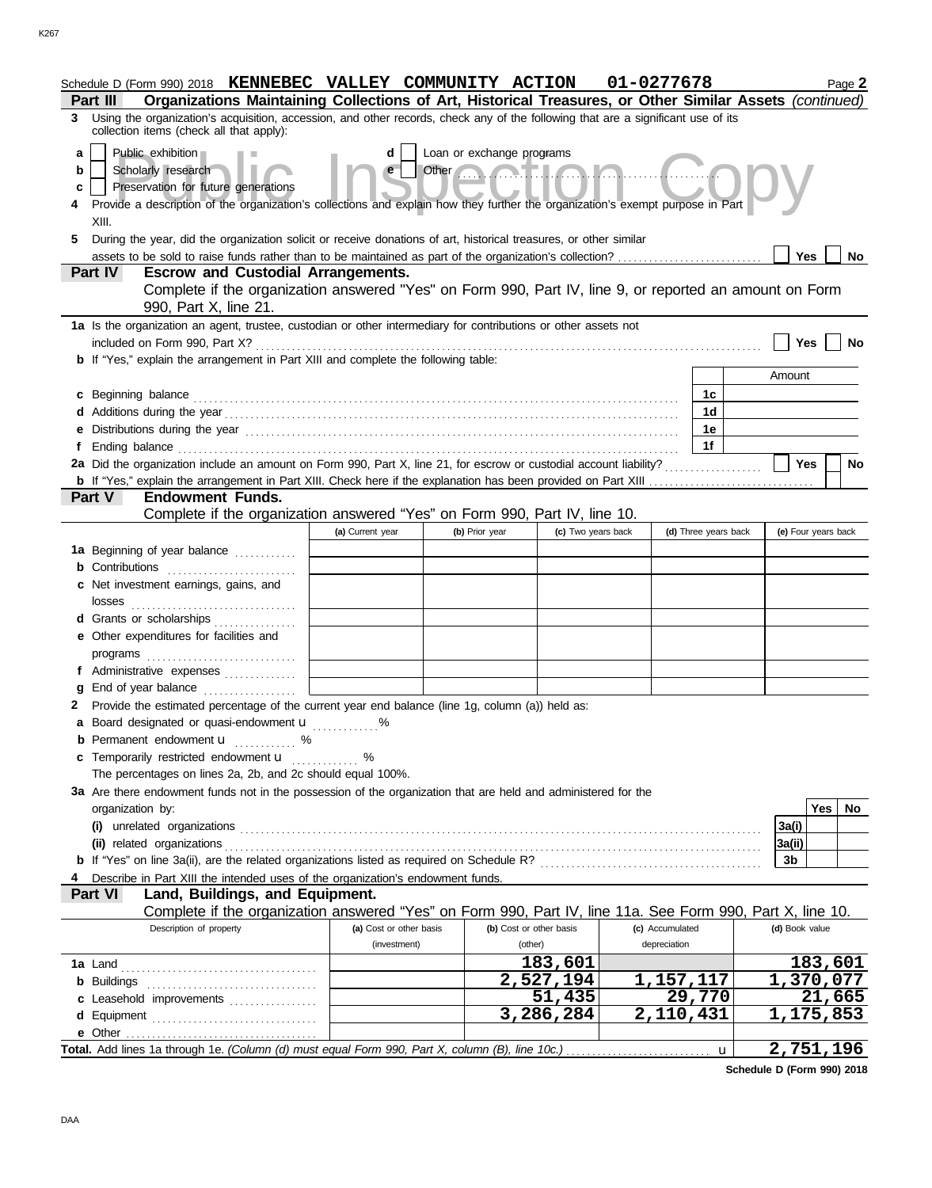Schedule D (Form 990) 2018 **KENNEBEC VALLEY COMMUNITY ACTION 01-0277678** Page **2**

**Part III** **Organizations Maintaining Collections of Art, Historical Treasures, or Other Similar Assets** *(continued)*

**3** Using the organization's acquisition, accession, and other records, check any of the following that are a significant use of its collection items (check all that apply):

- **a** [ ] Public exhibition
- **b** [ ] Scholarly research
- **c** [ ] Preservation for future generations
- **d** [ ] Loan or exchange programs
- **e** [ ] Other ................................................

**4** Provide a description of the organization's collections and explain how they further the organization's exempt purpose in Part XIII.

**5** During the year, did the organization solicit or receive donations of art, historical treasures, or other similar assets to be sold to raise funds rather than to be maintained as part of the organization's collection? [ ] Yes [ ] No

**Part IV** **Escrow and Custodial Arrangements.**

Complete if the organization answered "Yes" on Form 990, Part IV, line 9, or reported an amount on Form 990, Part X, line 21.

**1a** Is the organization an agent, trustee, custodian or other intermediary for contributions or other assets not included on Form 990, Part X? [ ] Yes [ ] No

**b** If "Yes," explain the arrangement in Part XIII and complete the following table:

| | | Amount |
|---|---|---|
| **c** Beginning balance | 1c | |
| **d** Additions during the year | 1d | |
| **e** Distributions during the year | 1e | |
| **f** Ending balance | 1f | |

**2a** Did the organization include an amount on Form 990, Part X, line 21, for escrow or custodial account liability? [ ] Yes [ ] No

**b** If "Yes," explain the arrangement in Part XIII. Check here if the explanation has been provided on Part XIII [ ]

**Part V** **Endowment Funds.**

Complete if the organization answered "Yes" on Form 990, Part IV, line 10.

| | (a) Current year | (b) Prior year | (c) Two years back | (d) Three years back | (e) Four years back |
|---|---|---|---|---|---|
| **1a** Beginning of year balance | | | | | |
| **b** Contributions | | | | | |
| **c** Net investment earnings, gains, and losses | | | | | |
| **d** Grants or scholarships | | | | | |
| **e** Other expenditures for facilities and programs | | | | | |
| **f** Administrative expenses | | | | | |
| **g** End of year balance | | | | | |

**2** Provide the estimated percentage of the current year end balance (line 1g, column (a)) held as:

**a** Board designated or quasi-endowment u ............%

**b** Permanent endowment u ............ %

**c** Temporarily restricted endowment u ............ %

The percentages on lines 2a, 2b, and 2c should equal 100%.

**3a** Are there endowment funds not in the possession of the organization that are held and administered for the organization by:

| | | Yes | No |
|---|---|---|---|
| **(i)** unrelated organizations | 3a(i) | | |
| **(ii)** related organizations | 3a(ii) | | |
| **b** If "Yes" on line 3a(ii), are the related organizations listed as required on Schedule R? | 3b | | |

**4** Describe in Part XIII the intended uses of the organization's endowment funds.

**Part VI** **Land, Buildings, and Equipment.**

Complete if the organization answered "Yes" on Form 990, Part IV, line 11a. See Form 990, Part X, line 10.

| Description of property | (a) Cost or other basis (investment) | (b) Cost or other basis (other) | (c) Accumulated depreciation | (d) Book value |
|---|---|---|---|---|
| **1a** Land | | 183,601 | | 183,601 |
| **b** Buildings | | 2,527,194 | 1,157,117 | 1,370,077 |
| **c** Leasehold improvements | | 51,435 | 29,770 | 21,665 |
| **d** Equipment | | 3,286,284 | 2,110,431 | 1,175,853 |
| **e** Other | | | | |
| **Total.** Add lines 1a through 1e. *(Column (d) must equal Form 990, Part X, column (B), line 10c.)* u | | | | 2,751,196 |

**Schedule D (Form 990) 2018**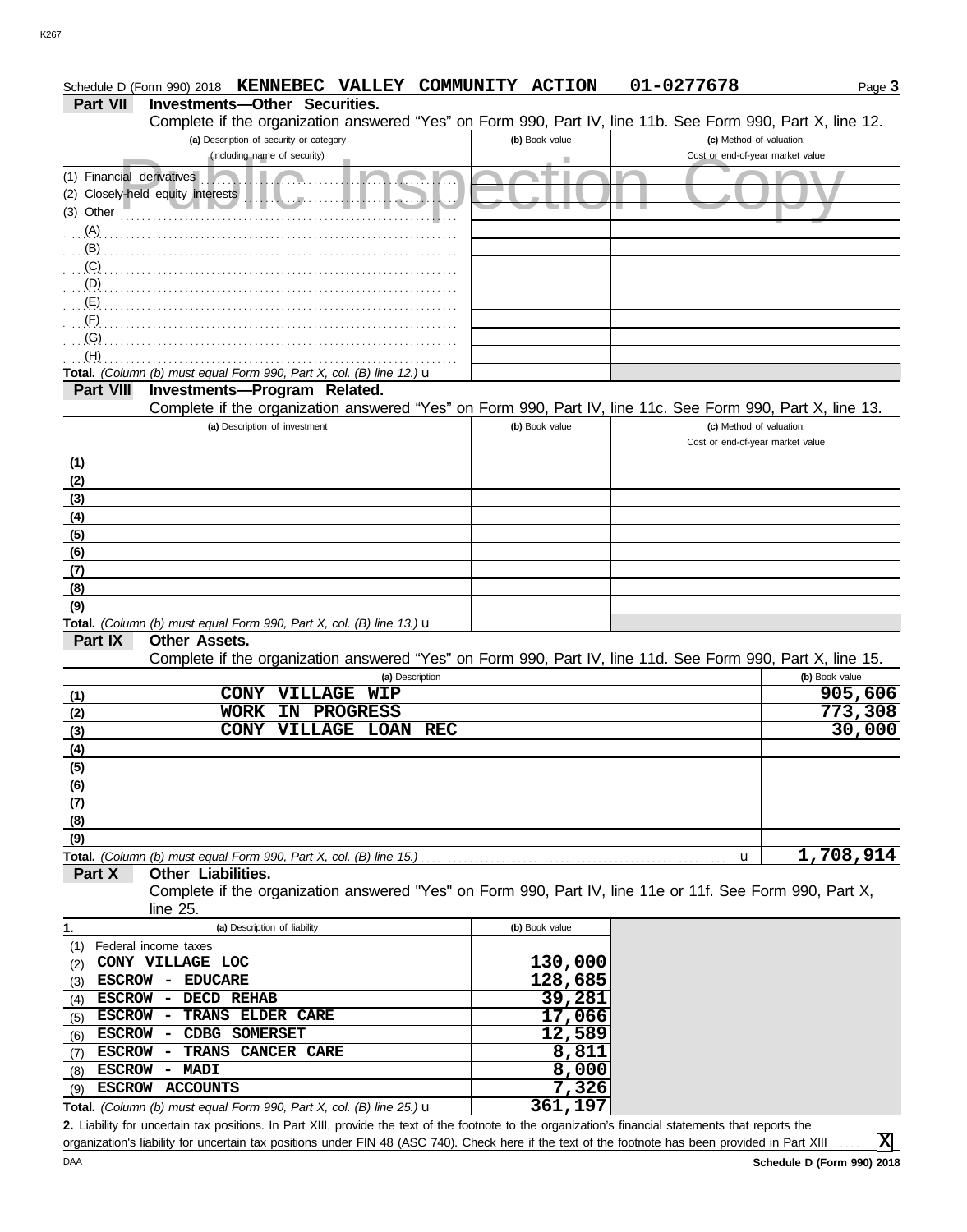Schedule D (Form 990) 2018 **KENNEBEC VALLEY COMMUNITY ACTION** **01-0277678** Page **3**

**Part VII Investments—Other Securities.**

Complete if the organization answered "Yes" on Form 990, Part IV, line 11b. See Form 990, Part X, line 12.

| (a) Description of security or category (including name of security) | (b) Book value | (c) Method of valuation: Cost or end-of-year market value |
|---|---|---|
| (1) Financial derivatives | | |
| (2) Closely-held equity interests | | |
| (3) Other | | |
| (A) | | |
| (B) | | |
| (C) | | |
| (D) | | |
| (E) | | |
| (F) | | |
| (G) | | |
| (H) | | |
| **Total.** *(Column (b) must equal Form 990, Part X, col. (B) line 12.)* u | | |

**Part VIII Investments—Program Related.**

Complete if the organization answered "Yes" on Form 990, Part IV, line 11c. See Form 990, Part X, line 13.

| (a) Description of investment | (b) Book value | (c) Method of valuation: Cost or end-of-year market value |
|---|---|---|
| (1) | | |
| (2) | | |
| (3) | | |
| (4) | | |
| (5) | | |
| (6) | | |
| (7) | | |
| (8) | | |
| (9) | | |
| **Total.** *(Column (b) must equal Form 990, Part X, col. (B) line 13.)* u | | |

**Part IX Other Assets.**

Complete if the organization answered "Yes" on Form 990, Part IV, line 11d. See Form 990, Part X, line 15.

| (a) Description | (b) Book value |
|---|---|
| (1) CONY VILLAGE WIP | 905,606 |
| (2) WORK IN PROGRESS | 773,308 |
| (3) CONY VILLAGE LOAN REC | 30,000 |
| (4) | |
| (5) | |
| (6) | |
| (7) | |
| (8) | |
| (9) | |
| **Total.** *(Column (b) must equal Form 990, Part X, col. (B) line 15.)* u | 1,708,914 |

**Part X Other Liabilities.**

Complete if the organization answered "Yes" on Form 990, Part IV, line 11e or 11f. See Form 990, Part X, line 25.

| 1. (a) Description of liability | (b) Book value |
|---|---|
| (1) Federal income taxes | |
| (2) CONY VILLAGE LOC | 130,000 |
| (3) ESCROW - EDUCARE | 128,685 |
| (4) ESCROW - DECD REHAB | 39,281 |
| (5) ESCROW - TRANS ELDER CARE | 17,066 |
| (6) ESCROW - CDBG SOMERSET | 12,589 |
| (7) ESCROW - TRANS CANCER CARE | 8,811 |
| (8) ESCROW - MADI | 8,000 |
| (9) ESCROW ACCOUNTS | 7,326 |
| **Total.** *(Column (b) must equal Form 990, Part X, col. (B) line 25.)* u | 361,197 |

**2.** Liability for uncertain tax positions. In Part XIII, provide the text of the footnote to the organization's financial statements that reports the organization's liability for uncertain tax positions under FIN 48 (ASC 740). Check here if the text of the footnote has been provided in Part XIII ...... **X**

DAA **Schedule D (Form 990) 2018**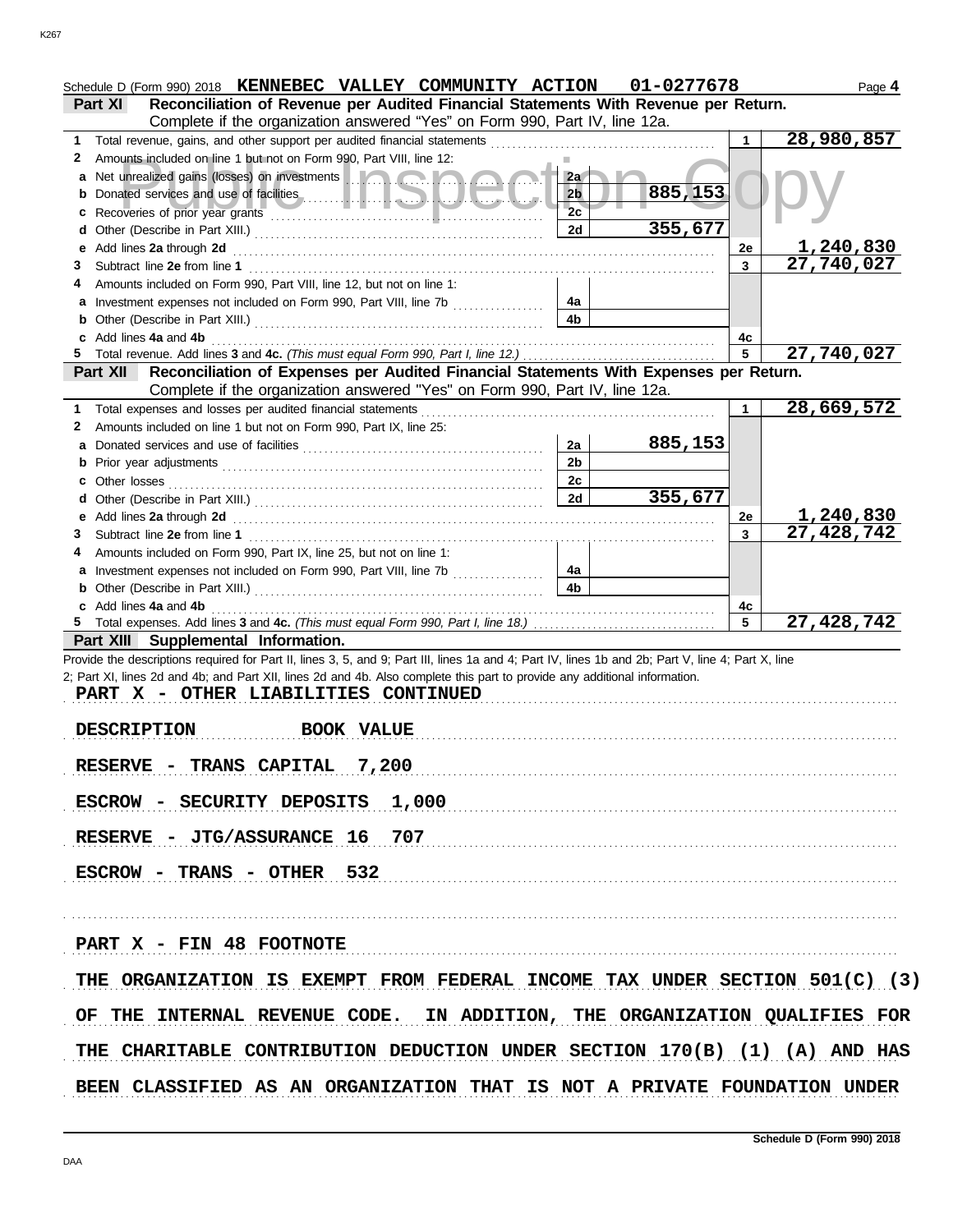Schedule D (Form 990) 2018 **KENNEBEC VALLEY COMMUNITY ACTION 01-0277678** Page **4**

**Part XI Reconciliation of Revenue per Audited Financial Statements With Revenue per Return.**
Complete if the organization answered "Yes" on Form 990, Part IV, line 12a.

| | | | | | |
|---|---|---|---|---|---|
| **1** | Total revenue, gains, and other support per audited financial statements | | | 1 | 28,980,857 |
| **2** | Amounts included on line 1 but not on Form 990, Part VIII, line 12: | | | | |
| **a** | Net unrealized gains (losses) on investments | 2a | | | |
| **b** | Donated services and use of facilities | 2b | 885,153 | | |
| **c** | Recoveries of prior year grants | 2c | | | |
| **d** | Other (Describe in Part XIII.) | 2d | 355,677 | | |
| **e** | Add lines **2a** through **2d** | | | 2e | 1,240,830 |
| **3** | Subtract line **2e** from line **1** | | | 3 | 27,740,027 |
| **4** | Amounts included on Form 990, Part VIII, line 12, but not on line 1: | | | | |
| **a** | Investment expenses not included on Form 990, Part VIII, line 7b | 4a | | | |
| **b** | Other (Describe in Part XIII.) | 4b | | | |
| **c** | Add lines **4a** and **4b** | | | 4c | |
| **5** | Total revenue. Add lines **3** and **4c.** *(This must equal Form 990, Part I, line 12.)* | | | 5 | 27,740,027 |

**Part XII Reconciliation of Expenses per Audited Financial Statements With Expenses per Return.**
Complete if the organization answered "Yes" on Form 990, Part IV, line 12a.

| | | | | | |
|---|---|---|---|---|---|
| **1** | Total expenses and losses per audited financial statements | | | 1 | 28,669,572 |
| **2** | Amounts included on line 1 but not on Form 990, Part IX, line 25: | | | | |
| **a** | Donated services and use of facilities | 2a | 885,153 | | |
| **b** | Prior year adjustments | 2b | | | |
| **c** | Other losses | 2c | | | |
| **d** | Other (Describe in Part XIII.) | 2d | 355,677 | | |
| **e** | Add lines **2a** through **2d** | | | 2e | 1,240,830 |
| **3** | Subtract line **2e** from line **1** | | | 3 | 27,428,742 |
| **4** | Amounts included on Form 990, Part IX, line 25, but not on line 1: | | | | |
| **a** | Investment expenses not included on Form 990, Part VIII, line 7b | 4a | | | |
| **b** | Other (Describe in Part XIII.) | 4b | | | |
| **c** | Add lines **4a** and **4b** | | | 4c | |
| **5** | Total expenses. Add lines **3** and **4c.** *(This must equal Form 990, Part I, line 18.)* | | | 5 | 27,428,742 |

**Part XIII Supplemental Information.**

Provide the descriptions required for Part II, lines 3, 5, and 9; Part III, lines 1a and 4; Part IV, lines 1b and 2b; Part V, line 4; Part X, line 2; Part XI, lines 2d and 4b; and Part XII, lines 2d and 4b. Also complete this part to provide any additional information.

PART X - OTHER LIABILITIES CONTINUED

DESCRIPTION BOOK VALUE

RESERVE - TRANS CAPITAL 7,200

ESCROW - SECURITY DEPOSITS 1,000

RESERVE - JTG/ASSURANCE 16 707

ESCROW - TRANS - OTHER 532

PART X - FIN 48 FOOTNOTE

THE ORGANIZATION IS EXEMPT FROM FEDERAL INCOME TAX UNDER SECTION 501(C) (3) OF THE INTERNAL REVENUE CODE. IN ADDITION, THE ORGANIZATION QUALIFIES FOR THE CHARITABLE CONTRIBUTION DEDUCTION UNDER SECTION 170(B) (1) (A) AND HAS BEEN CLASSIFIED AS AN ORGANIZATION THAT IS NOT A PRIVATE FOUNDATION UNDER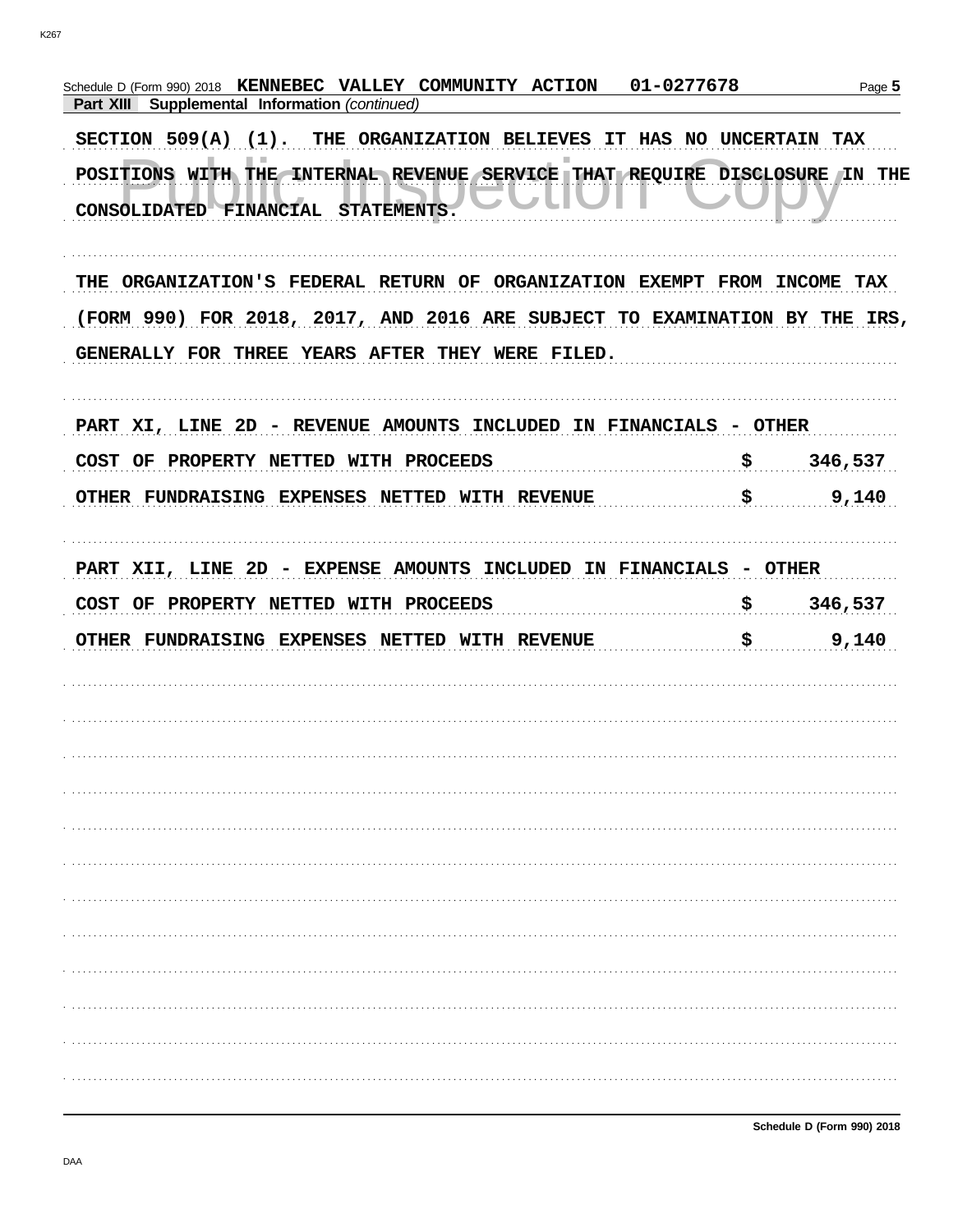Schedule D (Form 990) 2018 **KENNEBEC VALLEY COMMUNITY ACTION 01-0277678** Page **5**

**Part XIII Supplemental Information** *(continued)*

SECTION 509(A) (1). THE ORGANIZATION BELIEVES IT HAS NO UNCERTAIN TAX POSITIONS WITH THE INTERNAL REVENUE SERVICE THAT REQUIRE DISCLOSURE IN THE CONSOLIDATED FINANCIAL STATEMENTS.

THE ORGANIZATION'S FEDERAL RETURN OF ORGANIZATION EXEMPT FROM INCOME TAX (FORM 990) FOR 2018, 2017, AND 2016 ARE SUBJECT TO EXAMINATION BY THE IRS, GENERALLY FOR THREE YEARS AFTER THEY WERE FILED.

PART XI, LINE 2D - REVENUE AMOUNTS INCLUDED IN FINANCIALS - OTHER

| | |
|---|---|
| COST OF PROPERTY NETTED WITH PROCEEDS | $ 346,537 |
| OTHER FUNDRAISING EXPENSES NETTED WITH REVENUE | $ 9,140 |

PART XII, LINE 2D - EXPENSE AMOUNTS INCLUDED IN FINANCIALS - OTHER

| | |
|---|---|
| COST OF PROPERTY NETTED WITH PROCEEDS | $ 346,537 |
| OTHER FUNDRAISING EXPENSES NETTED WITH REVENUE | $ 9,140 |

**Schedule D (Form 990) 2018**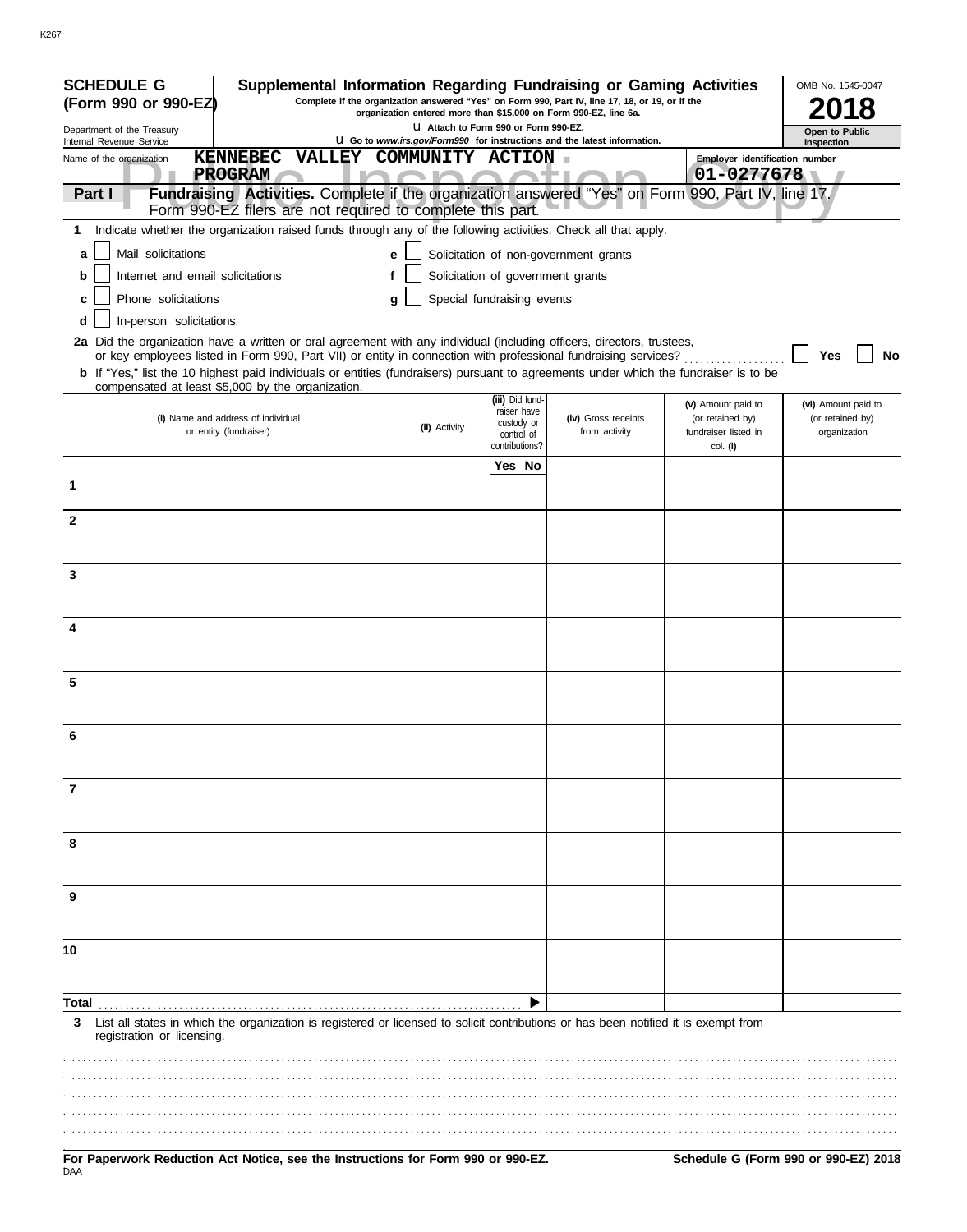**SCHEDULE G (Form 990 or 990-EZ)**

Department of the Treasury
Internal Revenue Service

# Supplemental Information Regarding Fundraising or Gaming Activities

**Complete if the organization answered "Yes" on Form 990, Part IV, line 17, 18, or 19, or if the organization entered more than $15,000 on Form 990-EZ, line 6a.**

**u Attach to Form 990 or Form 990-EZ.**

**u Go to *www.irs.gov/Form990* for instructions and the latest information.**

OMB No. 1545-0047

**2018**

**Open to Public Inspection**

Name of the organization: **KENNEBEC VALLEY COMMUNITY ACTION PROGRAM**

Employer identification number: **01-0277678**

**Part I — Fundraising Activities.** Complete if the organization answered "Yes" on Form 990, Part IV, line 17. Form 990-EZ filers are not required to complete this part.

**1** Indicate whether the organization raised funds through any of the following activities. Check all that apply.

- **a** ☐ Mail solicitations
- **b** ☐ Internet and email solicitations
- **c** ☐ Phone solicitations
- **d** ☐ In-person solicitations
- **e** ☐ Solicitation of non-government grants
- **f** ☐ Solicitation of government grants
- **g** ☐ Special fundraising events

**2a** Did the organization have a written or oral agreement with any individual (including officers, directors, trustees, or key employees listed in Form 990, Part VII) or entity in connection with professional fundraising services? ☐ **Yes** ☐ **No**

**b** If "Yes," list the 10 highest paid individuals or entities (fundraisers) pursuant to agreements under which the fundraiser is to be compensated at least $5,000 by the organization.

| | (i) Name and address of individual or entity (fundraiser) | (ii) Activity | (iii) Did fundraiser have custody or control of contributions? Yes | No | (iv) Gross receipts from activity | (v) Amount paid to (or retained by) fundraiser listed in col. (i) | (vi) Amount paid to (or retained by) organization |
|---|---|---|---|---|---|---|---|
| 1 | | | | | | | |
| 2 | | | | | | | |
| 3 | | | | | | | |
| 4 | | | | | | | |
| 5 | | | | | | | |
| 6 | | | | | | | |
| 7 | | | | | | | |
| 8 | | | | | | | |
| 9 | | | | | | | |
| 10 | | | | | | | |
| **Total** | | | | ▶ | | | |

**3** List all states in which the organization is registered or licensed to solicit contributions or has been notified it is exempt from registration or licensing.

**For Paperwork Reduction Act Notice, see the Instructions for Form 990 or 990-EZ.**

DAA

**Schedule G (Form 990 or 990-EZ) 2018**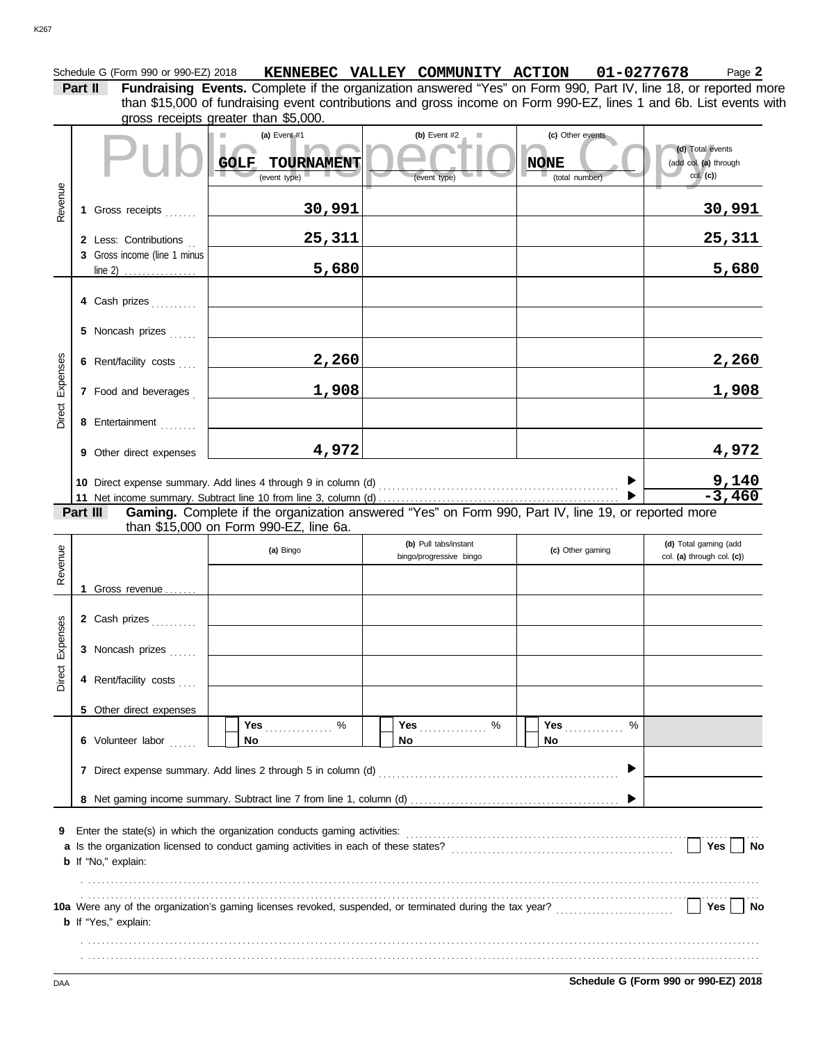Schedule G (Form 990 or 990-EZ) 2018 **KENNEBEC VALLEY COMMUNITY ACTION 01-0277678** Page **2**

**Part II** **Fundraising Events.** Complete if the organization answered "Yes" on Form 990, Part IV, line 18, or reported more than $15,000 of fundraising event contributions and gross income on Form 990-EZ, lines 1 and 6b. List events with gross receipts greater than $5,000.

Public Inspection Copy

| | | (a) Event #1 | (b) Event #2 | (c) Other events | (d) Total events (add col. (a) through col. (c)) |
|---|---|---|---|---|---|
| | | GOLF TOURNAMENT (event type) | (event type) | NONE (total number) | |
| Revenue | 1 Gross receipts | 30,991 | | | 30,991 |
| | 2 Less: Contributions | 25,311 | | | 25,311 |
| | 3 Gross income (line 1 minus line 2) | 5,680 | | | 5,680 |
| Direct Expenses | 4 Cash prizes | | | | |
| | 5 Noncash prizes | | | | |
| | 6 Rent/facility costs | 2,260 | | | 2,260 |
| | 7 Food and beverages | 1,908 | | | 1,908 |
| | 8 Entertainment | | | | |
| | 9 Other direct expenses | 4,972 | | | 4,972 |
| | 10 Direct expense summary. Add lines 4 through 9 in column (d) | | | ▶ | 9,140 |
| | 11 Net income summary. Subtract line 10 from line 3, column (d) | | | ▶ | -3,460 |

**Part III** **Gaming.** Complete if the organization answered "Yes" on Form 990, Part IV, line 19, or reported more than $15,000 on Form 990-EZ, line 6a.

| | | (a) Bingo | (b) Pull tabs/instant bingo/progressive bingo | (c) Other gaming | (d) Total gaming (add col. (a) through col. (c)) |
|---|---|---|---|---|---|
| Revenue | 1 Gross revenue | | | | |
| Direct Expenses | 2 Cash prizes | | | | |
| | 3 Noncash prizes | | | | |
| | 4 Rent/facility costs | | | | |
| | 5 Other direct expenses | | | | |
| | 6 Volunteer labor | Yes ____ % No | Yes ____ % No | Yes ____ % No | |
| | 7 Direct expense summary. Add lines 2 through 5 in column (d) | | | ▶ | |
| | 8 Net gaming income summary. Subtract line 7 from line 1, column (d) | | | ▶ | |

**9** Enter the state(s) in which the organization conducts gaming activities:

**a** Is the organization licensed to conduct gaming activities in each of these states? Yes No

**b** If "No," explain:

**10a** Were any of the organization's gaming licenses revoked, suspended, or terminated during the tax year? Yes No

**b** If "Yes," explain:

DAA **Schedule G (Form 990 or 990-EZ) 2018**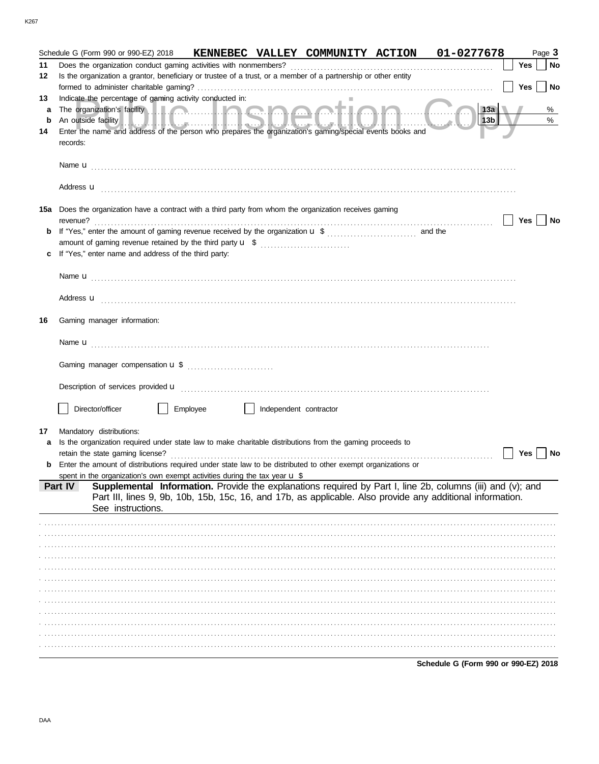Schedule G (Form 990 or 990-EZ) 2018 **KENNEBEC VALLEY COMMUNITY ACTION 01-0277678** Page **3**

**11** Does the organization conduct gaming activities with nonmembers? ☐ Yes ☐ No

**12** Is the organization a grantor, beneficiary or trustee of a trust, or a member of a partnership or other entity formed to administer charitable gaming? ☐ Yes ☐ No

**13** Indicate the percentage of gaming activity conducted in:

**a** The organization's facility **13a** %

**b** An outside facility **13b** %

**14** Enter the name and address of the person who prepares the organization's gaming/special events books and records:

Name u

Address u

**15a** Does the organization have a contract with a third party from whom the organization receives gaming revenue? ☐ Yes ☐ No

**b** If "Yes," enter the amount of gaming revenue received by the organization u $ ______ and the amount of gaming revenue retained by the third party u $ ______

**c** If "Yes," enter name and address of the third party:

Name u

Address u

**16** Gaming manager information:

Name u

Gaming manager compensation u $

Description of services provided u

☐ Director/officer ☐ Employee ☐ Independent contractor

**17** Mandatory distributions:

**a** Is the organization required under state law to make charitable distributions from the gaming proceeds to retain the state gaming license? ☐ Yes ☐ No

**b** Enter the amount of distributions required under state law to be distributed to other exempt organizations or spent in the organization's own exempt activities during the tax year u $

**Part IV** **Supplemental Information.** Provide the explanations required by Part I, line 2b, columns (iii) and (v); and Part III, lines 9, 9b, 10b, 15b, 15c, 16, and 17b, as applicable. Also provide any additional information. See instructions.

**Schedule G (Form 990 or 990-EZ) 2018**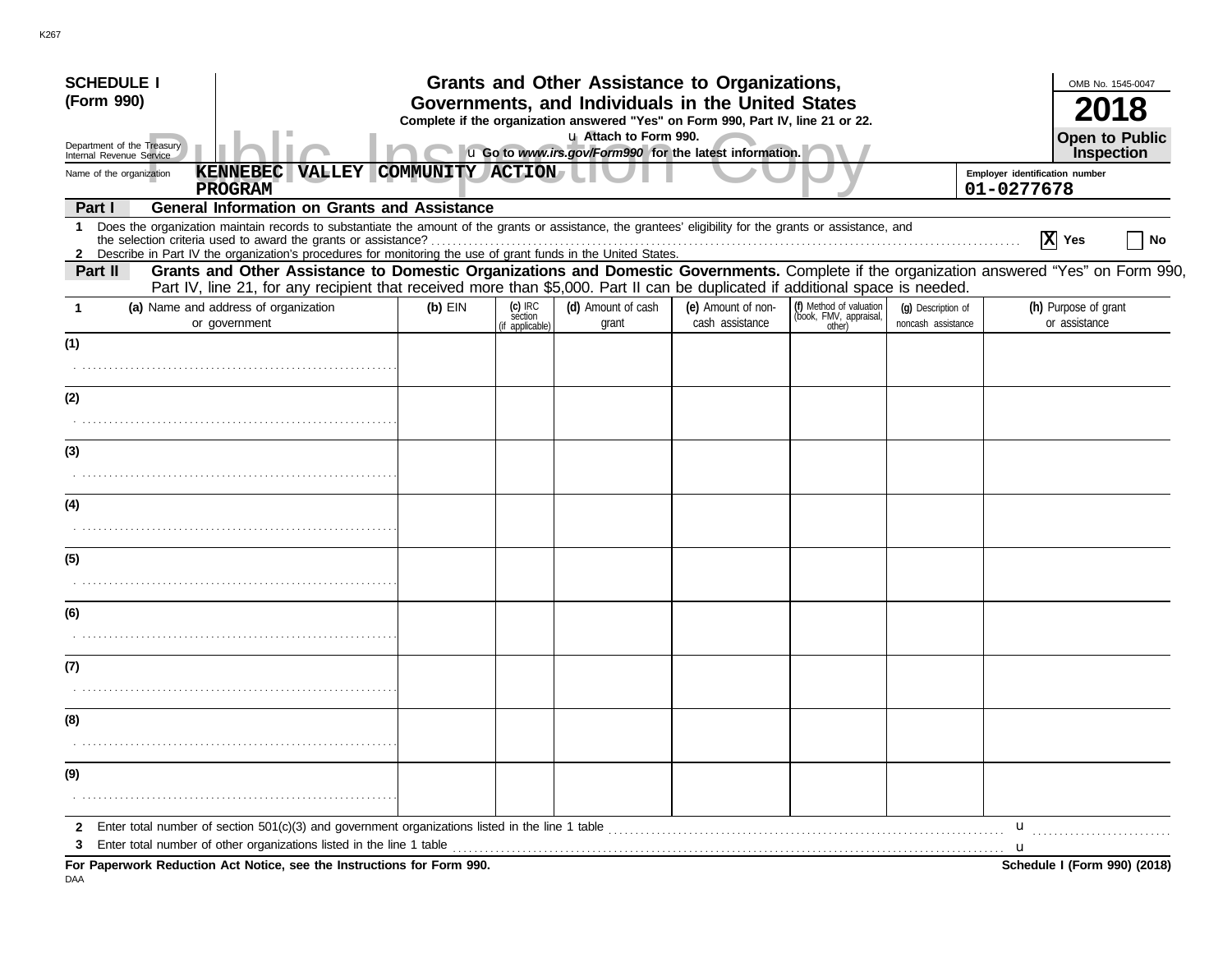**SCHEDULE I (Form 990)**

Department of the Treasury
Internal Revenue Service

# Grants and Other Assistance to Organizations, Governments, and Individuals in the United States

**Complete if the organization answered "Yes" on Form 990, Part IV, line 21 or 22.**

u **Attach to Form 990.**

u **Go to *www.irs.gov/Form990* for the latest information.**

OMB No. 1545-0047

**2018**

**Open to Public Inspection**

Public Inspection Copy

Name of the organization: **KENNEBEC VALLEY COMMUNITY ACTION PROGRAM**

Employer identification number: **01-0277678**

**Part I — General Information on Grants and Assistance**

1 Does the organization maintain records to substantiate the amount of the grants or assistance, the grantees' eligibility for the grants or assistance, and the selection criteria used to award the grants or assistance? ........ [X] Yes [ ] No

2 Describe in Part IV the organization's procedures for monitoring the use of grant funds in the United States.

**Part II — Grants and Other Assistance to Domestic Organizations and Domestic Governments.** Complete if the organization answered "Yes" on Form 990, Part IV, line 21, for any recipient that received more than $5,000. Part II can be duplicated if additional space is needed.

| 1 (a) Name and address of organization or government | (b) EIN | (c) IRC section (if applicable) | (d) Amount of cash grant | (e) Amount of non-cash assistance | (f) Method of valuation (book, FMV, appraisal, other) | (g) Description of noncash assistance | (h) Purpose of grant or assistance |
|---|---|---|---|---|---|---|---|
| (1) | | | | | | | |
| (2) | | | | | | | |
| (3) | | | | | | | |
| (4) | | | | | | | |
| (5) | | | | | | | |
| (6) | | | | | | | |
| (7) | | | | | | | |
| (8) | | | | | | | |
| (9) | | | | | | | |

2 Enter total number of section 501(c)(3) and government organizations listed in the line 1 table ........ u

3 Enter total number of other organizations listed in the line 1 table ........ u

**For Paperwork Reduction Act Notice, see the Instructions for Form 990.** **Schedule I (Form 990) (2018)**

DAA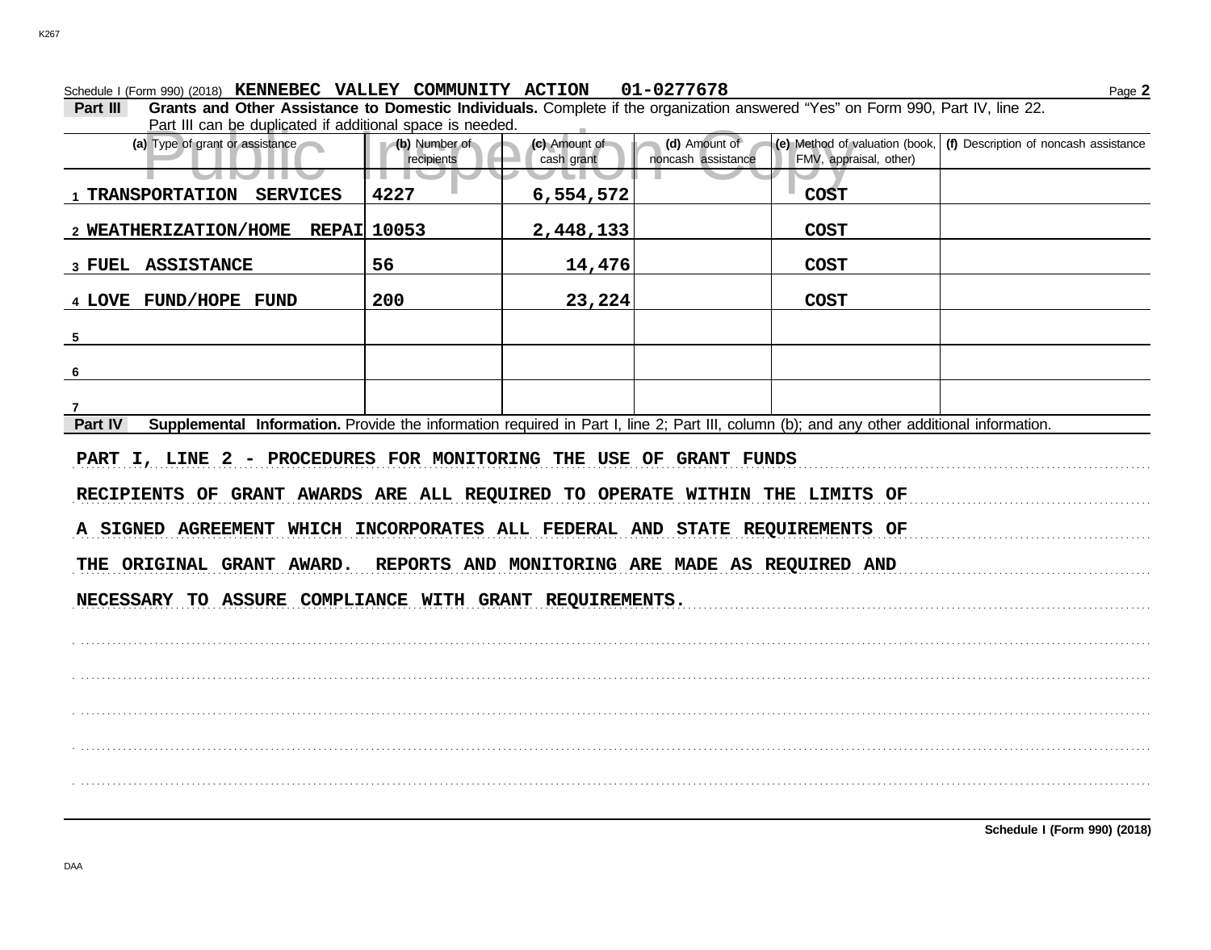Schedule I (Form 990) (2018) **KENNEBEC VALLEY COMMUNITY ACTION 01-0277678**

**Part III Grants and Other Assistance to Domestic Individuals.** Complete if the organization answered "Yes" on Form 990, Part IV, line 22. Part III can be duplicated if additional space is needed.

| (a) Type of grant or assistance | (b) Number of recipients | (c) Amount of cash grant | (d) Amount of noncash assistance | (e) Method of valuation (book, FMV, appraisal, other) | (f) Description of noncash assistance |
|---|---|---|---|---|---|
| 1 TRANSPORTATION SERVICES | 4227 | 6,554,572 | | COST | |
| 2 WEATHERIZATION/HOME REPAI | 10053 | 2,448,133 | | COST | |
| 3 FUEL ASSISTANCE | 56 | 14,476 | | COST | |
| 4 LOVE FUND/HOPE FUND | 200 | 23,224 | | COST | |
| 5 | | | | | |
| 6 | | | | | |
| 7 | | | | | |

**Part IV Supplemental Information.** Provide the information required in Part I, line 2; Part III, column (b); and any other additional information.

PART I, LINE 2 - PROCEDURES FOR MONITORING THE USE OF GRANT FUNDS

RECIPIENTS OF GRANT AWARDS ARE ALL REQUIRED TO OPERATE WITHIN THE LIMITS OF A SIGNED AGREEMENT WHICH INCORPORATES ALL FEDERAL AND STATE REQUIREMENTS OF THE ORIGINAL GRANT AWARD. REPORTS AND MONITORING ARE MADE AS REQUIRED AND NECESSARY TO ASSURE COMPLIANCE WITH GRANT REQUIREMENTS.

Schedule I (Form 990) (2018)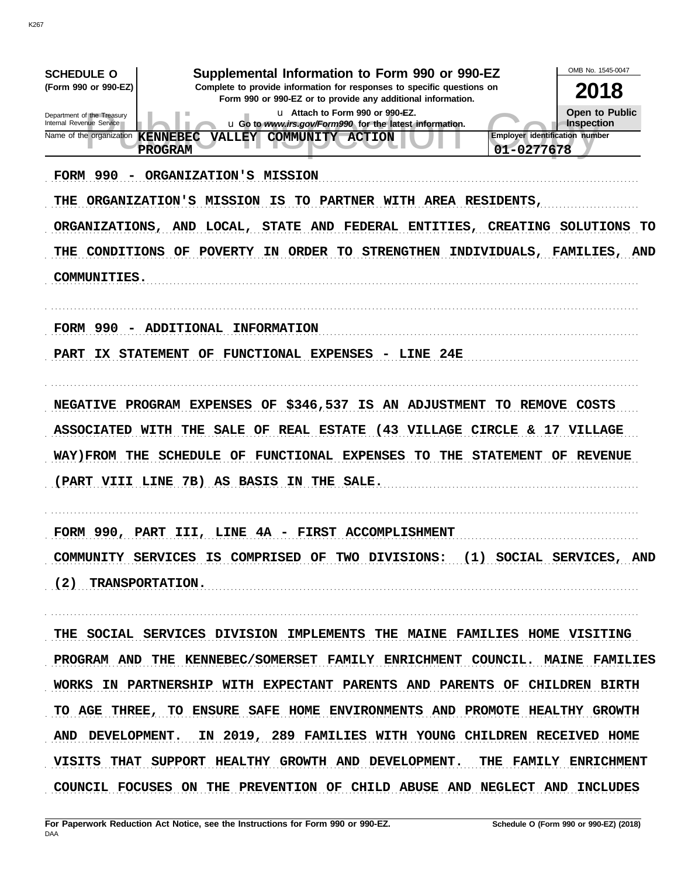**SCHEDULE O** (Form 990 or 990-EZ)

Department of the Treasury Internal Revenue Service

# Supplemental Information to Form 990 or 990-EZ

**Complete to provide information for responses to specific questions on Form 990 or 990-EZ or to provide any additional information.**

u Attach to Form 990 or 990-EZ.

u Go to *www.irs.gov/Form990* for the latest information.

OMB No. 1545-0047

**2018**

**Open to Public Inspection**

Name of the organization: KENNEBEC VALLEY COMMUNITY ACTION PROGRAM

Employer identification number: 01-0277678

FORM 990 - ORGANIZATION'S MISSION

THE ORGANIZATION'S MISSION IS TO PARTNER WITH AREA RESIDENTS, ORGANIZATIONS, AND LOCAL, STATE AND FEDERAL ENTITIES, CREATING SOLUTIONS TO THE CONDITIONS OF POVERTY IN ORDER TO STRENGTHEN INDIVIDUALS, FAMILIES, AND COMMUNITIES.

FORM 990 - ADDITIONAL INFORMATION

PART IX STATEMENT OF FUNCTIONAL EXPENSES - LINE 24E

NEGATIVE PROGRAM EXPENSES OF $346,537 IS AN ADJUSTMENT TO REMOVE COSTS ASSOCIATED WITH THE SALE OF REAL ESTATE (43 VILLAGE CIRCLE & 17 VILLAGE WAY)FROM THE SCHEDULE OF FUNCTIONAL EXPENSES TO THE STATEMENT OF REVENUE (PART VIII LINE 7B) AS BASIS IN THE SALE.

FORM 990, PART III, LINE 4A - FIRST ACCOMPLISHMENT

COMMUNITY SERVICES IS COMPRISED OF TWO DIVISIONS: (1) SOCIAL SERVICES, AND (2) TRANSPORTATION.

THE SOCIAL SERVICES DIVISION IMPLEMENTS THE MAINE FAMILIES HOME VISITING PROGRAM AND THE KENNEBEC/SOMERSET FAMILY ENRICHMENT COUNCIL. MAINE FAMILIES WORKS IN PARTNERSHIP WITH EXPECTANT PARENTS AND PARENTS OF CHILDREN BIRTH TO AGE THREE, TO ENSURE SAFE HOME ENVIRONMENTS AND PROMOTE HEALTHY GROWTH AND DEVELOPMENT. IN 2019, 289 FAMILIES WITH YOUNG CHILDREN RECEIVED HOME VISITS THAT SUPPORT HEALTHY GROWTH AND DEVELOPMENT. THE FAMILY ENRICHMENT COUNCIL FOCUSES ON THE PREVENTION OF CHILD ABUSE AND NEGLECT AND INCLUDES

**For Paperwork Reduction Act Notice, see the Instructions for Form 990 or 990-EZ.** DAA **Schedule O (Form 990 or 990-EZ) (2018)**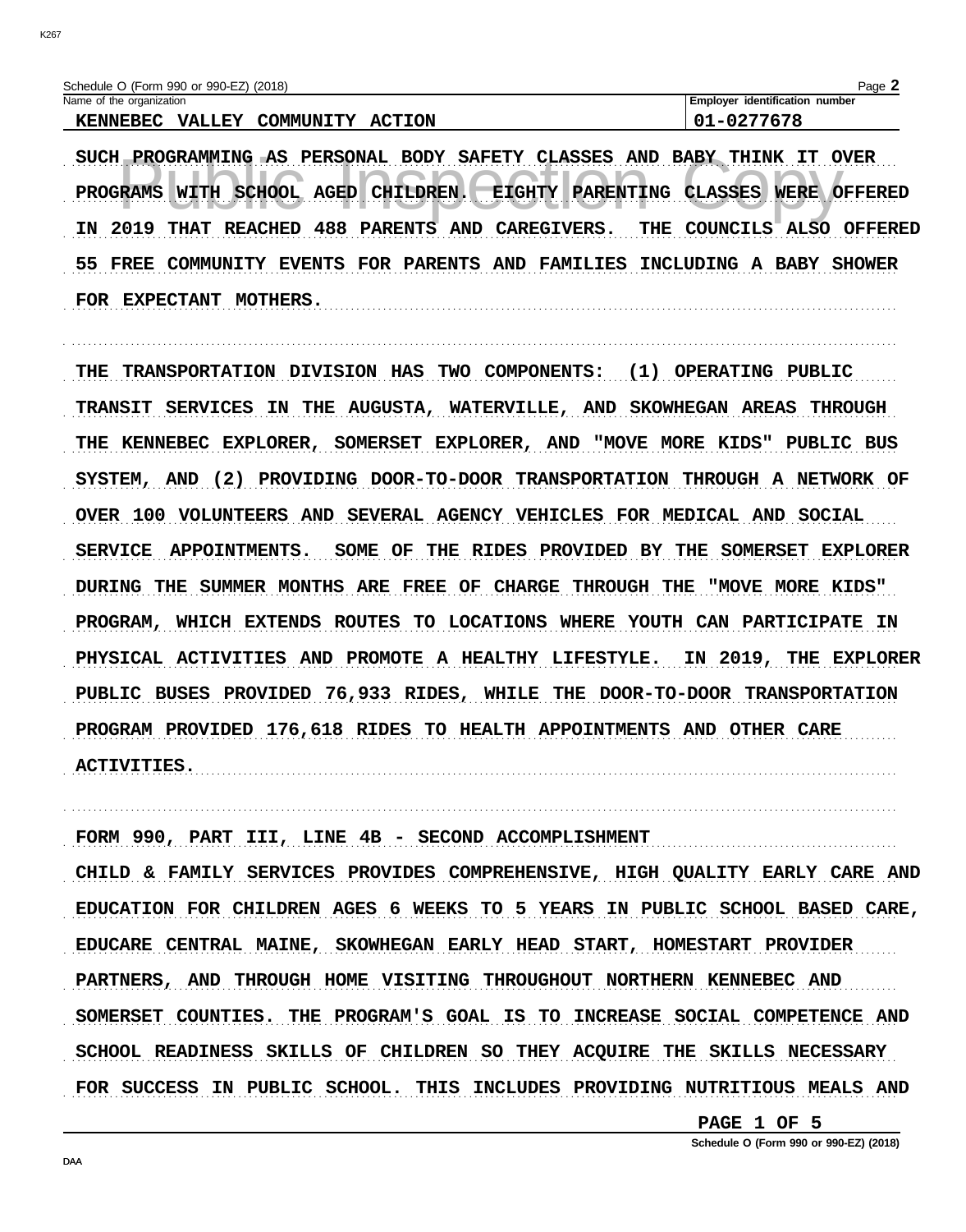SUCH PROGRAMMING AS PERSONAL BODY SAFETY CLASSES AND BABY THINK IT OVER PROGRAMS WITH SCHOOL AGED CHILDREN. EIGHTY PARENTING CLASSES WERE OFFERED IN 2019 THAT REACHED 488 PARENTS AND CAREGIVERS. THE COUNCILS ALSO OFFERED 55 FREE COMMUNITY EVENTS FOR PARENTS AND FAMILIES INCLUDING A BABY SHOWER FOR EXPECTANT MOTHERS.

THE TRANSPORTATION DIVISION HAS TWO COMPONENTS: (1) OPERATING PUBLIC TRANSIT SERVICES IN THE AUGUSTA, WATERVILLE, AND SKOWHEGAN AREAS THROUGH THE KENNEBEC EXPLORER, SOMERSET EXPLORER, AND "MOVE MORE KIDS" PUBLIC BUS SYSTEM, AND (2) PROVIDING DOOR-TO-DOOR TRANSPORTATION THROUGH A NETWORK OF OVER 100 VOLUNTEERS AND SEVERAL AGENCY VEHICLES FOR MEDICAL AND SOCIAL SERVICE APPOINTMENTS. SOME OF THE RIDES PROVIDED BY THE SOMERSET EXPLORER DURING THE SUMMER MONTHS ARE FREE OF CHARGE THROUGH THE "MOVE MORE KIDS" PROGRAM, WHICH EXTENDS ROUTES TO LOCATIONS WHERE YOUTH CAN PARTICIPATE IN PHYSICAL ACTIVITIES AND PROMOTE A HEALTHY LIFESTYLE. IN 2019, THE EXPLORER PUBLIC BUSES PROVIDED 76,933 RIDES, WHILE THE DOOR-TO-DOOR TRANSPORTATION PROGRAM PROVIDED 176,618 RIDES TO HEALTH APPOINTMENTS AND OTHER CARE ACTIVITIES.

FORM 990, PART III, LINE 4B - SECOND ACCOMPLISHMENT

CHILD & FAMILY SERVICES PROVIDES COMPREHENSIVE, HIGH QUALITY EARLY CARE AND EDUCATION FOR CHILDREN AGES 6 WEEKS TO 5 YEARS IN PUBLIC SCHOOL BASED CARE, EDUCARE CENTRAL MAINE, SKOWHEGAN EARLY HEAD START, HOMESTART PROVIDER PARTNERS, AND THROUGH HOME VISITING THROUGHOUT NORTHERN KENNEBEC AND SOMERSET COUNTIES. THE PROGRAM'S GOAL IS TO INCREASE SOCIAL COMPETENCE AND SCHOOL READINESS SKILLS OF CHILDREN SO THEY ACQUIRE THE SKILLS NECESSARY FOR SUCCESS IN PUBLIC SCHOOL. THIS INCLUDES PROVIDING NUTRITIOUS MEALS AND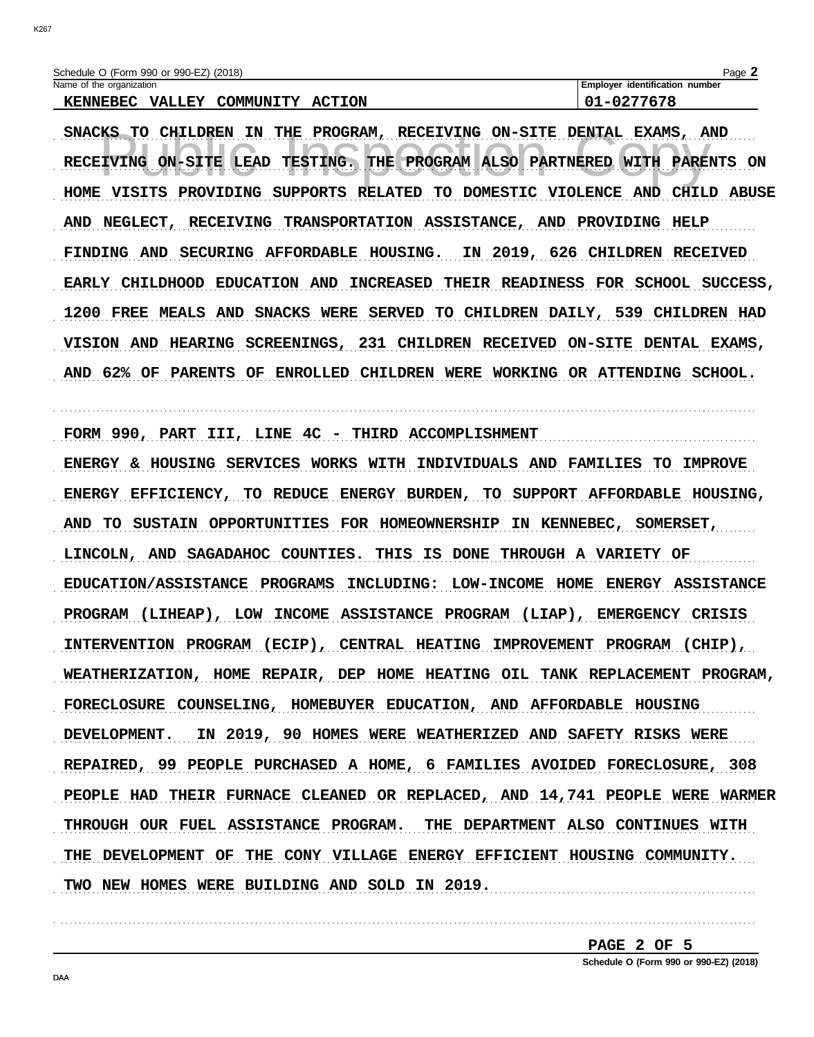Schedule O (Form 990 or 990-EZ) (2018)

Name of the organization: KENNEBEC VALLEY COMMUNITY ACTION

Employer identification number: 01-0277678

SNACKS TO CHILDREN IN THE PROGRAM, RECEIVING ON-SITE DENTAL EXAMS, AND RECEIVING ON-SITE LEAD TESTING. THE PROGRAM ALSO PARTNERED WITH PARENTS ON HOME VISITS PROVIDING SUPPORTS RELATED TO DOMESTIC VIOLENCE AND CHILD ABUSE AND NEGLECT, RECEIVING TRANSPORTATION ASSISTANCE, AND PROVIDING HELP FINDING AND SECURING AFFORDABLE HOUSING. IN 2019, 626 CHILDREN RECEIVED EARLY CHILDHOOD EDUCATION AND INCREASED THEIR READINESS FOR SCHOOL SUCCESS, 1200 FREE MEALS AND SNACKS WERE SERVED TO CHILDREN DAILY, 539 CHILDREN HAD VISION AND HEARING SCREENINGS, 231 CHILDREN RECEIVED ON-SITE DENTAL EXAMS, AND 62% OF PARENTS OF ENROLLED CHILDREN WERE WORKING OR ATTENDING SCHOOL.

FORM 990, PART III, LINE 4C - THIRD ACCOMPLISHMENT

ENERGY & HOUSING SERVICES WORKS WITH INDIVIDUALS AND FAMILIES TO IMPROVE ENERGY EFFICIENCY, TO REDUCE ENERGY BURDEN, TO SUPPORT AFFORDABLE HOUSING, AND TO SUSTAIN OPPORTUNITIES FOR HOMEOWNERSHIP IN KENNEBEC, SOMERSET, LINCOLN, AND SAGADAHOC COUNTIES. THIS IS DONE THROUGH A VARIETY OF EDUCATION/ASSISTANCE PROGRAMS INCLUDING: LOW-INCOME HOME ENERGY ASSISTANCE PROGRAM (LIHEAP), LOW INCOME ASSISTANCE PROGRAM (LIAP), EMERGENCY CRISIS INTERVENTION PROGRAM (ECIP), CENTRAL HEATING IMPROVEMENT PROGRAM (CHIP), WEATHERIZATION, HOME REPAIR, DEP HOME HEATING OIL TANK REPLACEMENT PROGRAM, FORECLOSURE COUNSELING, HOMEBUYER EDUCATION, AND AFFORDABLE HOUSING DEVELOPMENT. IN 2019, 90 HOMES WERE WEATHERIZED AND SAFETY RISKS WERE REPAIRED, 99 PEOPLE PURCHASED A HOME, 6 FAMILIES AVOIDED FORECLOSURE, 308 PEOPLE HAD THEIR FURNACE CLEANED OR REPLACED, AND 14,741 PEOPLE WERE WARMER THROUGH OUR FUEL ASSISTANCE PROGRAM. THE DEPARTMENT ALSO CONTINUES WITH THE DEVELOPMENT OF THE CONY VILLAGE ENERGY EFFICIENT HOUSING COMMUNITY. TWO NEW HOMES WERE BUILDING AND SOLD IN 2019.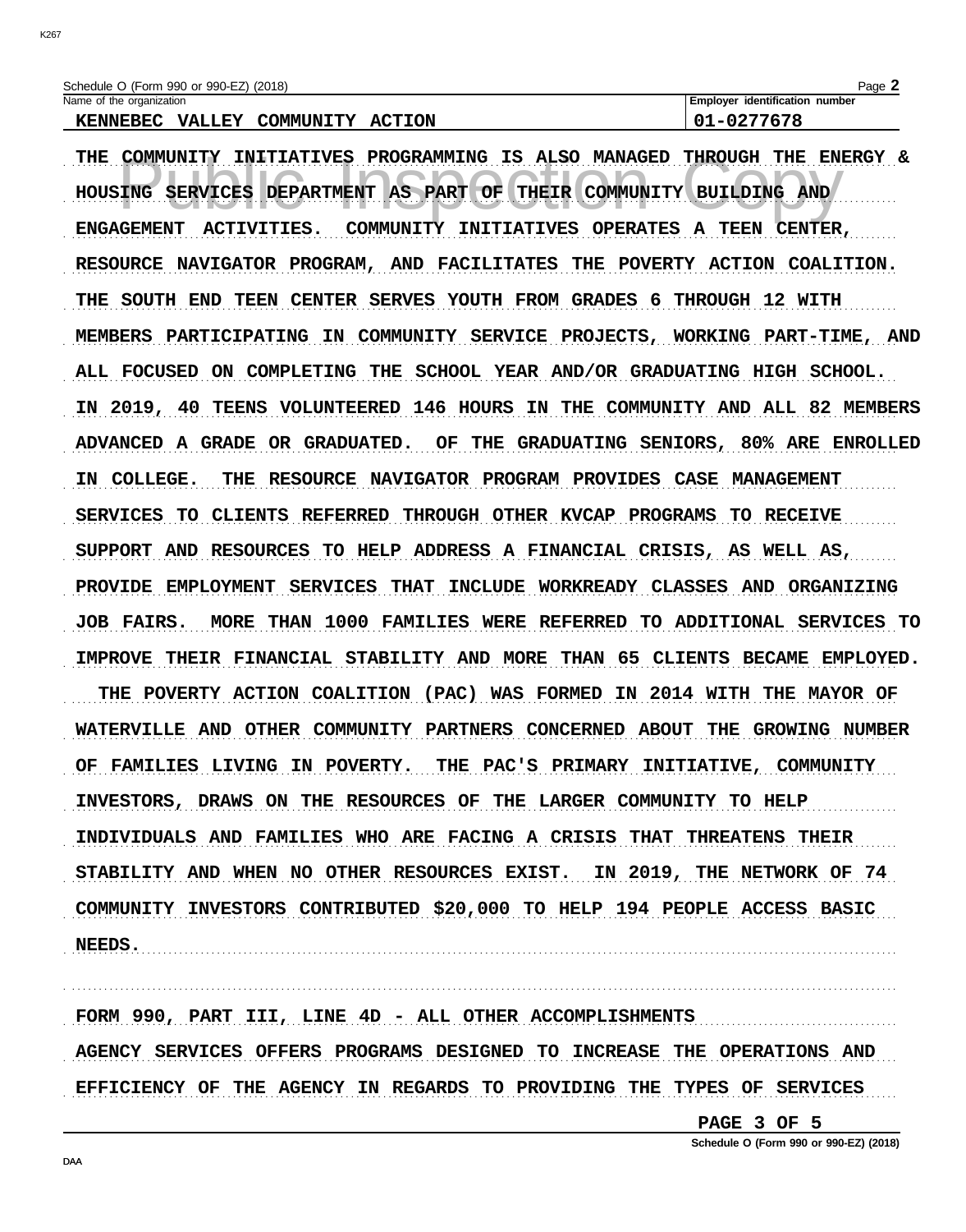Schedule O (Form 990 or 990-EZ) (2018)

Name of the organization: KENNEBEC VALLEY COMMUNITY ACTION

Employer identification number: 01-0277678

THE COMMUNITY INITIATIVES PROGRAMMING IS ALSO MANAGED THROUGH THE ENERGY & HOUSING SERVICES DEPARTMENT AS PART OF THEIR COMMUNITY BUILDING AND ENGAGEMENT ACTIVITIES. COMMUNITY INITIATIVES OPERATES A TEEN CENTER, RESOURCE NAVIGATOR PROGRAM, AND FACILITATES THE POVERTY ACTION COALITION. THE SOUTH END TEEN CENTER SERVES YOUTH FROM GRADES 6 THROUGH 12 WITH MEMBERS PARTICIPATING IN COMMUNITY SERVICE PROJECTS, WORKING PART-TIME, AND ALL FOCUSED ON COMPLETING THE SCHOOL YEAR AND/OR GRADUATING HIGH SCHOOL. IN 2019, 40 TEENS VOLUNTEERED 146 HOURS IN THE COMMUNITY AND ALL 82 MEMBERS ADVANCED A GRADE OR GRADUATED. OF THE GRADUATING SENIORS, 80% ARE ENROLLED IN COLLEGE. THE RESOURCE NAVIGATOR PROGRAM PROVIDES CASE MANAGEMENT SERVICES TO CLIENTS REFERRED THROUGH OTHER KVCAP PROGRAMS TO RECEIVE SUPPORT AND RESOURCES TO HELP ADDRESS A FINANCIAL CRISIS, AS WELL AS, PROVIDE EMPLOYMENT SERVICES THAT INCLUDE WORKREADY CLASSES AND ORGANIZING JOB FAIRS. MORE THAN 1000 FAMILIES WERE REFERRED TO ADDITIONAL SERVICES TO IMPROVE THEIR FINANCIAL STABILITY AND MORE THAN 65 CLIENTS BECAME EMPLOYED. THE POVERTY ACTION COALITION (PAC) WAS FORMED IN 2014 WITH THE MAYOR OF WATERVILLE AND OTHER COMMUNITY PARTNERS CONCERNED ABOUT THE GROWING NUMBER OF FAMILIES LIVING IN POVERTY. THE PAC'S PRIMARY INITIATIVE, COMMUNITY INVESTORS, DRAWS ON THE RESOURCES OF THE LARGER COMMUNITY TO HELP INDIVIDUALS AND FAMILIES WHO ARE FACING A CRISIS THAT THREATENS THEIR STABILITY AND WHEN NO OTHER RESOURCES EXIST. IN 2019, THE NETWORK OF 74 COMMUNITY INVESTORS CONTRIBUTED $20,000 TO HELP 194 PEOPLE ACCESS BASIC NEEDS.

FORM 990, PART III, LINE 4D - ALL OTHER ACCOMPLISHMENTS

AGENCY SERVICES OFFERS PROGRAMS DESIGNED TO INCREASE THE OPERATIONS AND EFFICIENCY OF THE AGENCY IN REGARDS TO PROVIDING THE TYPES OF SERVICES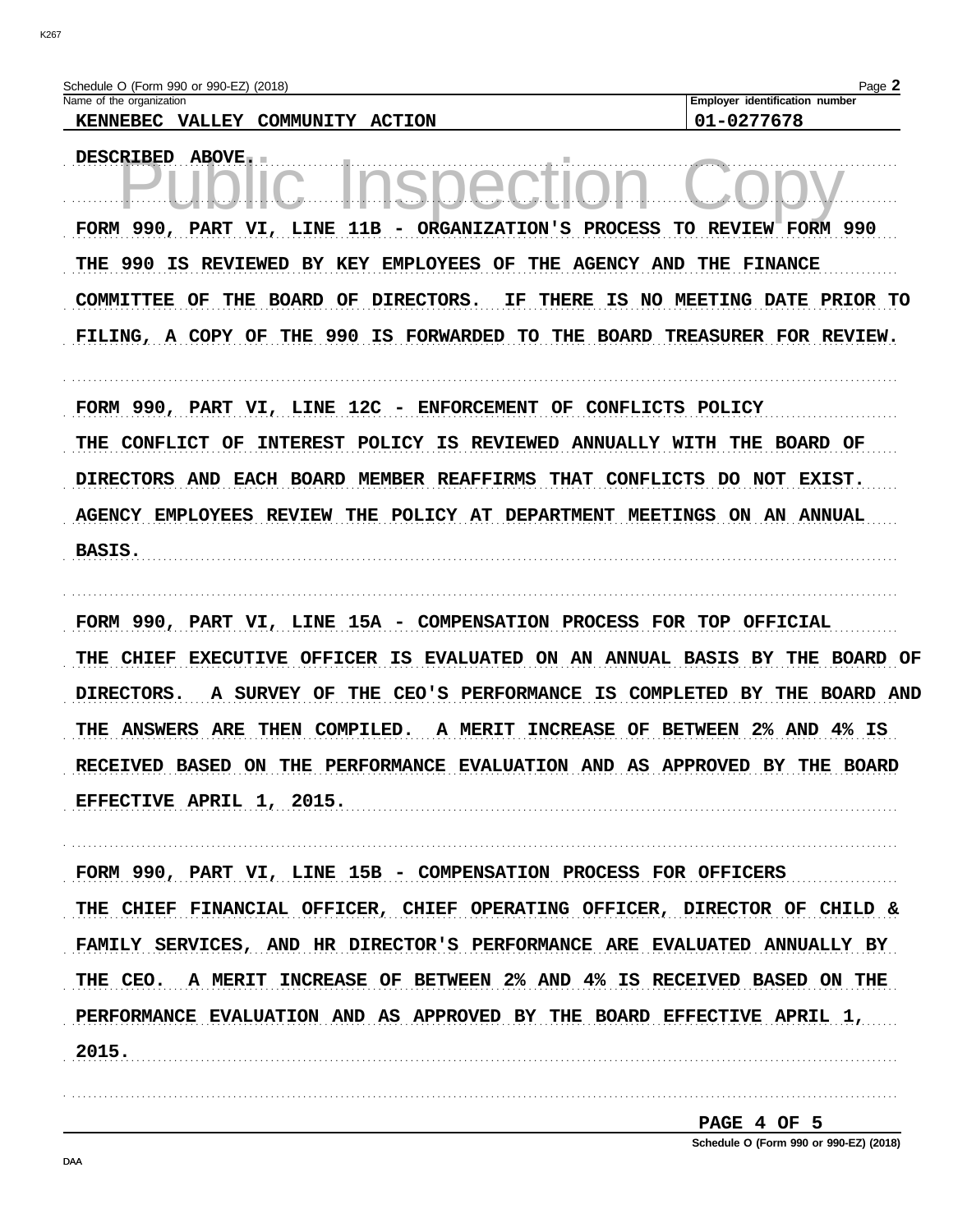Schedule O (Form 990 or 990-EZ) (2018)

| Name of the organization | Employer identification number |
|---|---|
| KENNEBEC VALLEY COMMUNITY ACTION | 01-0277678 |

DESCRIBED ABOVE.

FORM 990, PART VI, LINE 11B - ORGANIZATION'S PROCESS TO REVIEW FORM 990

THE 990 IS REVIEWED BY KEY EMPLOYEES OF THE AGENCY AND THE FINANCE COMMITTEE OF THE BOARD OF DIRECTORS. IF THERE IS NO MEETING DATE PRIOR TO FILING, A COPY OF THE 990 IS FORWARDED TO THE BOARD TREASURER FOR REVIEW.

FORM 990, PART VI, LINE 12C - ENFORCEMENT OF CONFLICTS POLICY

THE CONFLICT OF INTEREST POLICY IS REVIEWED ANNUALLY WITH THE BOARD OF DIRECTORS AND EACH BOARD MEMBER REAFFIRMS THAT CONFLICTS DO NOT EXIST. AGENCY EMPLOYEES REVIEW THE POLICY AT DEPARTMENT MEETINGS ON AN ANNUAL BASIS.

FORM 990, PART VI, LINE 15A - COMPENSATION PROCESS FOR TOP OFFICIAL

THE CHIEF EXECUTIVE OFFICER IS EVALUATED ON AN ANNUAL BASIS BY THE BOARD OF DIRECTORS. A SURVEY OF THE CEO'S PERFORMANCE IS COMPLETED BY THE BOARD AND THE ANSWERS ARE THEN COMPILED. A MERIT INCREASE OF BETWEEN 2% AND 4% IS RECEIVED BASED ON THE PERFORMANCE EVALUATION AND AS APPROVED BY THE BOARD EFFECTIVE APRIL 1, 2015.

FORM 990, PART VI, LINE 15B - COMPENSATION PROCESS FOR OFFICERS

THE CHIEF FINANCIAL OFFICER, CHIEF OPERATING OFFICER, DIRECTOR OF CHILD & FAMILY SERVICES, AND HR DIRECTOR'S PERFORMANCE ARE EVALUATED ANNUALLY BY THE CEO. A MERIT INCREASE OF BETWEEN 2% AND 4% IS RECEIVED BASED ON THE PERFORMANCE EVALUATION AND AS APPROVED BY THE BOARD EFFECTIVE APRIL 1, 2015.

Schedule O (Form 990 or 990-EZ) (2018)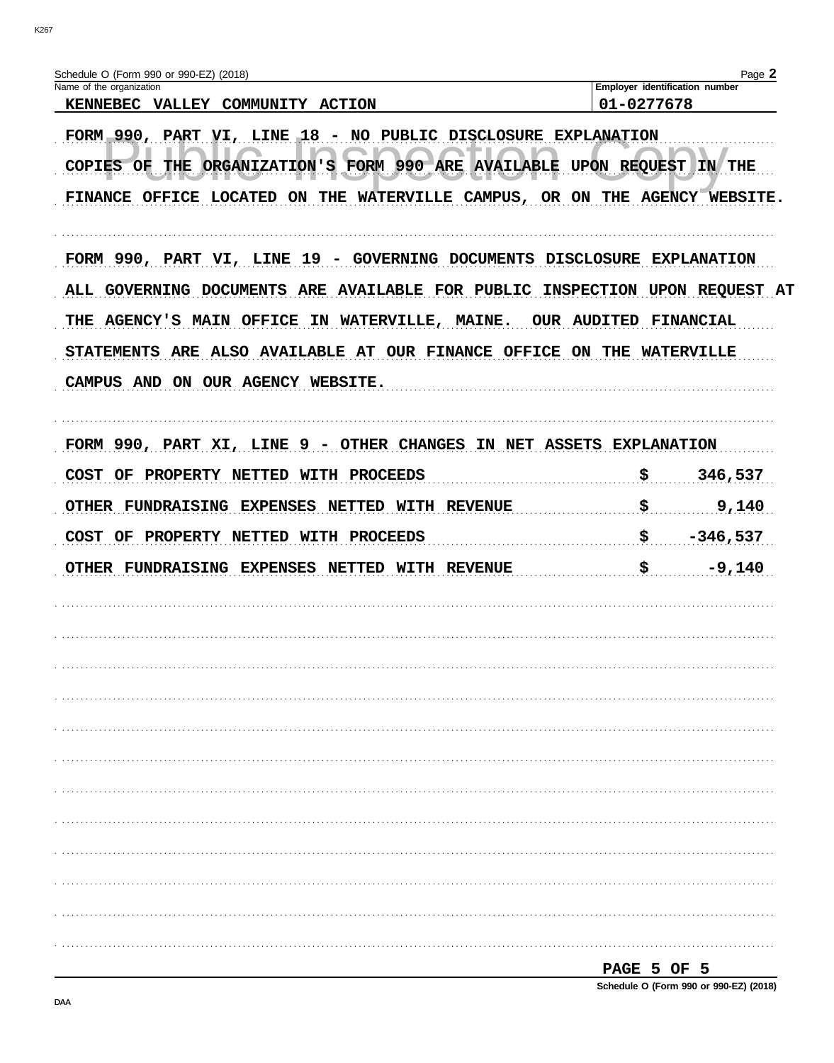Schedule O (Form 990 or 990-EZ) (2018)

| Name of the organization | Employer identification number |
|---|---|
| KENNEBEC VALLEY COMMUNITY ACTION | 01-0277678 |

FORM 990, PART VI, LINE 18 - NO PUBLIC DISCLOSURE EXPLANATION

COPIES OF THE ORGANIZATION'S FORM 990 ARE AVAILABLE UPON REQUEST IN THE FINANCE OFFICE LOCATED ON THE WATERVILLE CAMPUS, OR ON THE AGENCY WEBSITE.

FORM 990, PART VI, LINE 19 - GOVERNING DOCUMENTS DISCLOSURE EXPLANATION

ALL GOVERNING DOCUMENTS ARE AVAILABLE FOR PUBLIC INSPECTION UPON REQUEST AT THE AGENCY'S MAIN OFFICE IN WATERVILLE, MAINE. OUR AUDITED FINANCIAL STATEMENTS ARE ALSO AVAILABLE AT OUR FINANCE OFFICE ON THE WATERVILLE CAMPUS AND ON OUR AGENCY WEBSITE.

FORM 990, PART XI, LINE 9 - OTHER CHANGES IN NET ASSETS EXPLANATION

| | |
|---|---|
| COST OF PROPERTY NETTED WITH PROCEEDS | $ 346,537 |
| OTHER FUNDRAISING EXPENSES NETTED WITH REVENUE | $ 9,140 |
| COST OF PROPERTY NETTED WITH PROCEEDS | $ -346,537 |
| OTHER FUNDRAISING EXPENSES NETTED WITH REVENUE | $ -9,140 |

Schedule O (Form 990 or 990-EZ) (2018)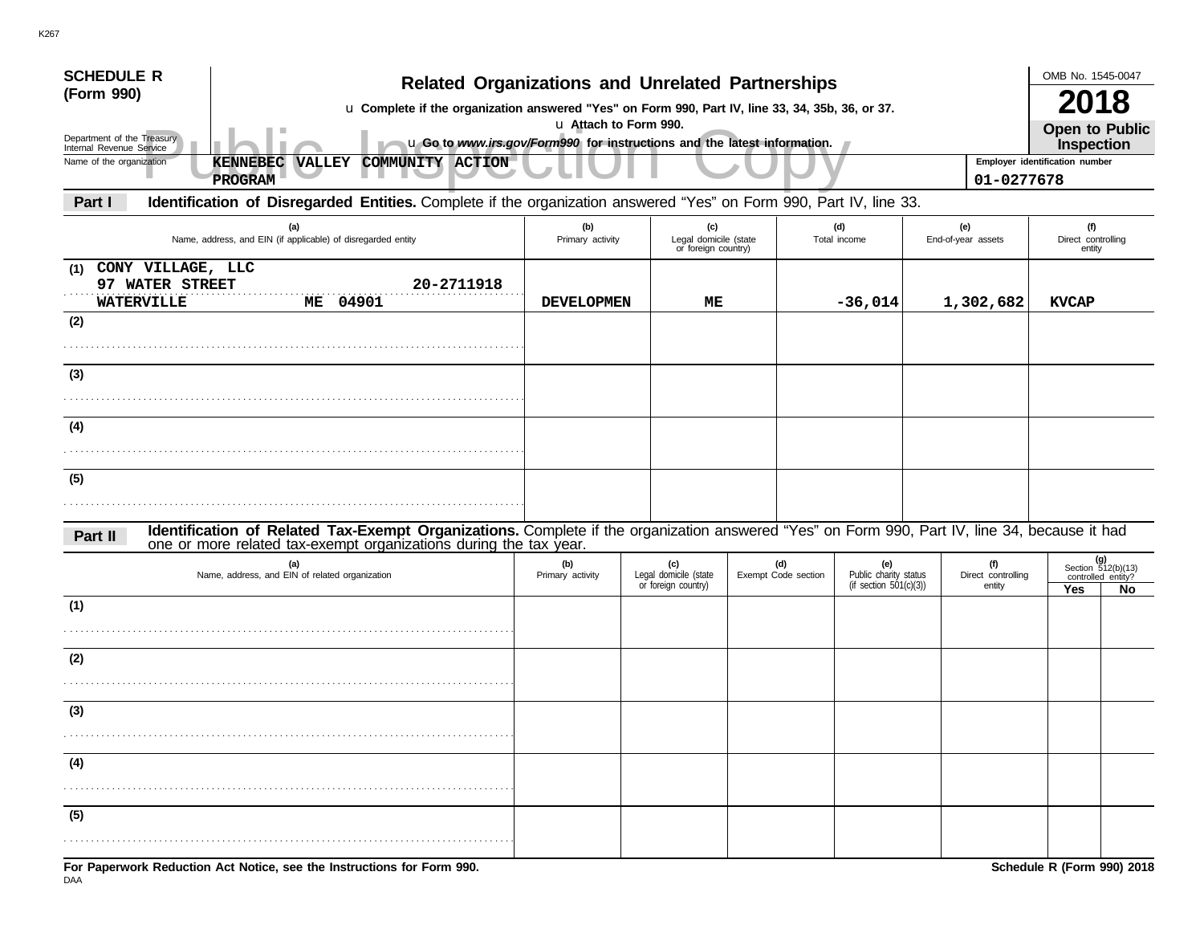K267

**SCHEDULE R (Form 990)**

Department of the Treasury
Internal Revenue Service

# Related Organizations and Unrelated Partnerships

u **Complete if the organization answered "Yes" on Form 990, Part IV, line 33, 34, 35b, 36, or 37.**
u **Attach to Form 990.**
u **Go to *www.irs.gov/Form990* for instructions and the latest information.**

OMB No. 1545-0047

**2018**

**Open to Public Inspection**

Public Inspection Copy

Name of the organization: **KENNEBEC VALLEY COMMUNITY ACTION PROGRAM**

Employer identification number: **01-0277678**

**Part I** **Identification of Disregarded Entities.** Complete if the organization answered "Yes" on Form 990, Part IV, line 33.

| (a) Name, address, and EIN (if applicable) of disregarded entity | (b) Primary activity | (c) Legal domicile (state or foreign country) | (d) Total income | (e) End-of-year assets | (f) Direct controlling entity |
|---|---|---|---|---|---|
| (1) CONY VILLAGE, LLC 97 WATER STREET 20-2711918 WATERVILLE ME 04901 | DEVELOPMEN | ME | -36,014 | 1,302,682 | KVCAP |
| (2) | | | | | |
| (3) | | | | | |
| (4) | | | | | |
| (5) | | | | | |

**Part II** **Identification of Related Tax-Exempt Organizations.** Complete if the organization answered "Yes" on Form 990, Part IV, line 34, because it had one or more related tax-exempt organizations during the tax year.

| (a) Name, address, and EIN of related organization | (b) Primary activity | (c) Legal domicile (state or foreign country) | (d) Exempt Code section | (e) Public charity status (if section 501(c)(3)) | (f) Direct controlling entity | (g) Section 512(b)(13) controlled entity? Yes | No |
|---|---|---|---|---|---|---|---|
| (1) | | | | | | | |
| (2) | | | | | | | |
| (3) | | | | | | | |
| (4) | | | | | | | |
| (5) | | | | | | | |

**For Paperwork Reduction Act Notice, see the Instructions for Form 990.**

DAA

**Schedule R (Form 990) 2018**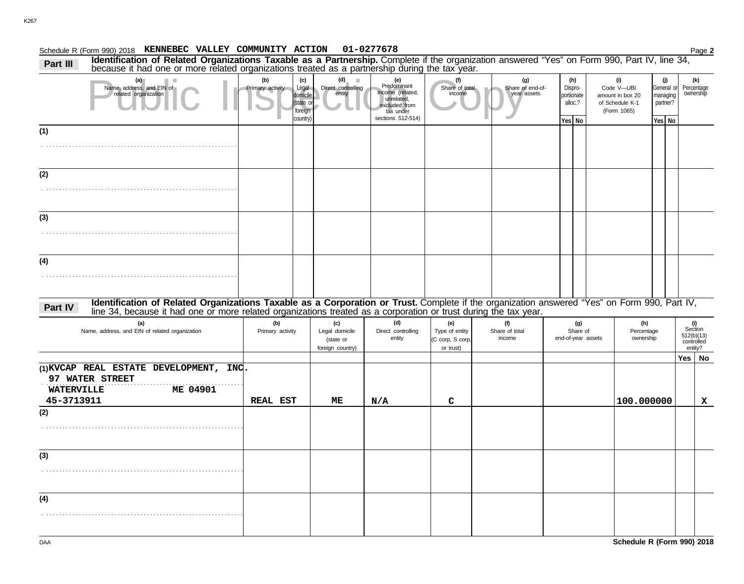Schedule R (Form 990) 2018 **KENNEBEC VALLEY COMMUNITY ACTION 01-0277678** Page **2**

**Part III** **Identification of Related Organizations Taxable as a Partnership.** Complete if the organization answered "Yes" on Form 990, Part IV, line 34, because it had one or more related organizations treated as a partnership during the tax year.

Public Inspection Copy

| (a) Name, address, and EIN of related organization | (b) Primary activity | (c) Legal domicile (state or foreign country) | (d) Direct controlling entity | (e) Predominant income (related, unrelated, excluded from tax under sections 512-514) | (f) Share of total income | (g) Share of end-of-year assets | (h) Disproportionate alloc.? Yes | (h) No | (i) Code V—UBI amount in box 20 of Schedule K-1 (Form 1065) | (j) General or managing partner? Yes | (j) No | (k) Percentage ownership |
|---|---|---|---|---|---|---|---|---|---|---|---|---|
| (1) | | | | | | | | | | | | |
| (2) | | | | | | | | | | | | |
| (3) | | | | | | | | | | | | |
| (4) | | | | | | | | | | | | |

**Part IV** **Identification of Related Organizations Taxable as a Corporation or Trust.** Complete if the organization answered "Yes" on Form 990, Part IV, line 34, because it had one or more related organizations treated as a corporation or trust during the tax year.

| (a) Name, address, and EIN of related organization | (b) Primary activity | (c) Legal domicile (state or foreign country) | (d) Direct controlling entity | (e) Type of entity (C corp, S corp, or trust) | (f) Share of total income | (g) Share of end-of-year assets | (h) Percentage ownership | (i) Section 512(b)(13) controlled entity? Yes | (i) No |
|---|---|---|---|---|---|---|---|---|---|
| (1) KVCAP REAL ESTATE DEVELOPMENT, INC. 97 WATER STREET WATERVILLE ME 04901 45-3713911 | REAL EST | ME | N/A | C | | | 100.000000 | | X |
| (2) | | | | | | | | | |
| (3) | | | | | | | | | |
| (4) | | | | | | | | | |

DAA **Schedule R (Form 990) 2018**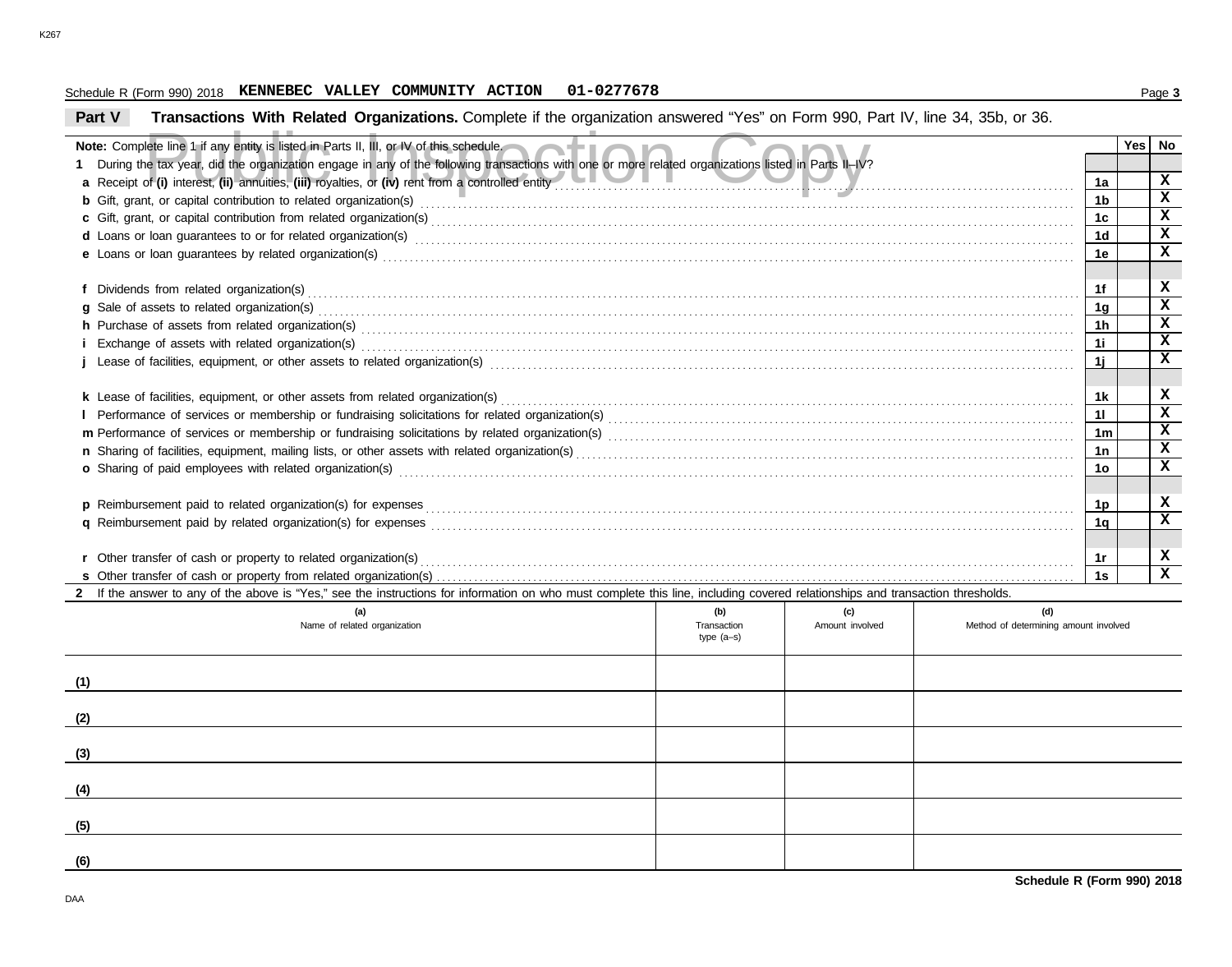Schedule R (Form 990) 2018 **KENNEBEC VALLEY COMMUNITY ACTION 01-0277678**

## Part V Transactions With Related Organizations. 
Complete if the organization answered "Yes" on Form 990, Part IV, line 34, 35b, or 36.

| **Note:** Complete line 1 if any entity is listed in Parts II, III, or IV of this schedule. | | Yes | No |
|---|---|---|---|
| **1** During the tax year, did the organization engage in any of the following transactions with one or more related organizations listed in Parts II–IV? | | | |
| **a** Receipt of **(i)** interest, **(ii)** annuities, **(iii)** royalties, or **(iv)** rent from a controlled entity | 1a | | X |
| **b** Gift, grant, or capital contribution to related organization(s) | 1b | | X |
| **c** Gift, grant, or capital contribution from related organization(s) | 1c | | X |
| **d** Loans or loan guarantees to or for related organization(s) | 1d | | X |
| **e** Loans or loan guarantees by related organization(s) | 1e | | X |
| **f** Dividends from related organization(s) | 1f | | X |
| **g** Sale of assets to related organization(s) | 1g | | X |
| **h** Purchase of assets from related organization(s) | 1h | | X |
| **i** Exchange of assets with related organization(s) | 1i | | X |
| **j** Lease of facilities, equipment, or other assets to related organization(s) | 1j | | X |
| **k** Lease of facilities, equipment, or other assets from related organization(s) | 1k | | X |
| **l** Performance of services or membership or fundraising solicitations for related organization(s) | 1l | | X |
| **m** Performance of services or membership or fundraising solicitations by related organization(s) | 1m | | X |
| **n** Sharing of facilities, equipment, mailing lists, or other assets with related organization(s) | 1n | | X |
| **o** Sharing of paid employees with related organization(s) | 1o | | X |
| **p** Reimbursement paid to related organization(s) for expenses | 1p | | X |
| **q** Reimbursement paid by related organization(s) for expenses | 1q | | X |
| **r** Other transfer of cash or property to related organization(s) | 1r | | X |
| **s** Other transfer of cash or property from related organization(s) | 1s | | X |

**2** If the answer to any of the above is "Yes," see the instructions for information on who must complete this line, including covered relationships and transaction thresholds.

| | (a) Name of related organization | (b) Transaction type (a–s) | (c) Amount involved | (d) Method of determining amount involved |
|---|---|---|---|---|
| (1) | | | | |
| (2) | | | | |
| (3) | | | | |
| (4) | | | | |
| (5) | | | | |
| (6) | | | | |

**Schedule R (Form 990) 2018**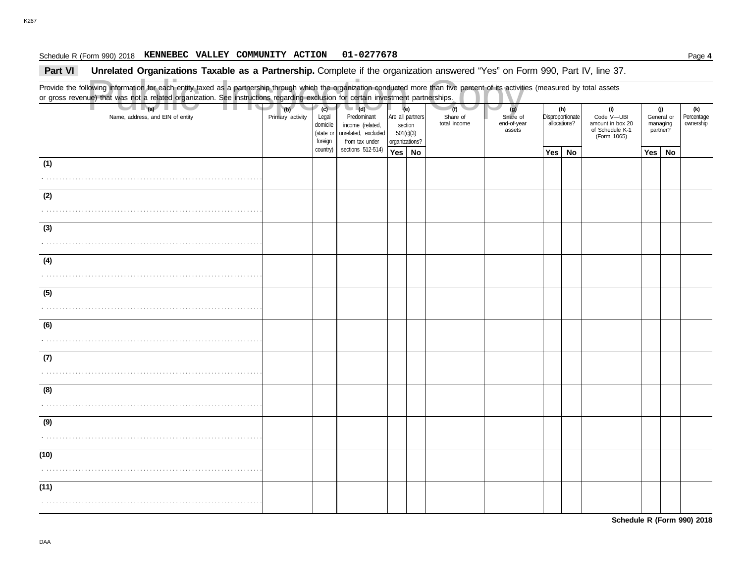Schedule R (Form 990) 2018 **KENNEBEC VALLEY COMMUNITY ACTION 01-0277678**

## Part VI Unrelated Organizations Taxable as a Partnership. 
Complete if the organization answered "Yes" on Form 990, Part IV, line 37.

Provide the following information for each entity taxed as a partnership through which the organization conducted more than five percent of its activities (measured by total assets or gross revenue) that was not a related organization. See instructions regarding exclusion for certain investment partnerships.

| (a) Name, address, and EIN of entity | (b) Primary activity | (c) Legal domicile (state or foreign country) | (d) Predominant income (related, unrelated, excluded from tax under sections 512-514) | (e) Are all partners section 501(c)(3) organizations? | | (f) Share of total income | (g) Share of end-of-year assets | (h) Disproportionate allocations? | | (i) Code V—UBI amount in box 20 of Schedule K-1 (Form 1065) | (j) General or managing partner? | | (k) Percentage ownership |
|---|---|---|---|---|---|---|---|---|---|---|---|---|---|
| | | | | Yes | No | | | Yes | No | | Yes | No | |
| (1) | | | | | | | | | | | | | |
| (2) | | | | | | | | | | | | | |
| (3) | | | | | | | | | | | | | |
| (4) | | | | | | | | | | | | | |
| (5) | | | | | | | | | | | | | |
| (6) | | | | | | | | | | | | | |
| (7) | | | | | | | | | | | | | |
| (8) | | | | | | | | | | | | | |
| (9) | | | | | | | | | | | | | |
| (10) | | | | | | | | | | | | | |
| (11) | | | | | | | | | | | | | |

**Schedule R (Form 990) 2018**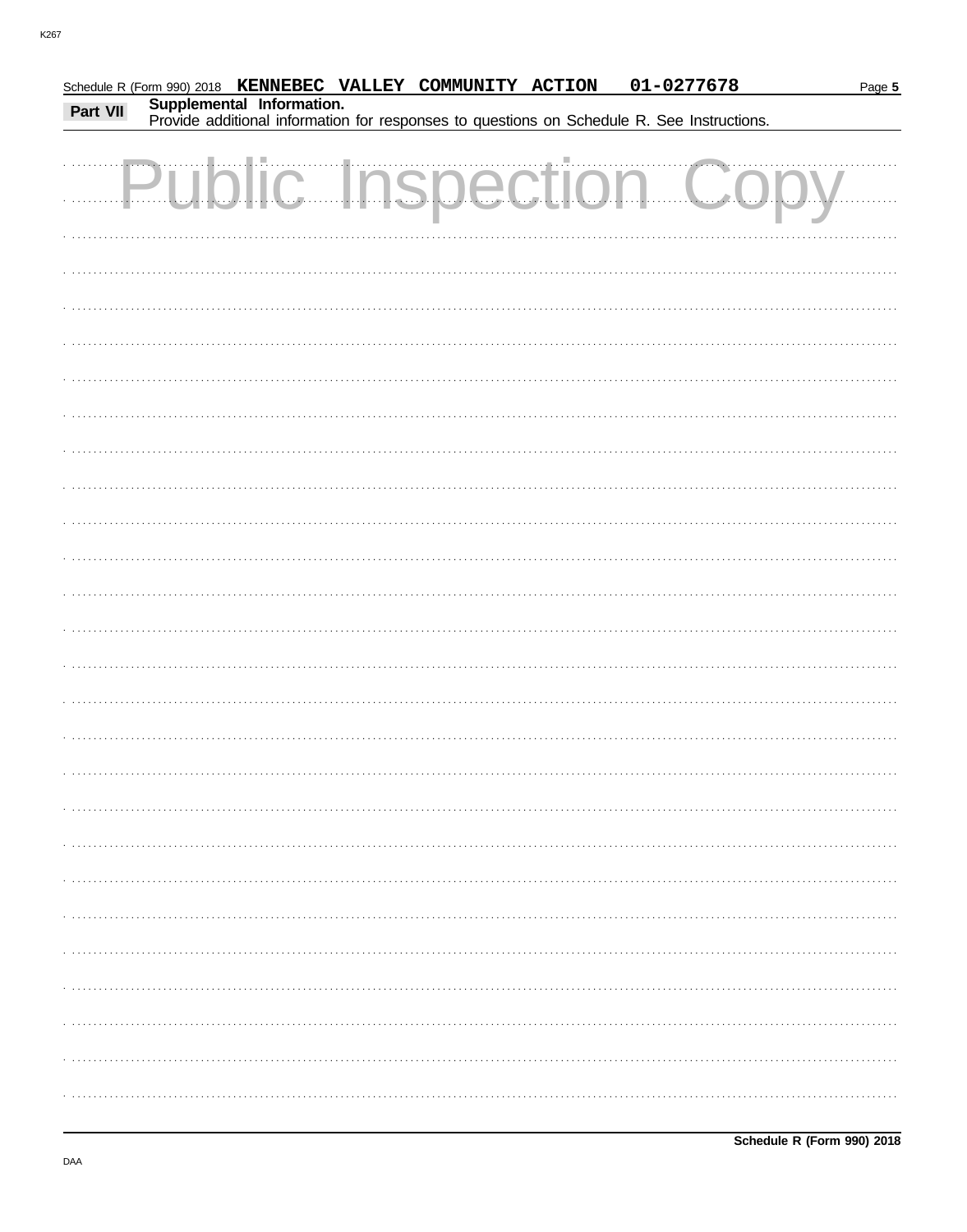Schedule R (Form 990) 2018 KENNEBEC VALLEY COMMUNITY ACTION 01-0277678

**Part VII** **Supplemental Information.**
Provide additional information for responses to questions on Schedule R. See Instructions.

Public Inspection Copy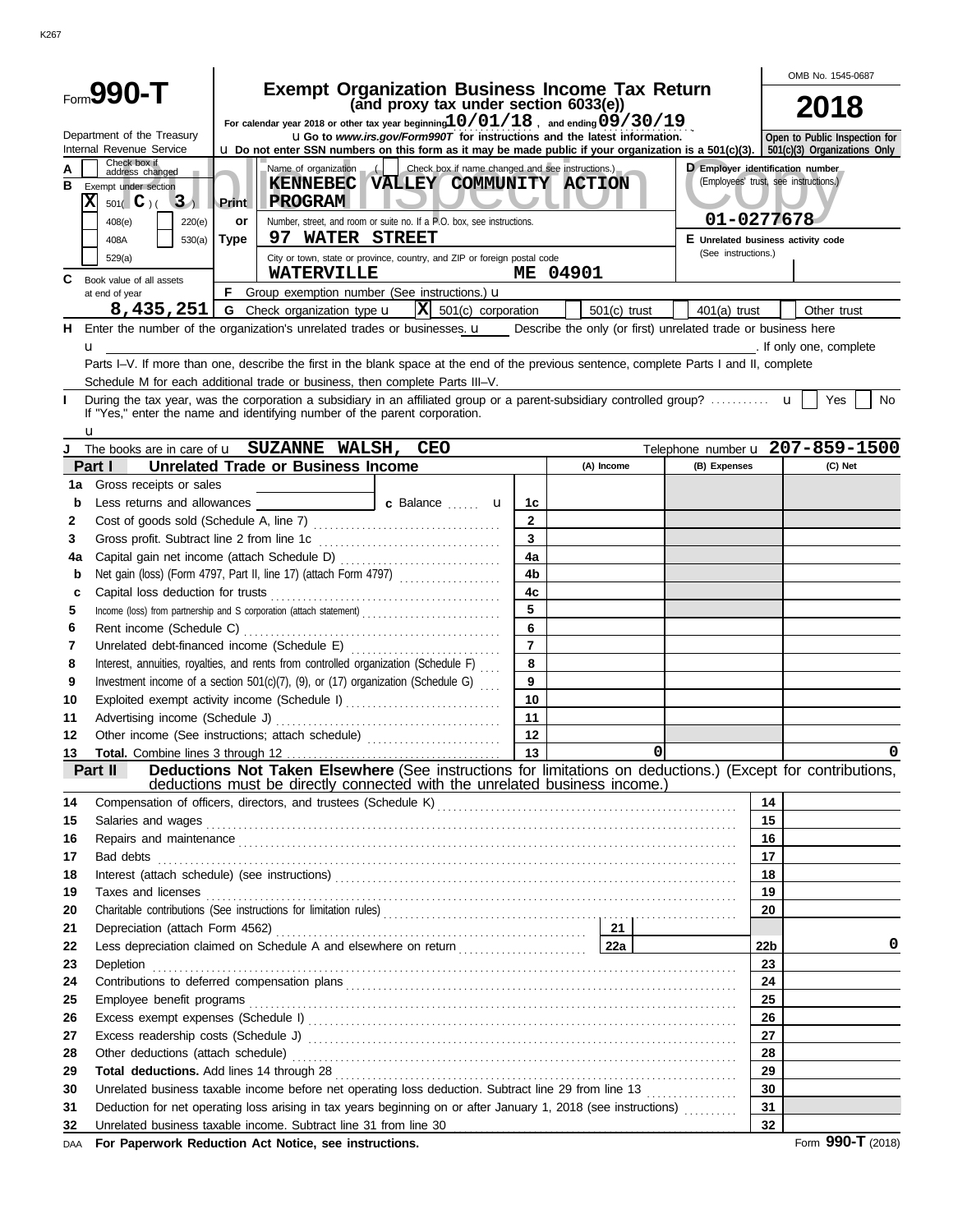# Form 990-T

## Exempt Organization Business Income Tax Return
### (and proxy tax under section 6033(e))

OMB No. 1545-0687

**2018**

For calendar year 2018 or other tax year beginning 10/01/18, and ending 09/30/19

Department of the Treasury
Internal Revenue Service

u Go to www.irs.gov/Form990T for instructions and the latest information.
u Do not enter SSN numbers on this form as it may be made public if your organization is a 501(c)(3).

Open to Public Inspection for 501(c)(3) Organizations Only

Public Inspection Copy

**A** Check box if address changed ☐

**B** Exempt under section
- [X] 501( C )( 3 )
- ☐ 408(e) ☐ 220(e)
- ☐ 408A ☐ 530(a)
- ☐ 529(a)

Print or Type

Name of organization ( ☐ Check box if name changed and see instructions.)
KENNEBEC VALLEY COMMUNITY ACTION PROGRAM

Number, street, and room or suite no. If a P.O. box, see instructions.
97 WATER STREET

City or town, state or province, country, and ZIP or foreign postal code
WATERVILLE ME 04901

**D** Employer identification number (Employees' trust, see instructions.)
01-0277678

**E** Unrelated business activity code (See instructions.)

**C** Book value of all assets at end of year
8,435,251

**F** Group exemption number (See instructions.) u

**G** Check organization type u [X] 501(c) corporation ☐ 501(c) trust ☐ 401(a) trust ☐ Other trust

**H** Enter the number of the organization's unrelated trades or businesses. u ____ Describe the only (or first) unrelated trade or business here u ____. If only one, complete Parts I–V. If more than one, describe the first in the blank space at the end of the previous sentence, complete Parts I and II, complete Schedule M for each additional trade or business, then complete Parts III–V.

**I** During the tax year, was the corporation a subsidiary in an affiliated group or a parent-subsidiary controlled group? u ☐ Yes ☐ No
If "Yes," enter the name and identifying number of the parent corporation. u

**J** The books are in care of u SUZANNE WALSH, CEO Telephone number u 207-859-1500

### Part I Unrelated Trade or Business Income

| | | | (A) Income | (B) Expenses | (C) Net |
|---|---|---|---|---|---|
| 1a | Gross receipts or sales | | | | |
| b | Less returns and allowances ____ c Balance u | 1c | | | |
| 2 | Cost of goods sold (Schedule A, line 7) | 2 | | | |
| 3 | Gross profit. Subtract line 2 from line 1c | 3 | | | |
| 4a | Capital gain net income (attach Schedule D) | 4a | | | |
| b | Net gain (loss) (Form 4797, Part II, line 17) (attach Form 4797) | 4b | | | |
| c | Capital loss deduction for trusts | 4c | | | |
| 5 | Income (loss) from partnership and S corporation (attach statement) | 5 | | | |
| 6 | Rent income (Schedule C) | 6 | | | |
| 7 | Unrelated debt-financed income (Schedule E) | 7 | | | |
| 8 | Interest, annuities, royalties, and rents from controlled organization (Schedule F) | 8 | | | |
| 9 | Investment income of a section 501(c)(7), (9), or (17) organization (Schedule G) | 9 | | | |
| 10 | Exploited exempt activity income (Schedule I) | 10 | | | |
| 11 | Advertising income (Schedule J) | 11 | | | |
| 12 | Other income (See instructions; attach schedule) | 12 | | | |
| 13 | **Total.** Combine lines 3 through 12 | 13 | 0 | | 0 |

### Part II Deductions Not Taken Elsewhere (See instructions for limitations on deductions.) (Except for contributions, deductions must be directly connected with the unrelated business income.)

| | | | |
|---|---|---|---|
| 14 | Compensation of officers, directors, and trustees (Schedule K) | 14 | |
| 15 | Salaries and wages | 15 | |
| 16 | Repairs and maintenance | 16 | |
| 17 | Bad debts | 17 | |
| 18 | Interest (attach schedule) (see instructions) | 18 | |
| 19 | Taxes and licenses | 19 | |
| 20 | Charitable contributions (See instructions for limitation rules) | 20 | |
| 21 | Depreciation (attach Form 4562) — 21 | | |
| 22 | Less depreciation claimed on Schedule A and elsewhere on return — 22a | 22b | 0 |
| 23 | Depletion | 23 | |
| 24 | Contributions to deferred compensation plans | 24 | |
| 25 | Employee benefit programs | 25 | |
| 26 | Excess exempt expenses (Schedule I) | 26 | |
| 27 | Excess readership costs (Schedule J) | 27 | |
| 28 | Other deductions (attach schedule) | 28 | |
| 29 | **Total deductions.** Add lines 14 through 28 | 29 | |
| 30 | Unrelated business taxable income before net operating loss deduction. Subtract line 29 from line 13 | 30 | |
| 31 | Deduction for net operating loss arising in tax years beginning on or after January 1, 2018 (see instructions) | 31 | |
| 32 | Unrelated business taxable income. Subtract line 31 from line 30 | 32 | |

DAA **For Paperwork Reduction Act Notice, see instructions.** Form **990-T** (2018)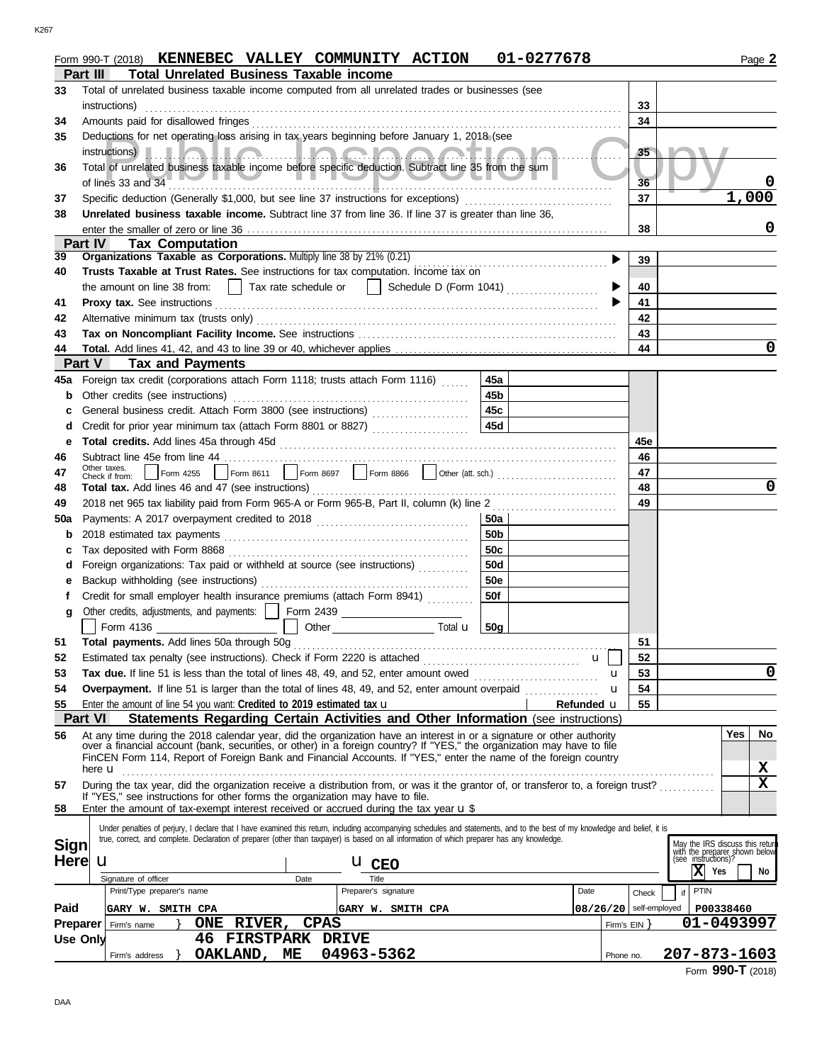Form 990-T (2018) **KENNEBEC VALLEY COMMUNITY ACTION 01-0277678** Page **2**

## Part III Total Unrelated Business Taxable income

| | | | |
|---|---|---|---|
| 33 | Total of unrelated business taxable income computed from all unrelated trades or businesses (see instructions) | 33 | |
| 34 | Amounts paid for disallowed fringes | 34 | |
| 35 | Deductions for net operating loss arising in tax years beginning before January 1, 2018 (see instructions) | 35 | |
| 36 | Total of unrelated business taxable income before specific deduction. Subtract line 35 from the sum of lines 33 and 34 | 36 | 0 |
| 37 | Specific deduction (Generally $1,000, but see line 37 instructions for exceptions) | 37 | 1,000 |
| 38 | **Unrelated business taxable income.** Subtract line 37 from line 36. If line 37 is greater than line 36, enter the smaller of zero or line 36 | 38 | 0 |

## Part IV Tax Computation

| | | | |
|---|---|---|---|
| 39 | **Organizations Taxable as Corporations.** Multiply line 38 by 21% (0.21) | 39 | |
| 40 | **Trusts Taxable at Trust Rates.** See instructions for tax computation. Income tax on the amount on line 38 from: ☐ Tax rate schedule or ☐ Schedule D (Form 1041) | 40 | |
| 41 | **Proxy tax.** See instructions | 41 | |
| 42 | Alternative minimum tax (trusts only) | 42 | |
| 43 | **Tax on Noncompliant Facility Income.** See instructions | 43 | |
| 44 | **Total.** Add lines 41, 42, and 43 to line 39 or 40, whichever applies | 44 | 0 |

## Part V Tax and Payments

| | | | | | |
|---|---|---|---|---|---|
| 45a | Foreign tax credit (corporations attach Form 1118; trusts attach Form 1116) | 45a | | | |
| b | Other credits (see instructions) | 45b | | | |
| c | General business credit. Attach Form 3800 (see instructions) | 45c | | | |
| d | Credit for prior year minimum tax (attach Form 8801 or 8827) | 45d | | | |
| e | **Total credits.** Add lines 45a through 45d | | | 45e | |
| 46 | Subtract line 45e from line 44 | | | 46 | |
| 47 | Other taxes. Check if from: ☐ Form 4255 ☐ Form 8611 ☐ Form 8697 ☐ Form 8866 ☐ Other (att. sch.) | | | 47 | |
| 48 | **Total tax.** Add lines 46 and 47 (see instructions) | | | 48 | 0 |
| 49 | 2018 net 965 tax liability paid from Form 965-A or Form 965-B, Part II, column (k) line 2 | | | 49 | |
| 50a | Payments: A 2017 overpayment credited to 2018 | 50a | | | |
| b | 2018 estimated tax payments | 50b | | | |
| c | Tax deposited with Form 8868 | 50c | | | |
| d | Foreign organizations: Tax paid or withheld at source (see instructions) | 50d | | | |
| e | Backup withholding (see instructions) | 50e | | | |
| f | Credit for small employer health insurance premiums (attach Form 8941) | 50f | | | |
| g | Other credits, adjustments, and payments: ☐ Form 2439 ☐ Form 4136 ☐ Other Total | 50g | | | |
| 51 | **Total payments.** Add lines 50a through 50g | | | 51 | |
| 52 | Estimated tax penalty (see instructions). Check if Form 2220 is attached ☐ | | | 52 | |
| 53 | **Tax due.** If line 51 is less than the total of lines 48, 49, and 52, enter amount owed | | | 53 | 0 |
| 54 | **Overpayment.** If line 51 is larger than the total of lines 48, 49, and 52, enter amount overpaid | | | 54 | |
| 55 | Enter the amount of line 54 you want: **Credited to 2019 estimated tax** | Refunded | | 55 | |

## Part VI Statements Regarding Certain Activities and Other Information (see instructions)

| | | Yes | No |
|---|---|---|---|
| 56 | At any time during the 2018 calendar year, did the organization have an interest in or a signature or other authority over a financial account (bank, securities, or other) in a foreign country? If "YES," the organization may have to file FinCEN Form 114, Report of Foreign Bank and Financial Accounts. If "YES," enter the name of the foreign country here | | X |
| 57 | During the tax year, did the organization receive a distribution from, or was it the grantor of, or transferor to, a foreign trust? If "YES," see instructions for other forms the organization may have to file. | | X |
| 58 | Enter the amount of tax-exempt interest received or accrued during the tax year $ | | |

**Sign Here**

Under penalties of perjury, I declare that I have examined this return, including accompanying schedules and statements, and to the best of my knowledge and belief, it is true, correct, and complete. Declaration of preparer (other than taxpayer) is based on all information of which preparer has any knowledge.

Signature of officer | Date | Title: **CEO**

May the IRS discuss this return with the preparer shown below (see instructions)? **X** Yes ☐ No

**Paid Preparer Use Only**

| Print/Type preparer's name | Preparer's signature | Date | Check ☐ if self-employed | PTIN |
|---|---|---|---|---|
| GARY W. SMITH CPA | GARY W. SMITH CPA | 08/26/20 | | P00338460 |

Firm's name: **ONE RIVER, CPAS** — Firm's EIN: **01-0493997**

Firm's address: **46 FIRSTPARK DRIVE, OAKLAND, ME 04963-5362** — Phone no. **207-873-1603**

Form **990-T** (2018)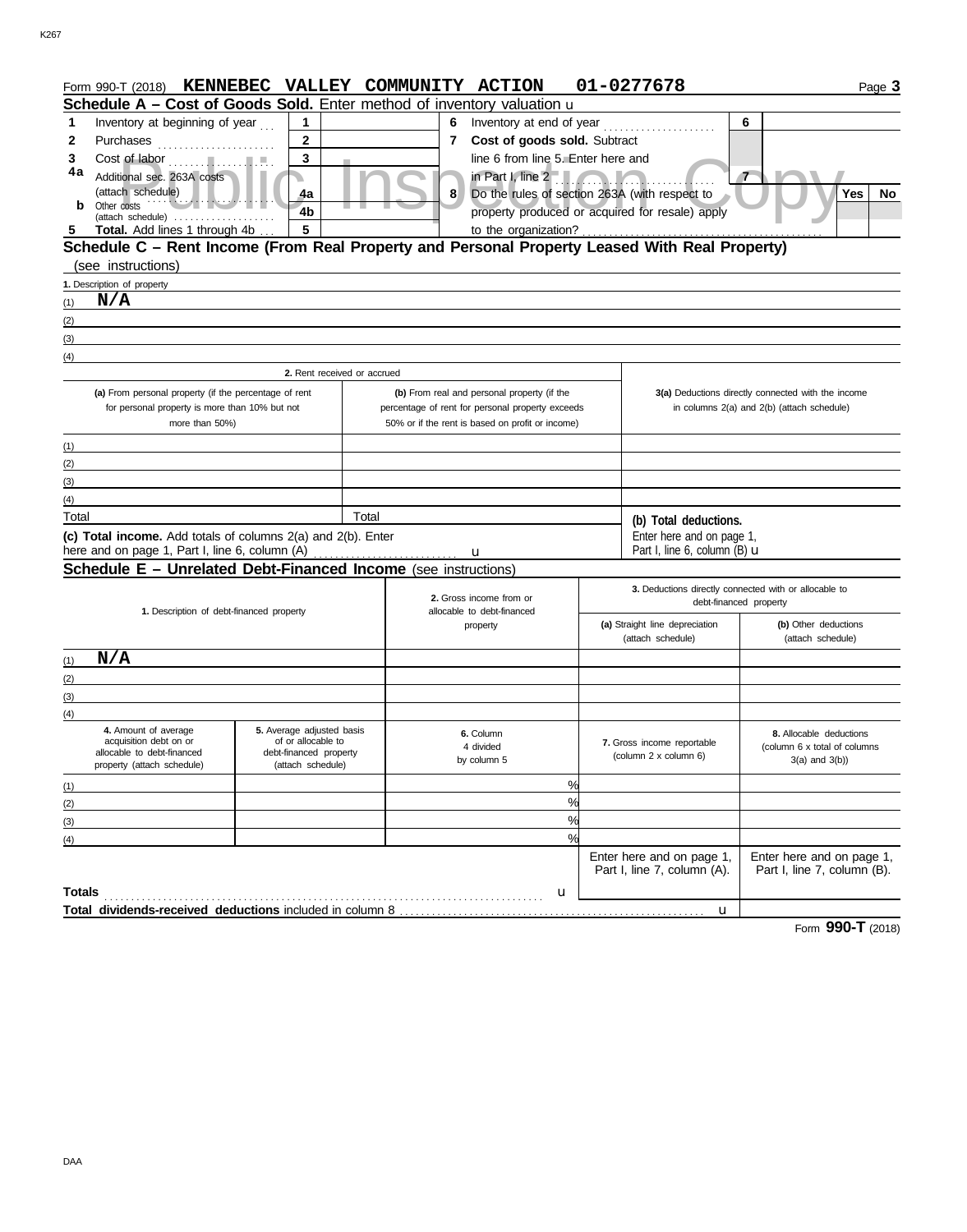Form 990-T (2018) **KENNEBEC VALLEY COMMUNITY ACTION 01-0277678**

Public Inspection Copy

## Schedule A – Cost of Goods Sold. Enter method of inventory valuation u

| | | | | | | | |
|---|---|---|---|---|---|---|---|
| **1** | Inventory at beginning of year | 1 | | **6** | Inventory at end of year | 6 | |
| **2** | Purchases | 2 | | **7** | **Cost of goods sold.** Subtract line 6 from line 5. Enter here and in Part I, line 2 | 7 | |
| **3** | Cost of labor | 3 | | | | | |
| **4a** | Additional sec. 263A costs (attach schedule) | 4a | | **8** | Do the rules of section 263A (with respect to property produced or acquired for resale) apply to the organization? | **Yes** | **No** |
| **b** | Other costs (attach schedule) | 4b | | | | | |
| **5** | **Total.** Add lines 1 through 4b | 5 | | | | | |

## Schedule C – Rent Income (From Real Property and Personal Property Leased With Real Property) (see instructions)

**1.** Description of property

(1) **N/A**

(2)

(3)

(4)

| 2. Rent received or accrued | | |
|---|---|---|
| **(a)** From personal property (if the percentage of rent for personal property is more than 10% but not more than 50%) | **(b)** From real and personal property (if the percentage of rent for personal property exceeds 50% or if the rent is based on profit or income) | **3(a)** Deductions directly connected with the income in columns 2(a) and 2(b) (attach schedule) |
| (1) | | |
| (2) | | |
| (3) | | |
| (4) | | |
| Total | Total | **(b) Total deductions.** Enter here and on page 1, Part I, line 6, column (B) u |

**(c) Total income.** Add totals of columns 2(a) and 2(b). Enter here and on page 1, Part I, line 6, column (A) u

## Schedule E – Unrelated Debt-Financed Income (see instructions)

| **1.** Description of debt-financed property | **2.** Gross income from or allocable to debt-financed property | **3.** Deductions directly connected with or allocable to debt-financed property — **(a)** Straight line depreciation (attach schedule) | **(b)** Other deductions (attach schedule) |
|---|---|---|---|
| (1) **N/A** | | | |
| (2) | | | |
| (3) | | | |
| (4) | | | |

| **4.** Amount of average acquisition debt on or allocable to debt-financed property (attach schedule) | **5.** Average adjusted basis of or allocable to debt-financed property (attach schedule) | **6.** Column 4 divided by column 5 | **7.** Gross income reportable (column 2 x column 6) | **8.** Allocable deductions (column 6 x total of columns 3(a) and 3(b)) |
|---|---|---|---|---|
| (1) | | % | | |
| (2) | | % | | |
| (3) | | % | | |
| (4) | | % | | |
| | | | Enter here and on page 1, Part I, line 7, column (A). | Enter here and on page 1, Part I, line 7, column (B). |
| **Totals** | | u | | |
| **Total dividends-received deductions** included in column 8 | | | u | |

Form **990-T** (2018)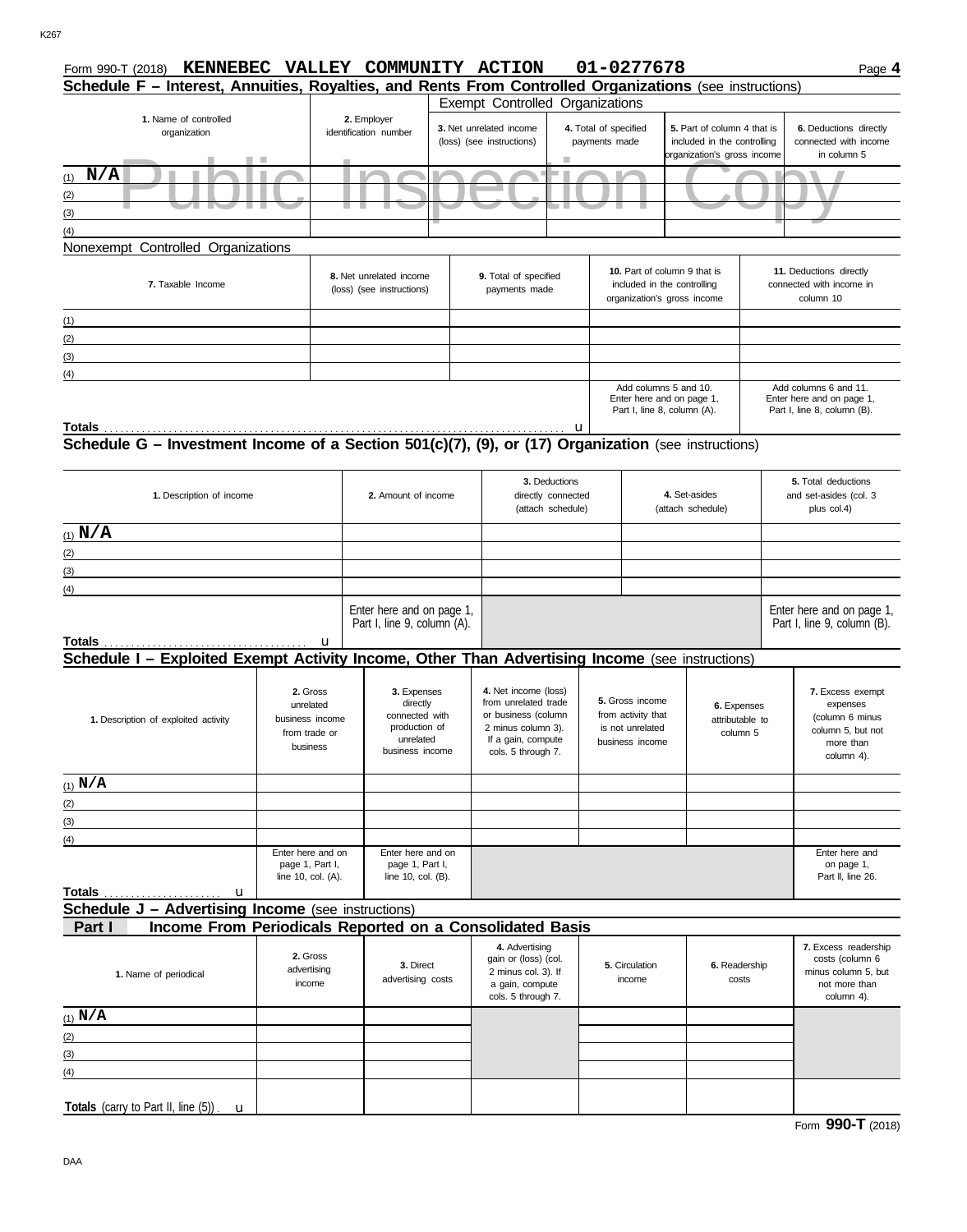Form 990-T (2018) **KENNEBEC VALLEY COMMUNITY ACTION 01-0277678** Page **4**

## Schedule F – Interest, Annuities, Royalties, and Rents From Controlled Organizations (see instructions)

Public Inspection Copy

| | | Exempt Controlled Organizations | | | |
|---|---|---|---|---|---|
| **1.** Name of controlled organization | **2.** Employer identification number | **3.** Net unrelated income (loss) (see instructions) | **4.** Total of specified payments made | **5.** Part of column 4 that is included in the controlling organization's gross income | **6.** Deductions directly connected with income in column 5 |
| (1) **N/A** | | | | | |
| (2) | | | | | |
| (3) | | | | | |
| (4) | | | | | |

Nonexempt Controlled Organizations

| **7.** Taxable Income | **8.** Net unrelated income (loss) (see instructions) | **9.** Total of specified payments made | **10.** Part of column 9 that is included in the controlling organization's gross income | **11.** Deductions directly connected with income in column 10 |
|---|---|---|---|---|
| (1) | | | | |
| (2) | | | | |
| (3) | | | | |
| (4) | | | | |
| | | | Add columns 5 and 10. Enter here and on page 1, Part I, line 8, column (A). | Add columns 6 and 11. Enter here and on page 1, Part I, line 8, column (B). |
| **Totals** . . . . . u | | | | |

## Schedule G – Investment Income of a Section 501(c)(7), (9), or (17) Organization (see instructions)

| **1.** Description of income | **2.** Amount of income | **3.** Deductions directly connected (attach schedule) | **4.** Set-asides (attach schedule) | **5.** Total deductions and set-asides (col. 3 plus col.4) |
|---|---|---|---|---|
| (1) **N/A** | | | | |
| (2) | | | | |
| (3) | | | | |
| (4) | | | | |
| **Totals** . . . . . u | Enter here and on page 1, Part I, line 9, column (A). | | | Enter here and on page 1, Part I, line 9, column (B). |

## Schedule I – Exploited Exempt Activity Income, Other Than Advertising Income (see instructions)

| **1.** Description of exploited activity | **2.** Gross unrelated business income from trade or business | **3.** Expenses directly connected with production of unrelated business income | **4.** Net income (loss) from unrelated trade or business (column 2 minus column 3). If a gain, compute cols. 5 through 7. | **5.** Gross income from activity that is not unrelated business income | **6.** Expenses attributable to column 5 | **7.** Excess exempt expenses (column 6 minus column 5, but not more than column 4). |
|---|---|---|---|---|---|---|
| (1) **N/A** | | | | | | |
| (2) | | | | | | |
| (3) | | | | | | |
| (4) | | | | | | |
| **Totals** . . . . . u | Enter here and on page 1, Part I, line 10, col. (A). | Enter here and on page 1, Part I, line 10, col. (B). | | | | Enter here and on page 1, Part II, line 26. |

## Schedule J – Advertising Income (see instructions)

### Part I Income From Periodicals Reported on a Consolidated Basis

| **1.** Name of periodical | **2.** Gross advertising income | **3.** Direct advertising costs | **4.** Advertising gain or (loss) (col. 2 minus col. 3). If a gain, compute cols. 5 through 7. | **5.** Circulation income | **6.** Readership costs | **7.** Excess readership costs (column 6 minus column 5, but not more than column 4). |
|---|---|---|---|---|---|---|
| (1) **N/A** | | | | | | |
| (2) | | | | | | |
| (3) | | | | | | |
| (4) | | | | | | |
| **Totals** (carry to Part II, line (5)) . u | | | | | | |

Form **990-T** (2018)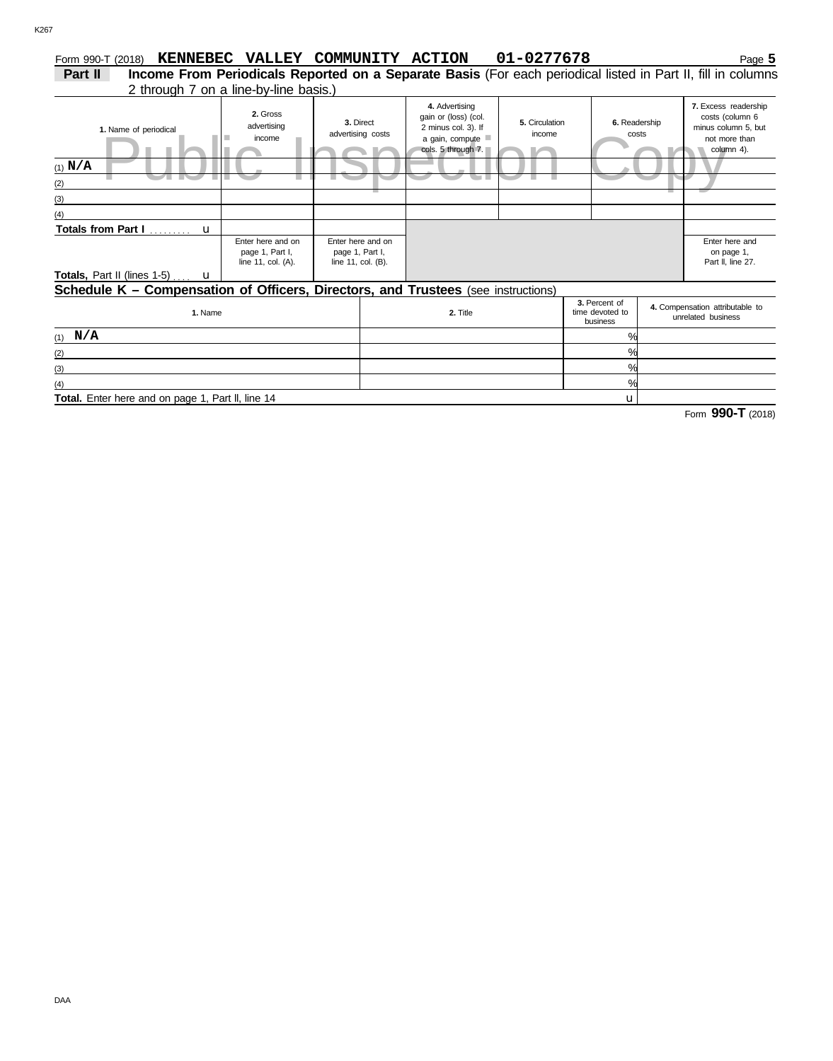K267

Form 990-T (2018) **KENNEBEC VALLEY COMMUNITY ACTION 01-0277678** Page **5**

**Part II** **Income From Periodicals Reported on a Separate Basis** (For each periodical listed in Part II, fill in columns 2 through 7 on a line-by-line basis.)

Public Inspection Copy

| 1. Name of periodical | 2. Gross advertising income | 3. Direct advertising costs | 4. Advertising gain or (loss) (col. 2 minus col. 3). If a gain, compute cols. 5 through 7. | 5. Circulation income | 6. Readership costs | 7. Excess readership costs (column 6 minus column 5, but not more than column 4). |
|---|---|---|---|---|---|---|
| (1) **N/A** | | | | | | |
| (2) | | | | | | |
| (3) | | | | | | |
| (4) | | | | | | |
| **Totals from Part I** . . . . . . . . . u | | | | | | |
| **Totals,** Part II (lines 1-5) . . . . u | Enter here and on page 1, Part I, line 11, col. (A). | Enter here and on page 1, Part I, line 11, col. (B). | | | | Enter here and on page 1, Part II, line 27. |

**Schedule K – Compensation of Officers, Directors, and Trustees** (see instructions)

| 1. Name | 2. Title | 3. Percent of time devoted to business | 4. Compensation attributable to unrelated business |
|---|---|---|---|
| (1) **N/A** | | % | |
| (2) | | % | |
| (3) | | % | |
| (4) | | % | |
| **Total.** Enter here and on page 1, Part II, line 14 | | u | |

Form **990-T** (2018)

DAA